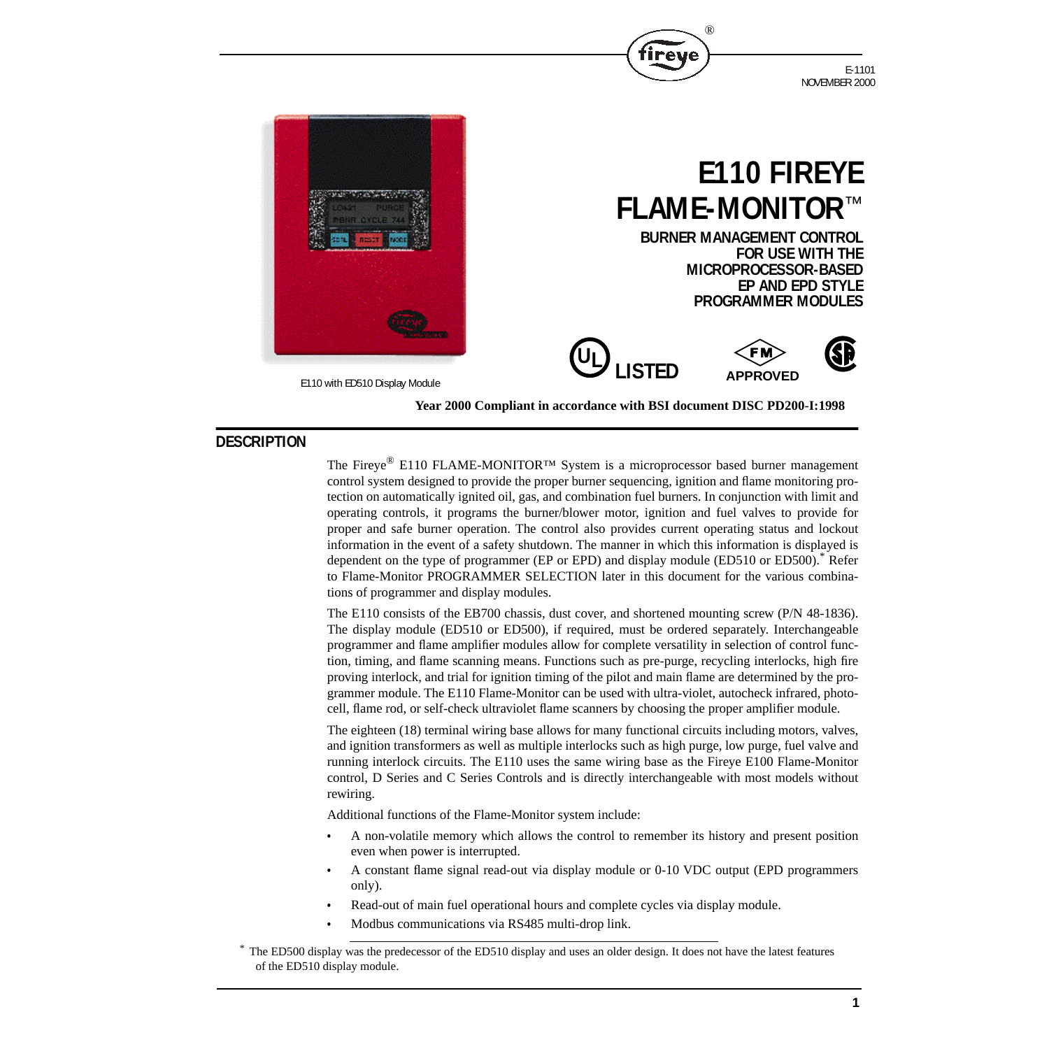E-1101
NOVEMBER 2000

# E110 FIREYE FLAME-MONITOR™

**BURNER MANAGEMENT CONTROL FOR USE WITH THE MICROPROCESSOR-BASED EP AND EPD STYLE PROGRAMMER MODULES**

UL LISTED    FM APPROVED

E110 with ED510 Display Module

**Year 2000 Compliant in accordance with BSI document DISC PD200-I:1998**

## DESCRIPTION

The Fireye® E110 FLAME-MONITOR™ System is a microprocessor based burner management control system designed to provide the proper burner sequencing, ignition and flame monitoring protection on automatically ignited oil, gas, and combination fuel burners. In conjunction with limit and operating controls, it programs the burner/blower motor, ignition and fuel valves to provide for proper and safe burner operation. The control also provides current operating status and lockout information in the event of a safety shutdown. The manner in which this information is displayed is dependent on the type of programmer (EP or EPD) and display module (ED510 or ED500).* Refer to Flame-Monitor PROGRAMMER SELECTION later in this document for the various combinations of programmer and display modules.

The E110 consists of the EB700 chassis, dust cover, and shortened mounting screw (P/N 48-1836). The display module (ED510 or ED500), if required, must be ordered separately. Interchangeable programmer and flame amplifier modules allow for complete versatility in selection of control function, timing, and flame scanning means. Functions such as pre-purge, recycling interlocks, high fire proving interlock, and trial for ignition timing of the pilot and main flame are determined by the programmer module. The E110 Flame-Monitor can be used with ultra-violet, autocheck infrared, photocell, flame rod, or self-check ultraviolet flame scanners by choosing the proper amplifier module.

The eighteen (18) terminal wiring base allows for many functional circuits including motors, valves, and ignition transformers as well as multiple interlocks such as high purge, low purge, fuel valve and running interlock circuits. The E110 uses the same wiring base as the Fireye E100 Flame-Monitor control, D Series and C Series Controls and is directly interchangeable with most models without rewiring.

Additional functions of the Flame-Monitor system include:

- A non-volatile memory which allows the control to remember its history and present position even when power is interrupted.
- A constant flame signal read-out via display module or 0-10 VDC output (EPD programmers only).
- Read-out of main fuel operational hours and complete cycles via display module.
- Modbus communications via RS485 multi-drop link.

\* The ED500 display was the predecessor of the ED510 display and uses an older design. It does not have the latest features of the ED510 display module.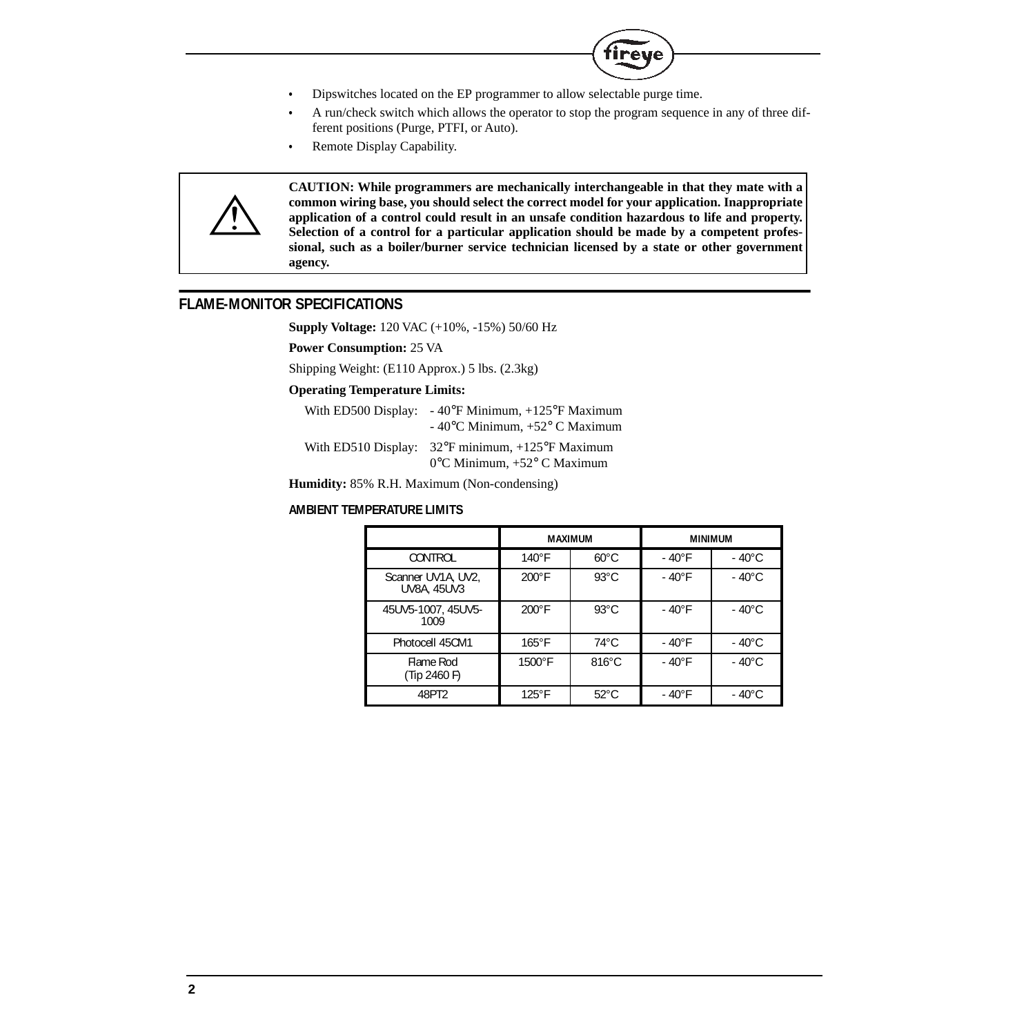- Dipswitches located on the EP programmer to allow selectable purge time.
- A run/check switch which allows the operator to stop the program sequence in any of three different positions (Purge, PTFI, or Auto).
- Remote Display Capability.

**CAUTION: While programmers are mechanically interchangeable in that they mate with a common wiring base, you should select the correct model for your application. Inappropriate application of a control could result in an unsafe condition hazardous to life and property. Selection of a control for a particular application should be made by a competent professional, such as a boiler/burner service technician licensed by a state or other government agency.**

## FLAME-MONITOR SPECIFICATIONS

**Supply Voltage:** 120 VAC (+10%, -15%) 50/60 Hz

**Power Consumption:** 25 VA

Shipping Weight: (E110 Approx.) 5 lbs. (2.3kg)

**Operating Temperature Limits:**

With ED500 Display: - 40°F Minimum, +125°F Maximum
- 40°C Minimum, +52° C Maximum

With ED510 Display: 32°F minimum, +125°F Maximum
0°C Minimum, +52° C Maximum

**Humidity:** 85% R.H. Maximum (Non-condensing)

### AMBIENT TEMPERATURE LIMITS

| | MAXIMUM | | MINIMUM | |
|---|---|---|---|---|
| CONTROL | 140°F | 60°C | - 40°F | - 40°C |
| Scanner UV1A, UV2, UV8A, 45UV3 | 200°F | 93°C | - 40°F | - 40°C |
| 45UV5-1007, 45UV5-1009 | 200°F | 93°C | - 40°F | - 40°C |
| Photocell 45CM1 | 165°F | 74°C | - 40°F | - 40°C |
| Flame Rod (Tip 2460 F) | 1500°F | 816°C | - 40°F | - 40°C |
| 48PT2 | 125°F | 52°C | - 40°F | - 40°C |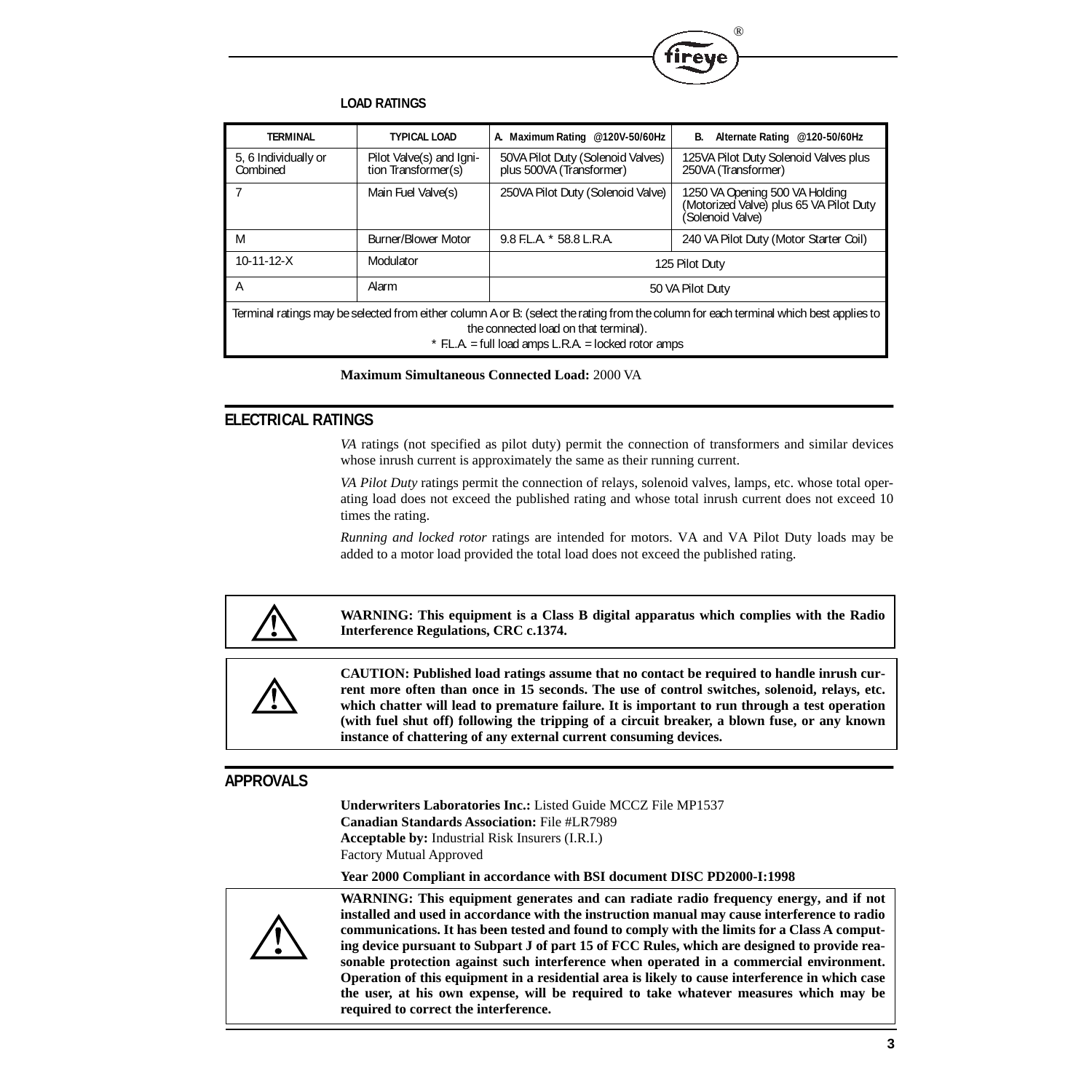**LOAD RATINGS**

| TERMINAL | TYPICAL LOAD | A. Maximum Rating @120V-50/60Hz | B. Alternate Rating @120-50/60Hz |
|---|---|---|---|
| 5, 6 Individually or Combined | Pilot Valve(s) and Ignition Transformer(s) | 50VA Pilot Duty (Solenoid Valves) plus 500VA (Transformer) | 125VA Pilot Duty Solenoid Valves plus 250VA (Transformer) |
| 7 | Main Fuel Valve(s) | 250VA Pilot Duty (Solenoid Valve) | 1250 VA Opening 500 VA Holding (Motorized Valve) plus 65 VA Pilot Duty (Solenoid Valve) |
| M | Burner/Blower Motor | 9.8 F.L.A. * 58.8 L.R.A. | 240 VA Pilot Duty (Motor Starter Coil) |
| 10-11-12-X | Modulator | 125 Pilot Duty | |
| A | Alarm | 50 VA Pilot Duty | |

Terminal ratings may be selected from either column A or B: (select the rating from the column for each terminal which best applies to the connected load on that terminal).
* F.L.A. = full load amps L.R.A. = locked rotor amps

**Maximum Simultaneous Connected Load:** 2000 VA

## ELECTRICAL RATINGS

*VA* ratings (not specified as pilot duty) permit the connection of transformers and similar devices whose inrush current is approximately the same as their running current.

*VA Pilot Duty* ratings permit the connection of relays, solenoid valves, lamps, etc. whose total operating load does not exceed the published rating and whose total inrush current does not exceed 10 times the rating.

*Running and locked rotor* ratings are intended for motors. VA and VA Pilot Duty loads may be added to a motor load provided the total load does not exceed the published rating.

**WARNING: This equipment is a Class B digital apparatus which complies with the Radio Interference Regulations, CRC c.1374.**

**CAUTION: Published load ratings assume that no contact be required to handle inrush current more often than once in 15 seconds. The use of control switches, solenoid, relays, etc. which chatter will lead to premature failure. It is important to run through a test operation (with fuel shut off) following the tripping of a circuit breaker, a blown fuse, or any known instance of chattering of any external current consuming devices.**

## APPROVALS

**Underwriters Laboratories Inc.:** Listed Guide MCCZ File MP1537
**Canadian Standards Association:** File #LR7989
**Acceptable by:** Industrial Risk Insurers (I.R.I.)
Factory Mutual Approved

**Year 2000 Compliant in accordance with BSI document DISC PD2000-I:1998**

**WARNING: This equipment generates and can radiate radio frequency energy, and if not installed and used in accordance with the instruction manual may cause interference to radio communications. It has been tested and found to comply with the limits for a Class A computing device pursuant to Subpart J of part 15 of FCC Rules, which are designed to provide reasonable protection against such interference when operated in a commercial environment. Operation of this equipment in a residential area is likely to cause interference in which case the user, at his own expense, will be required to take whatever measures which may be required to correct the interference.**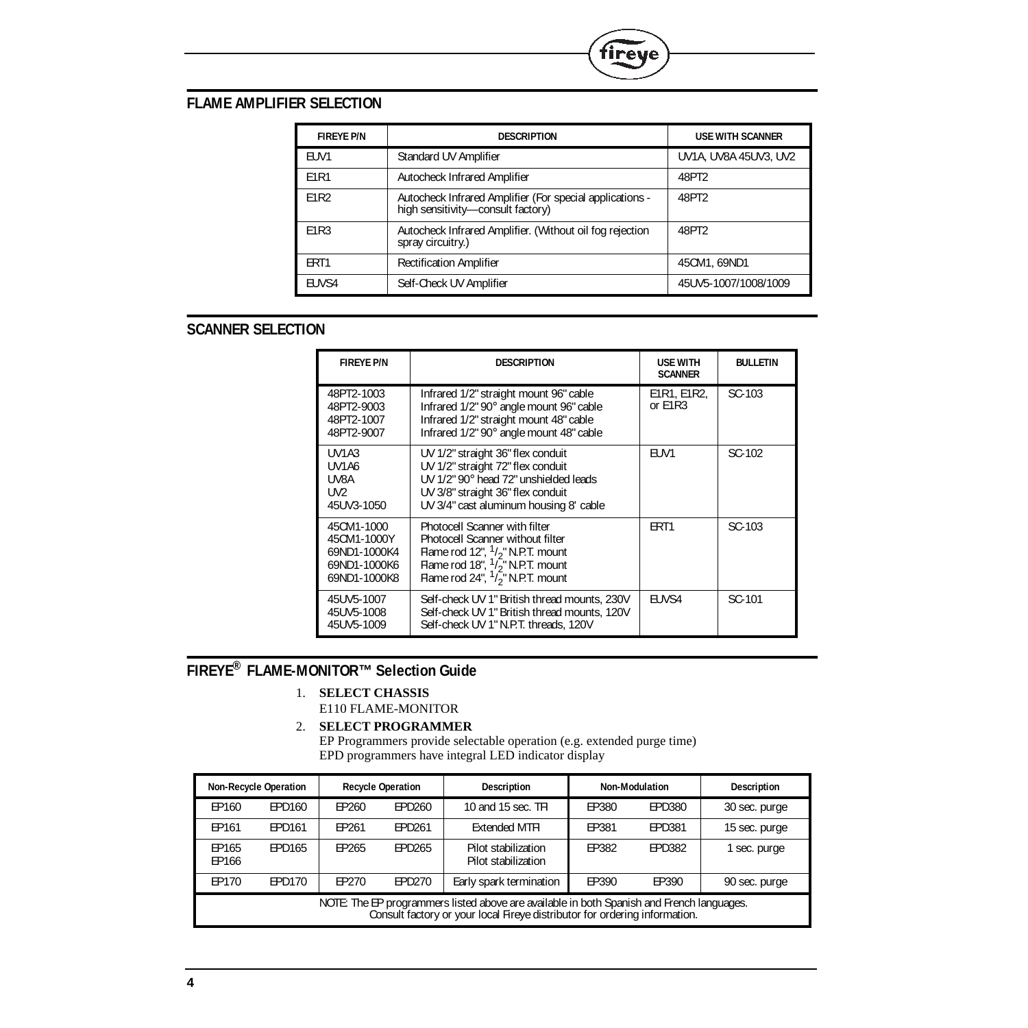## FLAME AMPLIFIER SELECTION

| FIREYE P/N | DESCRIPTION | USE WITH SCANNER |
|---|---|---|
| EUV1 | Standard UV Amplifier | UV1A, UV8A 45UV3, UV2 |
| E1R1 | Autocheck Infrared Amplifier | 48PT2 |
| E1R2 | Autocheck Infrared Amplifier (For special applications - high sensitivity—consult factory) | 48PT2 |
| E1R3 | Autocheck Infrared Amplifier. (Without oil fog rejection spray circuitry.) | 48PT2 |
| ERT1 | Rectification Amplifier | 45CM1, 69ND1 |
| EUVS4 | Self-Check UV Amplifier | 45UV5-1007/1008/1009 |

## SCANNER SELECTION

| FIREYE P/N | DESCRIPTION | USE WITH SCANNER | BULLETIN |
|---|---|---|---|
| 48PT2-1003<br>48PT2-9003<br>48PT2-1007<br>48PT2-9007 | Infrared 1/2" straight mount 96" cable<br>Infrared 1/2" 90° angle mount 96" cable<br>Infrared 1/2" straight mount 48" cable<br>Infrared 1/2" 90° angle mount 48" cable | E1R1, E1R2, or E1R3 | SC-103 |
| UV1A3<br>UV1A6<br>UV8A<br>UV2<br>45UV3-1050 | UV 1/2" straight 36" flex conduit<br>UV 1/2" straight 72" flex conduit<br>UV 1/2" 90° head 72" unshielded leads<br>UV 3/8" straight 36" flex conduit<br>UV 3/4" cast aluminum housing 8' cable | EUV1 | SC-102 |
| 45CM1-1000<br>45CM1-1000Y<br>69ND1-1000K4<br>69ND1-1000K6<br>69ND1-1000K8 | Photocell Scanner with filter<br>Photocell Scanner without filter<br>Flame rod 12", 1/2" N.P.T. mount<br>Flame rod 18", 1/2" N.P.T. mount<br>Flame rod 24", 1/2" N.P.T. mount | ERT1 | SC-103 |
| 45UV5-1007<br>45UV5-1008<br>45UV5-1009 | Self-check UV 1" British thread mounts, 230V<br>Self-check UV 1" British thread mounts, 120V<br>Self-check UV 1" N.P.T. threads, 120V | EUVS4 | SC-101 |

## FIREYE® FLAME-MONITOR™ Selection Guide

1. **SELECT CHASSIS**
   E110 FLAME-MONITOR
2. **SELECT PROGRAMMER**
   EP Programmers provide selectable operation (e.g. extended purge time)
   EPD programmers have integral LED indicator display

| Non-Recycle Operation | | Recycle Operation | | Description | Non-Modulation | | Description |
|---|---|---|---|---|---|---|---|
| EP160 | EPD160 | EP260 | EPD260 | 10 and 15 sec. TFI | EP380 | EPD380 | 30 sec. purge |
| EP161 | EPD161 | EP261 | EPD261 | Extended MTFI | EP381 | EPD381 | 15 sec. purge |
| EP165<br>EP166 | EPD165 | EP265 | EPD265 | Pilot stabilization<br>Pilot stabilization | EP382 | EPD382 | 1 sec. purge |
| EP170 | EPD170 | EP270 | EPD270 | Early spark termination | EP390 | EP390 | 90 sec. purge |
| NOTE: The EP programmers listed above are available in both Spanish and French languages. Consult factory or your local Fireye distributor for ordering information. | | | | | | | |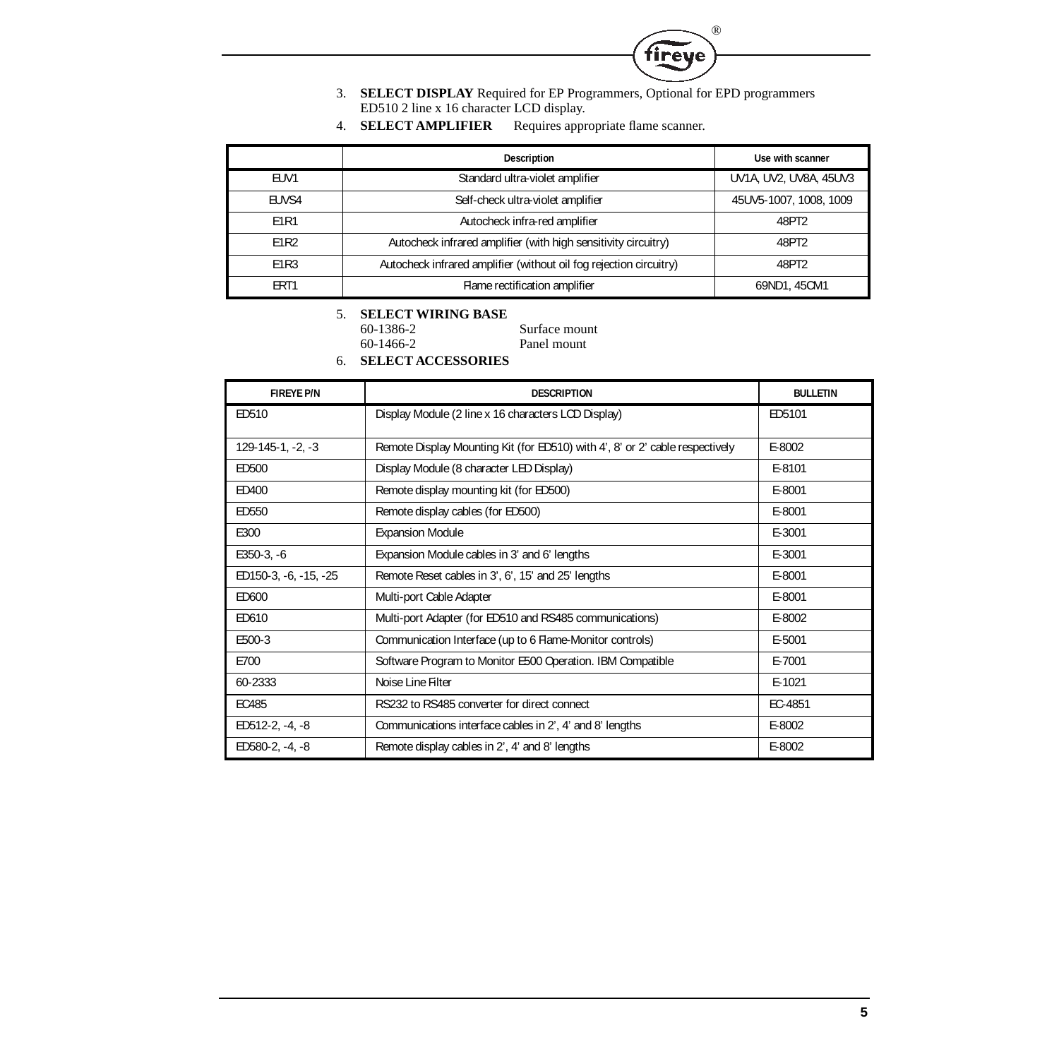3. **SELECT DISPLAY** Required for EP Programmers, Optional for EPD programmers ED510 2 line x 16 character LCD display.
4. **SELECT AMPLIFIER** Requires appropriate flame scanner.

| | Description | Use with scanner |
|---|---|---|
| EUV1 | Standard ultra-violet amplifier | UV1A, UV2, UV8A, 45UV3 |
| EUVS4 | Self-check ultra-violet amplifier | 45UV5-1007, 1008, 1009 |
| E1R1 | Autocheck infra-red amplifier | 48PT2 |
| E1R2 | Autocheck infrared amplifier (with high sensitivity circuitry) | 48PT2 |
| E1R3 | Autocheck infrared amplifier (without oil fog rejection circuitry) | 48PT2 |
| ERT1 | Flame rectification amplifier | 69ND1, 45CM1 |

5. **SELECT WIRING BASE**
   - 60-1386-2 Surface mount
   - 60-1466-2 Panel mount
6. **SELECT ACCESSORIES**

| FIREYE P/N | DESCRIPTION | BULLETIN |
|---|---|---|
| ED510 | Display Module (2 line x 16 characters LCD Display) | ED5101 |
| 129-145-1, -2, -3 | Remote Display Mounting Kit (for ED510) with 4', 8' or 2' cable respectively | E-8002 |
| ED500 | Display Module (8 character LED Display) | E-8101 |
| ED400 | Remote display mounting kit (for ED500) | E-8001 |
| ED550 | Remote display cables (for ED500) | E-8001 |
| E300 | Expansion Module | E-3001 |
| E350-3, -6 | Expansion Module cables in 3' and 6' lengths | E-3001 |
| ED150-3, -6, -15, -25 | Remote Reset cables in 3', 6', 15' and 25' lengths | E-8001 |
| ED600 | Multi-port Cable Adapter | E-8001 |
| ED610 | Multi-port Adapter (for ED510 and RS485 communications) | E-8002 |
| E500-3 | Communication Interface (up to 6 Flame-Monitor controls) | E-5001 |
| E700 | Software Program to Monitor E500 Operation. IBM Compatible | E-7001 |
| 60-2333 | Noise Line Filter | E-1021 |
| EC485 | RS232 to RS485 converter for direct connect | EC-4851 |
| ED512-2, -4, -8 | Communications interface cables in 2', 4' and 8' lengths | E-8002 |
| ED580-2, -4, -8 | Remote display cables in 2', 4' and 8' lengths | E-8002 |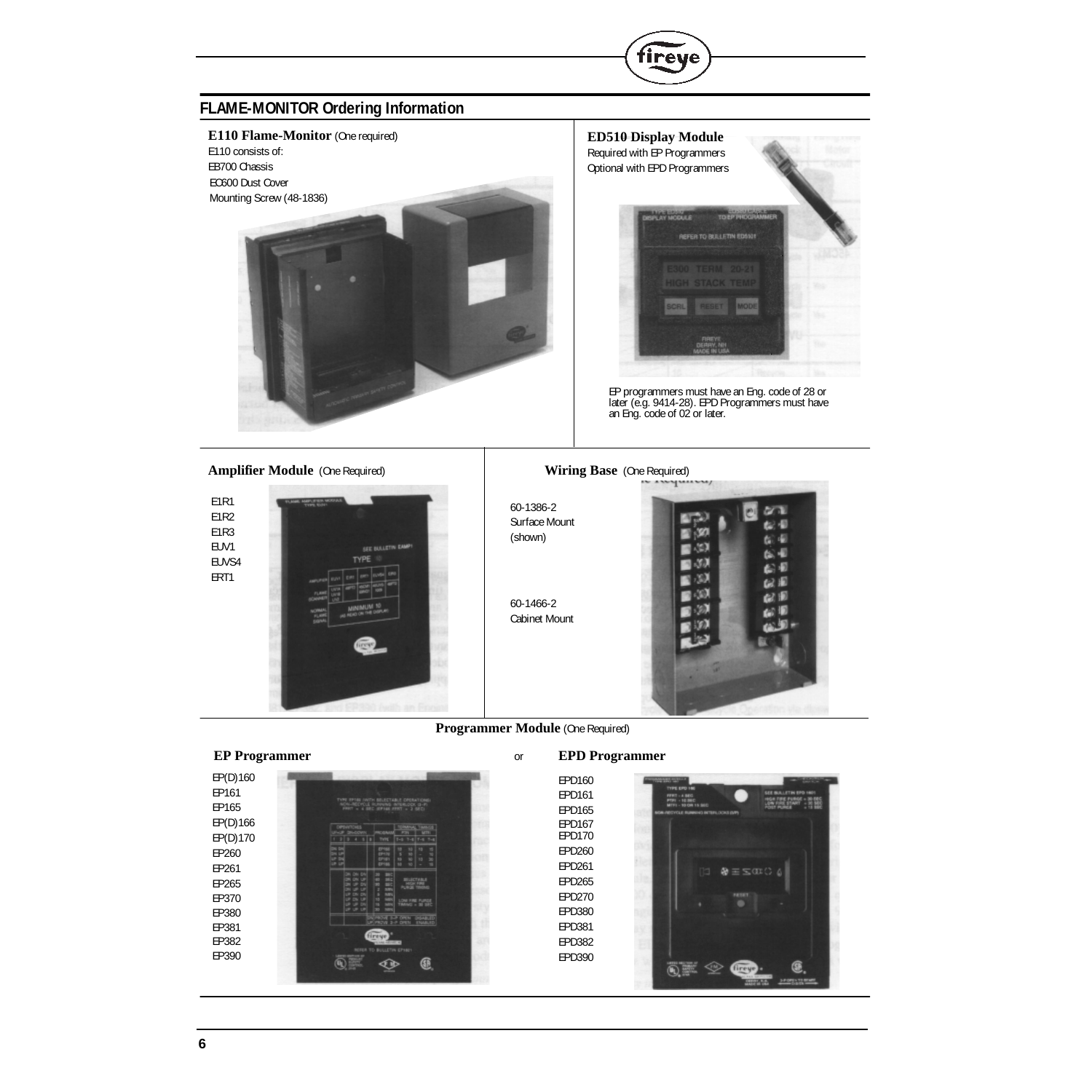## FLAME-MONITOR Ordering Information

**E110 Flame-Monitor** (One required)

E110 consists of:
EB700 Chassis
EC600 Dust Cover
Mounting Screw (48-1836)

**ED510 Display Module**

Required with EP Programmers
Optional with EPD Programmers

EP programmers must have an Eng. code of 28 or later (e.g. 9414-28). EPD Programmers must have an Eng. code of 02 or later.

**Amplifier Module** (One Required)

E1R1
E1R2
E1R3
EUV1
EUVS4
ERT1

**Wiring Base** (One Required)

60-1386-2
Surface Mount
(shown)

60-1466-2
Cabinet Mount

**Programmer Module** (One Required)

**EP Programmer**

EP(D)160
EP161
EP165
EP(D)166
EP(D)170
EP260
EP261
EP265
EP370
EP380
EP381
EP382
EP390

or

**EPD Programmer**

EPD160
EPD161
EPD165
EPD167
EPD170
EPD260
EPD261
EPD265
EPD270
EPD380
EPD381
EPD382
EPD390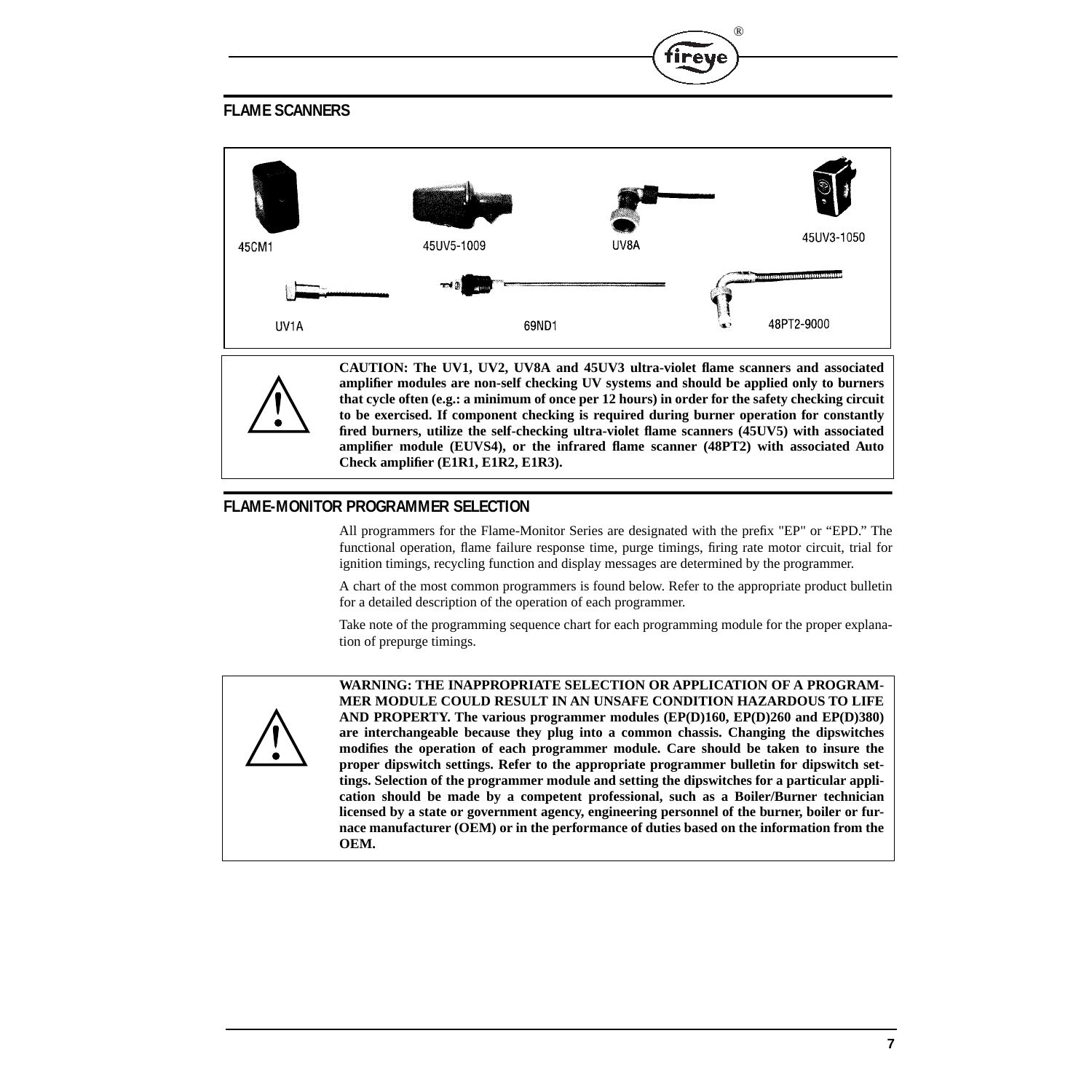## FLAME SCANNERS

45CM1 45UV5-1009 UV8A 45UV3-1050

UV1A 69ND1 48PT2-9000

**CAUTION: The UV1, UV2, UV8A and 45UV3 ultra-violet flame scanners and associated amplifier modules are non-self checking UV systems and should be applied only to burners that cycle often (e.g.: a minimum of once per 12 hours) in order for the safety checking circuit to be exercised. If component checking is required during burner operation for constantly fired burners, utilize the self-checking ultra-violet flame scanners (45UV5) with associated amplifier module (EUVS4), or the infrared flame scanner (48PT2) with associated Auto Check amplifier (E1R1, E1R2, E1R3).**

## FLAME-MONITOR PROGRAMMER SELECTION

All programmers for the Flame-Monitor Series are designated with the prefix "EP" or "EPD." The functional operation, flame failure response time, purge timings, firing rate motor circuit, trial for ignition timings, recycling function and display messages are determined by the programmer.

A chart of the most common programmers is found below. Refer to the appropriate product bulletin for a detailed description of the operation of each programmer.

Take note of the programming sequence chart for each programming module for the proper explanation of prepurge timings.

**WARNING: THE INAPPROPRIATE SELECTION OR APPLICATION OF A PROGRAMMER MODULE COULD RESULT IN AN UNSAFE CONDITION HAZARDOUS TO LIFE AND PROPERTY. The various programmer modules (EP(D)160, EP(D)260 and EP(D)380) are interchangeable because they plug into a common chassis. Changing the dipswitches modifies the operation of each programmer module. Care should be taken to insure the proper dipswitch settings. Refer to the appropriate programmer bulletin for dipswitch settings. Selection of the programmer module and setting the dipswitches for a particular application should be made by a competent professional, such as a Boiler/Burner technician licensed by a state or government agency, engineering personnel of the burner, boiler or furnace manufacturer (OEM) or in the performance of duties based on the information from the OEM.**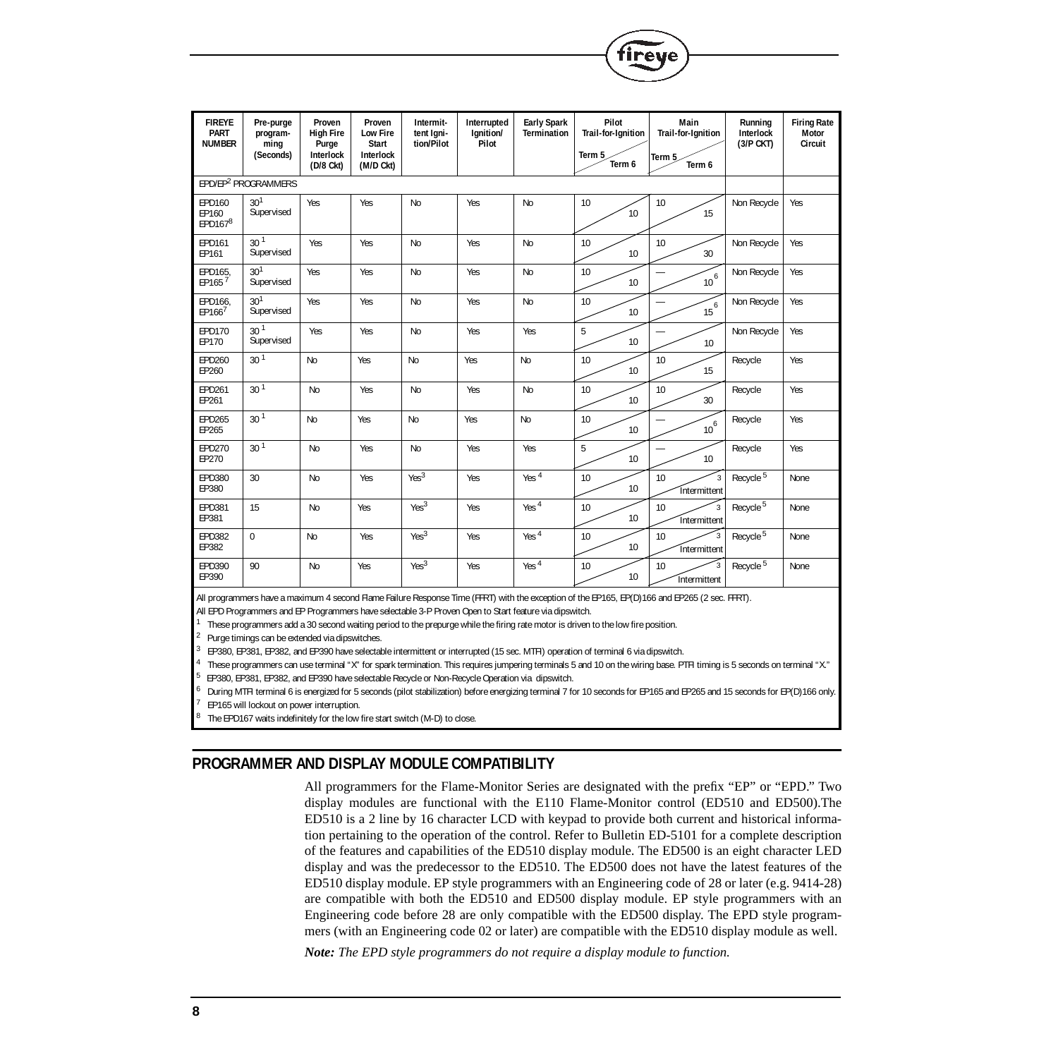| FIREYE PART NUMBER | Pre-purge programming (Seconds) | Proven High Fire Purge Interlock (D/8 Ckt) | Proven Low Fire Start Interlock (M/D Ckt) | Intermittent Ignition/Pilot | Interrupted Ignition/ Pilot | Early Spark Termination | Pilot Trail-for-Ignition Term 5 / Term 6 | Main Trail-for-Ignition Term 5 / Term 6 | Running Interlock (3/P CKT) | Firing Rate Motor Circuit |
|---|---|---|---|---|---|---|---|---|---|---|
| EPD/EP[2] PROGRAMMERS | | | | | | | | | | |
| EPD160 EP160 EPD167[8] | 30[1] Supervised | Yes | Yes | No | Yes | No | 10 / 10 | 10 / 15 | Non Recycle | Yes |
| EPD161 EP161 | 30[1] Supervised | Yes | Yes | No | Yes | No | 10 / 10 | 10 / 30 | Non Recycle | Yes |
| EPD165, EP165[7] | 30[1] Supervised | Yes | Yes | No | Yes | No | 10 / 10 | — / 10[6] | Non Recycle | Yes |
| EPD166, EP166[7] | 30[1] Supervised | Yes | Yes | No | Yes | No | 10 / 10 | — / 15[6] | Non Recycle | Yes |
| EPD170 EP170 | 30[1] Supervised | Yes | Yes | No | Yes | Yes | 5 / 10 | — / 10 | Non Recycle | Yes |
| EPD260 EP260 | 30[1] | No | Yes | No | Yes | No | 10 / 10 | 10 / 15 | Recycle | Yes |
| EPD261 EP261 | 30[1] | No | Yes | No | Yes | No | 10 / 10 | 10 / 30 | Recycle | Yes |
| EPD265 EP265 | 30[1] | No | Yes | No | Yes | No | 10 / 10 | — / 10[6] | Recycle | Yes |
| EPD270 EP270 | 30[1] | No | Yes | No | Yes | Yes | 5 / 10 | — / 10 | Recycle | Yes |
| EPD380 EP380 | 30 | No | Yes | Yes[3] | Yes | Yes[4] | 10 / 10 | 10 / Intermittent[3] | Recycle[5] | None |
| EPD381 EP381 | 15 | No | Yes | Yes[3] | Yes | Yes[4] | 10 / 10 | 10 / Intermittent[3] | Recycle[5] | None |
| EPD382 EP382 | 0 | No | Yes | Yes[3] | Yes | Yes[4] | 10 / 10 | 10 / Intermittent[3] | Recycle[5] | None |
| EPD390 EP390 | 90 | No | Yes | Yes[3] | Yes | Yes[4] | 10 / 10 | 10 / Intermittent[3] | Recycle[5] | None |

All programmers have a maximum 4 second Flame Failure Response Time (FFRT) with the exception of the EP165, EP(D)166 and EP265 (2 sec. FFRT).

All EPD Programmers and EP Programmers have selectable 3-P Proven Open to Start feature via dipswitch.

[1] These programmers add a 30 second waiting period to the prepurge while the firing rate motor is driven to the low fire position.

[2] Purge timings can be extended via dipswitches.

[3] EP380, EP381, EP382, and EP390 have selectable intermittent or interrupted (15 sec. MTFI) operation of terminal 6 via dipswitch.

[4] These programmers can use terminal "X" for spark termination. This requires jumpering terminals 5 and 10 on the wiring base. PTFI timing is 5 seconds on terminal "X."

[5] EP380, EP381, EP382, and EP390 have selectable Recycle or Non-Recycle Operation via dipswitch.

[6] During MTFI terminal 6 is energized for 5 seconds (pilot stabilization) before energizing terminal 7 for 10 seconds for EP165 and EP265 and 15 seconds for EP(D)166 only.

[7] EP165 will lockout on power interruption.

[8] The EPD167 waits indefinitely for the low fire start switch (M-D) to close.

## PROGRAMMER AND DISPLAY MODULE COMPATIBILITY

All programmers for the Flame-Monitor Series are designated with the prefix "EP" or "EPD." Two display modules are functional with the E110 Flame-Monitor control (ED510 and ED500).The ED510 is a 2 line by 16 character LCD with keypad to provide both current and historical information pertaining to the operation of the control. Refer to Bulletin ED-5101 for a complete description of the features and capabilities of the ED510 display module. The ED500 is an eight character LED display and was the predecessor to the ED510. The ED500 does not have the latest features of the ED510 display module. EP style programmers with an Engineering code of 28 or later (e.g. 9414-28) are compatible with both the ED510 and ED500 display module. EP style programmers with an Engineering code before 28 are only compatible with the ED500 display. The EPD style programmers (with an Engineering code 02 or later) are compatible with the ED510 display module as well.

***Note:*** *The EPD style programmers do not require a display module to function.*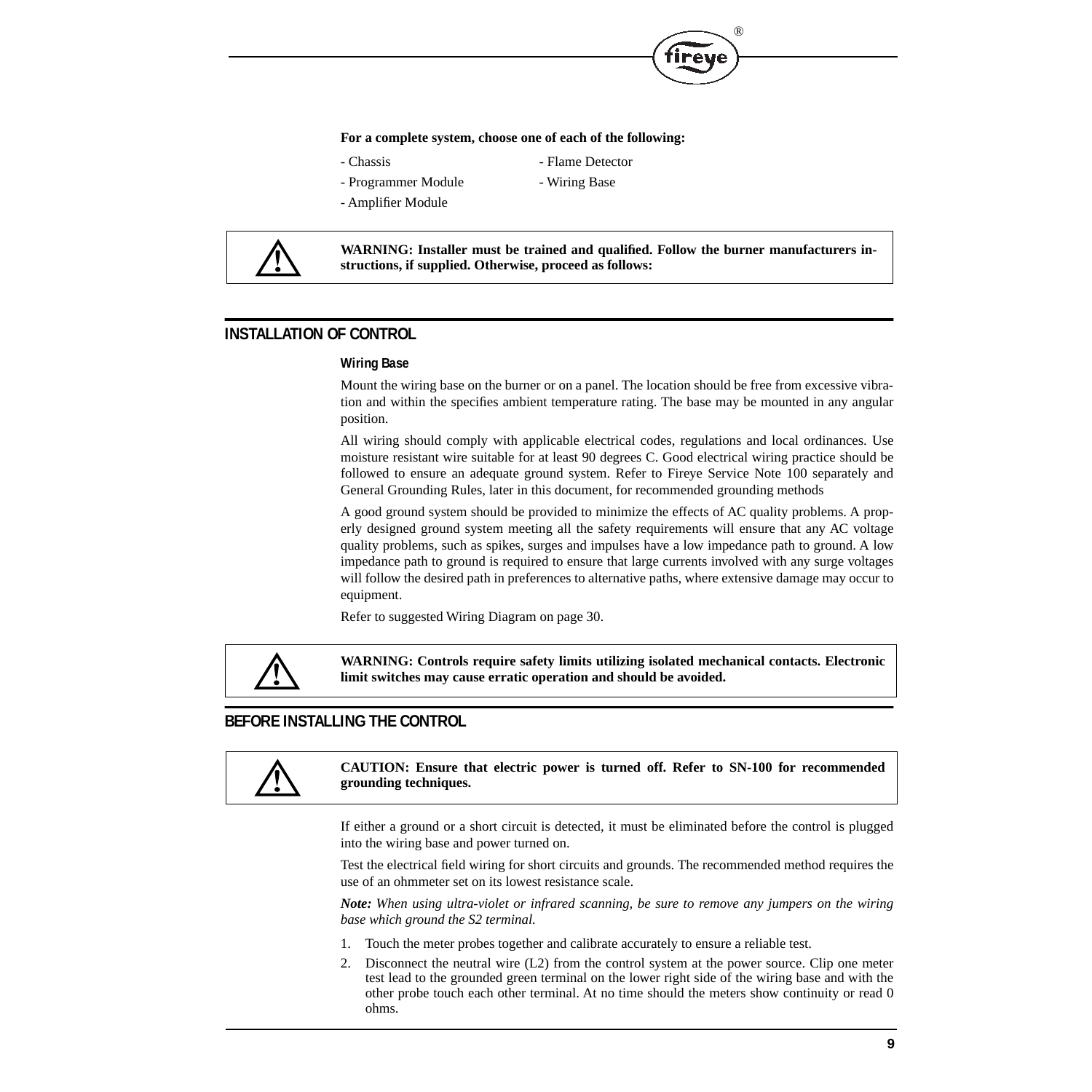**For a complete system, choose one of each of the following:**

- Chassis
- Programmer Module
- Amplifier Module
- Flame Detector
- Wiring Base

**WARNING: Installer must be trained and qualified. Follow the burner manufacturers instructions, if supplied. Otherwise, proceed as follows:**

## INSTALLATION OF CONTROL

### Wiring Base

Mount the wiring base on the burner or on a panel. The location should be free from excessive vibration and within the specifies ambient temperature rating. The base may be mounted in any angular position.

All wiring should comply with applicable electrical codes, regulations and local ordinances. Use moisture resistant wire suitable for at least 90 degrees C. Good electrical wiring practice should be followed to ensure an adequate ground system. Refer to Fireye Service Note 100 separately and General Grounding Rules, later in this document, for recommended grounding methods

A good ground system should be provided to minimize the effects of AC quality problems. A properly designed ground system meeting all the safety requirements will ensure that any AC voltage quality problems, such as spikes, surges and impulses have a low impedance path to ground. A low impedance path to ground is required to ensure that large currents involved with any surge voltages will follow the desired path in preferences to alternative paths, where extensive damage may occur to equipment.

Refer to suggested Wiring Diagram on page 30.

**WARNING: Controls require safety limits utilizing isolated mechanical contacts. Electronic limit switches may cause erratic operation and should be avoided.**

## BEFORE INSTALLING THE CONTROL

**CAUTION: Ensure that electric power is turned off. Refer to SN-100 for recommended grounding techniques.**

If either a ground or a short circuit is detected, it must be eliminated before the control is plugged into the wiring base and power turned on.

Test the electrical field wiring for short circuits and grounds. The recommended method requires the use of an ohmmeter set on its lowest resistance scale.

***Note:*** *When using ultra-violet or infrared scanning, be sure to remove any jumpers on the wiring base which ground the S2 terminal.*

1. Touch the meter probes together and calibrate accurately to ensure a reliable test.
2. Disconnect the neutral wire (L2) from the control system at the power source. Clip one meter test lead to the grounded green terminal on the lower right side of the wiring base and with the other probe touch each other terminal. At no time should the meters show continuity or read 0 ohms.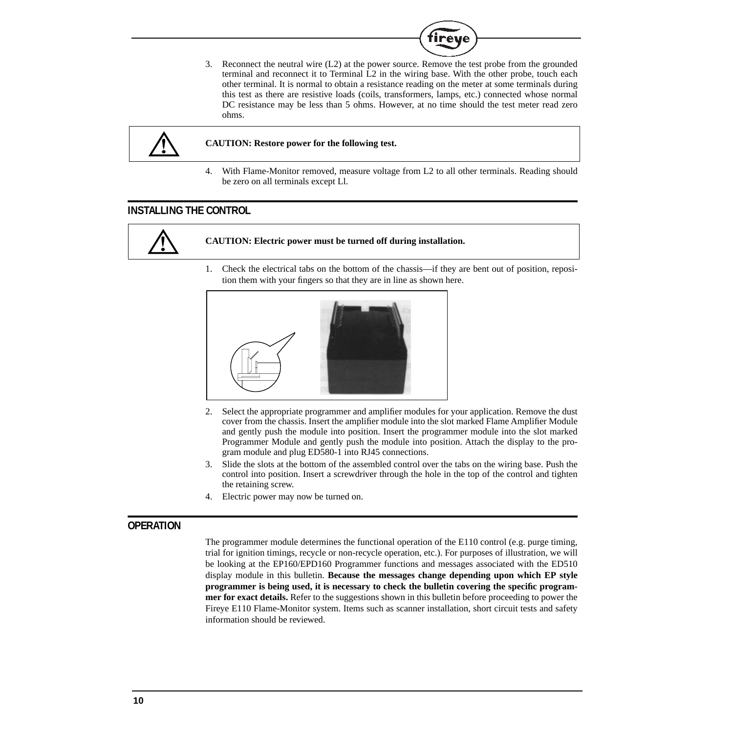3. Reconnect the neutral wire (L2) at the power source. Remove the test probe from the grounded terminal and reconnect it to Terminal L2 in the wiring base. With the other probe, touch each other terminal. It is normal to obtain a resistance reading on the meter at some terminals during this test as there are resistive loads (coils, transformers, lamps, etc.) connected whose normal DC resistance may be less than 5 ohms. However, at no time should the test meter read zero ohms.

**CAUTION: Restore power for the following test.**

4. With Flame-Monitor removed, measure voltage from L2 to all other terminals. Reading should be zero on all terminals except Ll.

## INSTALLING THE CONTROL

**CAUTION: Electric power must be turned off during installation.**

1. Check the electrical tabs on the bottom of the chassis—if they are bent out of position, reposition them with your fingers so that they are in line as shown here.

2. Select the appropriate programmer and amplifier modules for your application. Remove the dust cover from the chassis. Insert the amplifier module into the slot marked Flame Amplifier Module and gently push the module into position. Insert the programmer module into the slot marked Programmer Module and gently push the module into position. Attach the display to the program module and plug ED580-1 into RJ45 connections.
3. Slide the slots at the bottom of the assembled control over the tabs on the wiring base. Push the control into position. Insert a screwdriver through the hole in the top of the control and tighten the retaining screw.
4. Electric power may now be turned on.

## OPERATION

The programmer module determines the functional operation of the E110 control (e.g. purge timing, trial for ignition timings, recycle or non-recycle operation, etc.). For purposes of illustration, we will be looking at the EP160/EPD160 Programmer functions and messages associated with the ED510 display module in this bulletin. **Because the messages change depending upon which EP style programmer is being used, it is necessary to check the bulletin covering the specific programmer for exact details.** Refer to the suggestions shown in this bulletin before proceeding to power the Fireye E110 Flame-Monitor system. Items such as scanner installation, short circuit tests and safety information should be reviewed.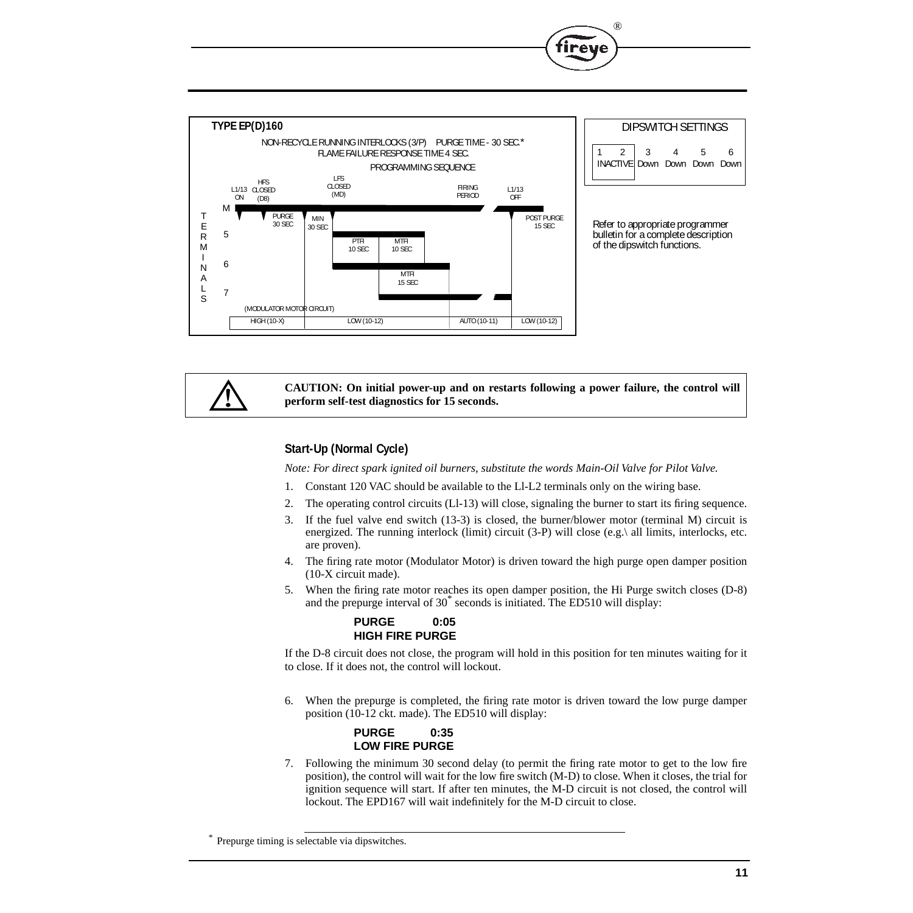**TYPE EP(D)160**

NON-RECYCLE RUNNING INTERLOCKS (3/P) PURGE TIME - 30 SEC.*
FLAME FAILURE RESPONSE TIME 4 SEC.

PROGRAMMING SEQUENCE

L1/13 ON — HFS CLOSED (D8) — LFS CLOSED (MD) — FIRING PERIOD — L1/13 OFF

TERMINALS

- M: PURGE 30 SEC; MIN 30 SEC; POST PURGE 15 SEC
- 5: PTFI 10 SEC; MTFI 10 SEC
- 6: MTFI 15 SEC
- 7

(MODULATOR MOTOR CIRCUIT)

| HIGH (10-X) | LOW (10-12) | AUTO (10-11) | LOW (10-12) |
|---|---|---|---|

DIPSWITCH SETTINGS

| 1 | 2 | 3 | 4 | 5 | 6 |
|---|---|---|---|---|---|
| INACTIVE | | Down | Down | Down | Down |

Refer to appropriate programmer bulletin for a complete description of the dipswitch functions.

**CAUTION: On initial power-up and on restarts following a power failure, the control will perform self-test diagnostics for 15 seconds.**

### Start-Up (Normal Cycle)

*Note: For direct spark ignited oil burners, substitute the words Main-Oil Valve for Pilot Valve.*

1. Constant 120 VAC should be available to the Ll-L2 terminals only on the wiring base.
2. The operating control circuits (Ll-13) will close, signaling the burner to start its firing sequence.
3. If the fuel valve end switch (13-3) is closed, the burner/blower motor (terminal M) circuit is energized. The running interlock (limit) circuit (3-P) will close (e.g.\ all limits, interlocks, etc. are proven).
4. The firing rate motor (Modulator Motor) is driven toward the high purge open damper position (10-X circuit made).
5. When the firing rate motor reaches its open damper position, the Hi Purge switch closes (D-8) and the prepurge interval of 30* seconds is initiated. The ED510 will display:

   **PURGE 0:05**
   **HIGH FIRE PURGE**

If the D-8 circuit does not close, the program will hold in this position for ten minutes waiting for it to close. If it does not, the control will lockout.

6. When the prepurge is completed, the firing rate motor is driven toward the low purge damper position (10-12 ckt. made). The ED510 will display:

   **PURGE 0:35**
   **LOW FIRE PURGE**

7. Following the minimum 30 second delay (to permit the firing rate motor to get to the low fire position), the control will wait for the low fire switch (M-D) to close. When it closes, the trial for ignition sequence will start. If after ten minutes, the M-D circuit is not closed, the control will lockout. The EPD167 will wait indefinitely for the M-D circuit to close.

* Prepurge timing is selectable via dipswitches.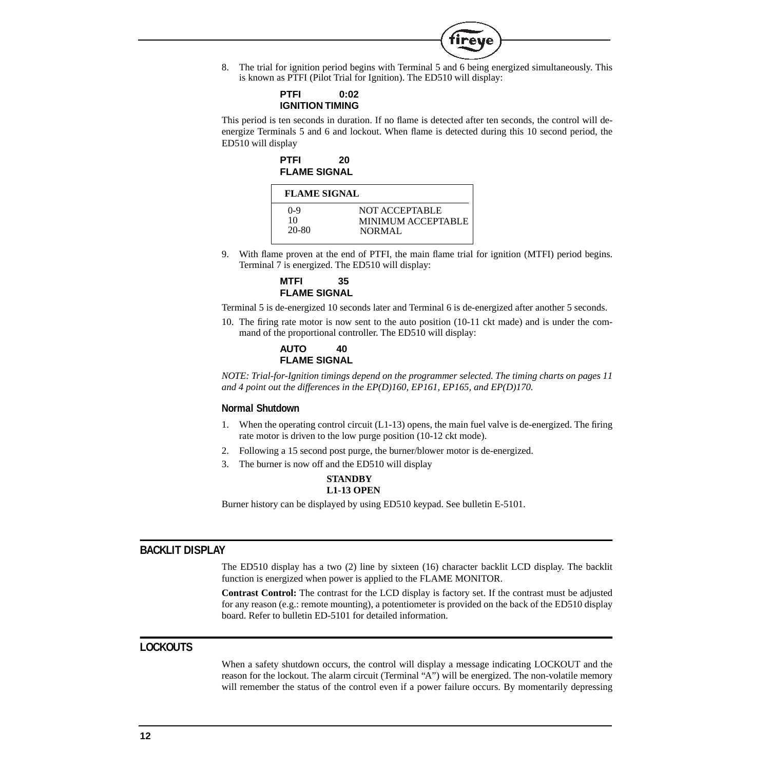8. The trial for ignition period begins with Terminal 5 and 6 being energized simultaneously. This is known as PTFI (Pilot Trial for Ignition). The ED510 will display:

   **PTFI 0:02**
   **IGNITION TIMING**

This period is ten seconds in duration. If no flame is detected after ten seconds, the control will de-energize Terminals 5 and 6 and lockout. When flame is detected during this 10 second period, the ED510 will display

   **PTFI 20**
   **FLAME SIGNAL**

| FLAME SIGNAL | |
|---|---|
| 0-9 | NOT ACCEPTABLE |
| 10 | MINIMUM ACCEPTABLE |
| 20-80 | NORMAL |

9. With flame proven at the end of PTFI, the main flame trial for ignition (MTFI) period begins. Terminal 7 is energized. The ED510 will display:

   **MTFI 35**
   **FLAME SIGNAL**

Terminal 5 is de-energized 10 seconds later and Terminal 6 is de-energized after another 5 seconds.

10. The firing rate motor is now sent to the auto position (10-11 ckt made) and is under the command of the proportional controller. The ED510 will display:

   **AUTO 40**
   **FLAME SIGNAL**

*NOTE: Trial-for-Ignition timings depend on the programmer selected. The timing charts on pages 11 and 4 point out the differences in the EP(D)160, EP161, EP165, and EP(D)170.*

### Normal Shutdown

1. When the operating control circuit (L1-13) opens, the main fuel valve is de-energized. The firing rate motor is driven to the low purge position (10-12 ckt mode).
2. Following a 15 second post purge, the burner/blower motor is de-energized.
3. The burner is now off and the ED510 will display

   **STANDBY**
   **L1-13 OPEN**

Burner history can be displayed by using ED510 keypad. See bulletin E-5101.

## BACKLIT DISPLAY

The ED510 display has a two (2) line by sixteen (16) character backlit LCD display. The backlit function is energized when power is applied to the FLAME MONITOR.

**Contrast Control:** The contrast for the LCD display is factory set. If the contrast must be adjusted for any reason (e.g.: remote mounting), a potentiometer is provided on the back of the ED510 display board. Refer to bulletin ED-5101 for detailed information.

## LOCKOUTS

When a safety shutdown occurs, the control will display a message indicating LOCKOUT and the reason for the lockout. The alarm circuit (Terminal "A") will be energized. The non-volatile memory will remember the status of the control even if a power failure occurs. By momentarily depressing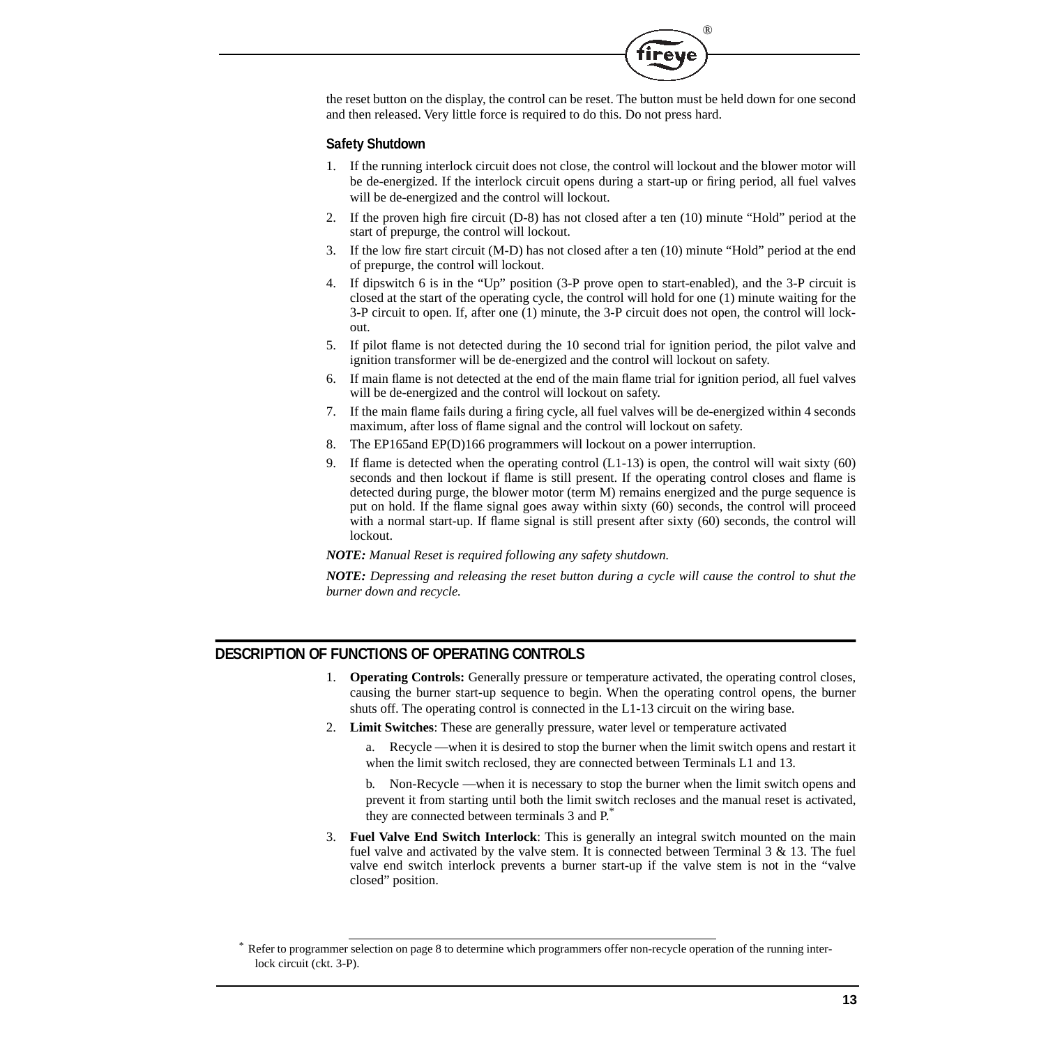the reset button on the display, the control can be reset. The button must be held down for one second and then released. Very little force is required to do this. Do not press hard.

### Safety Shutdown

1. If the running interlock circuit does not close, the control will lockout and the blower motor will be de-energized. If the interlock circuit opens during a start-up or firing period, all fuel valves will be de-energized and the control will lockout.
2. If the proven high fire circuit (D-8) has not closed after a ten (10) minute "Hold" period at the start of prepurge, the control will lockout.
3. If the low fire start circuit (M-D) has not closed after a ten (10) minute "Hold" period at the end of prepurge, the control will lockout.
4. If dipswitch 6 is in the "Up" position (3-P prove open to start-enabled), and the 3-P circuit is closed at the start of the operating cycle, the control will hold for one (1) minute waiting for the 3-P circuit to open. If, after one (1) minute, the 3-P circuit does not open, the control will lockout.
5. If pilot flame is not detected during the 10 second trial for ignition period, the pilot valve and ignition transformer will be de-energized and the control will lockout on safety.
6. If main flame is not detected at the end of the main flame trial for ignition period, all fuel valves will be de-energized and the control will lockout on safety.
7. If the main flame fails during a firing cycle, all fuel valves will be de-energized within 4 seconds maximum, after loss of flame signal and the control will lockout on safety.
8. The EP165and EP(D)166 programmers will lockout on a power interruption.
9. If flame is detected when the operating control (L1-13) is open, the control will wait sixty (60) seconds and then lockout if flame is still present. If the operating control closes and flame is detected during purge, the blower motor (term M) remains energized and the purge sequence is put on hold. If the flame signal goes away within sixty (60) seconds, the control will proceed with a normal start-up. If flame signal is still present after sixty (60) seconds, the control will lockout.

***NOTE:*** *Manual Reset is required following any safety shutdown.*

***NOTE:*** *Depressing and releasing the reset button during a cycle will cause the control to shut the burner down and recycle.*

## DESCRIPTION OF FUNCTIONS OF OPERATING CONTROLS

1. **Operating Controls:** Generally pressure or temperature activated, the operating control closes, causing the burner start-up sequence to begin. When the operating control opens, the burner shuts off. The operating control is connected in the L1-13 circuit on the wiring base.
2. **Limit Switches**: These are generally pressure, water level or temperature activated

   a. Recycle —when it is desired to stop the burner when the limit switch opens and restart it when the limit switch reclosed, they are connected between Terminals L1 and 13.

   b. Non-Recycle —when it is necessary to stop the burner when the limit switch opens and prevent it from starting until both the limit switch recloses and the manual reset is activated, they are connected between terminals 3 and P.*

3. **Fuel Valve End Switch Interlock**: This is generally an integral switch mounted on the main fuel valve and activated by the valve stem. It is connected between Terminal 3 & 13. The fuel valve end switch interlock prevents a burner start-up if the valve stem is not in the "valve closed" position.

---

\* Refer to programmer selection on page 8 to determine which programmers offer non-recycle operation of the running interlock circuit (ckt. 3-P).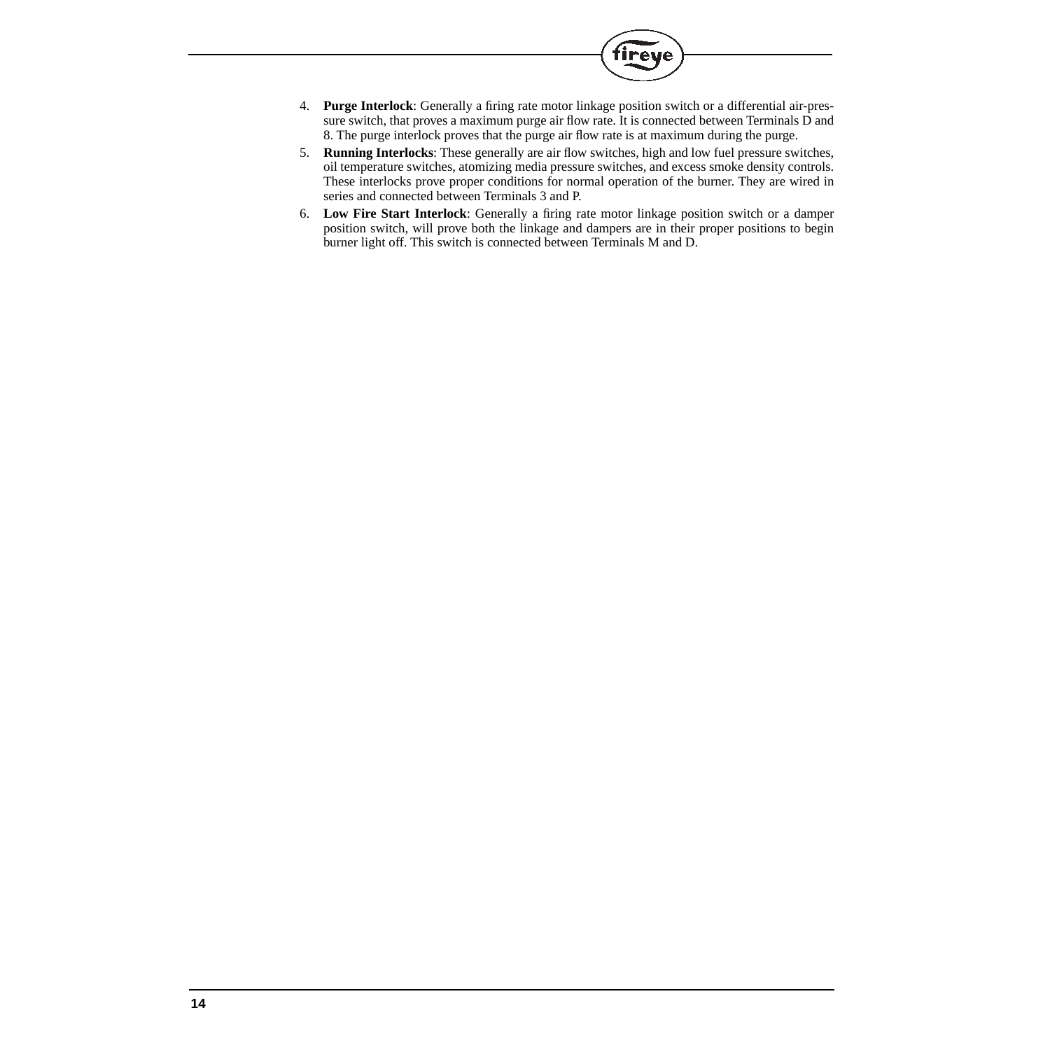4. **Purge Interlock**: Generally a firing rate motor linkage position switch or a differential air-pressure switch, that proves a maximum purge air flow rate. It is connected between Terminals D and 8. The purge interlock proves that the purge air flow rate is at maximum during the purge.
5. **Running Interlocks**: These generally are air flow switches, high and low fuel pressure switches, oil temperature switches, atomizing media pressure switches, and excess smoke density controls. These interlocks prove proper conditions for normal operation of the burner. They are wired in series and connected between Terminals 3 and P.
6. **Low Fire Start Interlock**: Generally a firing rate motor linkage position switch or a damper position switch, will prove both the linkage and dampers are in their proper positions to begin burner light off. This switch is connected between Terminals M and D.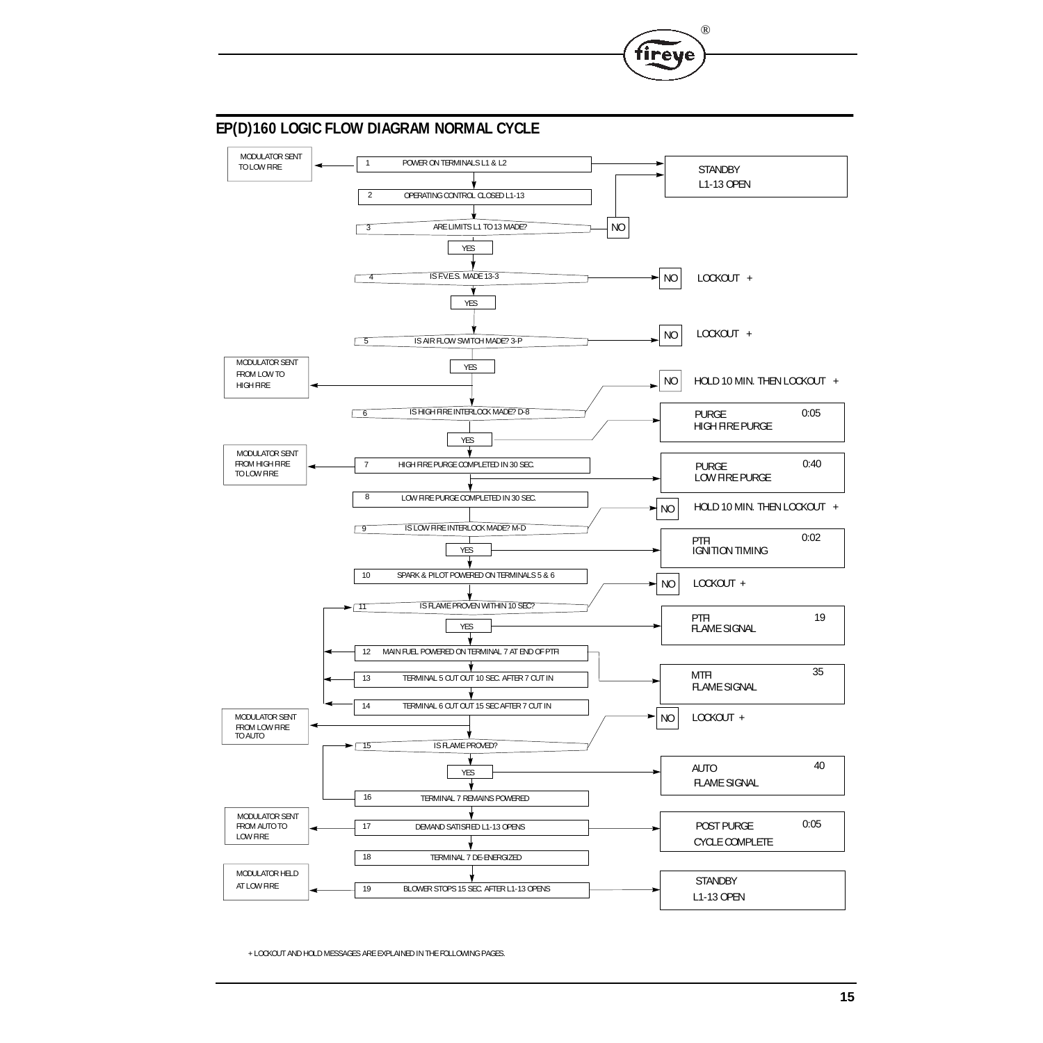## EP(D)160 LOGIC FLOW DIAGRAM NORMAL CYCLE

| Modulator | Step | Logic | Result / Display |
|---|---|---|---|
| MODULATOR SENT TO LOW FIRE | 1 | POWER ON TERMINALS L1 & L2 | STANDBY L1-13 OPEN |
| | 2 | OPERATING CONTROL CLOSED L1-13 | |
| | 3 | ARE LIMITS L1 TO 13 MADE? | NO → STANDBY L1-13 OPEN; YES → 4 |
| | 4 | IS F.V.E.S. MADE 13-3 | NO → LOCKOUT +; YES → 5 |
| | 5 | IS AIR FLOW SWITCH MADE? 3-P | NO → LOCKOUT +; YES → 6 |
| MODULATOR SENT FROM LOW TO HIGH FIRE | 6 | IS HIGH FIRE INTERLOCK MADE? D-8 | NO → HOLD 10 MIN. THEN LOCKOUT +; YES → PURGE 0:05 HIGH FIRE PURGE |
| MODULATOR SENT FROM HIGH FIRE TO LOW FIRE | 7 | HIGH FIRE PURGE COMPLETED IN 30 SEC. | PURGE 0:40 LOW FIRE PURGE |
| | 8 | LOW FIRE PURGE COMPLETED IN 30 SEC. | |
| | 9 | IS LOW FIRE INTERLOCK MADE? M-D | NO → HOLD 10 MIN. THEN LOCKOUT +; YES → PTFI 0:02 IGNITION TIMING |
| | 10 | SPARK & PILOT POWERED ON TERMINALS 5 & 6 | |
| | 11 | IS FLAME PROVEN WITHIN 10 SEC? | NO → LOCKOUT +; YES → PTFI 19 FLAME SIGNAL |
| | 12 | MAIN FUEL POWERED ON TERMINAL 7 AT END OF PTFI | MTFI 35 FLAME SIGNAL |
| | 13 | TERMINAL 5 CUT OUT 10 SEC. AFTER 7 CUT IN | |
| | 14 | TERMINAL 6 CUT OUT 15 SEC AFTER 7 CUT IN | |
| MODULATOR SENT FROM LOW FIRE TO AUTO | 15 | IS FLAME PROVED? | NO → LOCKOUT +; YES → AUTO 40 FLAME SIGNAL |
| | 16 | TERMINAL 7 REMAINS POWERED | |
| MODULATOR SENT FROM AUTO TO LOW FIRE | 17 | DEMAND SATISFIED L1-13 OPENS | POST PURGE 0:05 CYCLE COMPLETE |
| | 18 | TERMINAL 7 DE-ENERGIZED | |
| MODULATOR HELD AT LOW FIRE | 19 | BLOWER STOPS 15 SEC. AFTER L1-13 OPENS | STANDBY L1-13 OPEN |

+ LOCKOUT AND HOLD MESSAGES ARE EXPLAINED IN THE FOLLOWING PAGES.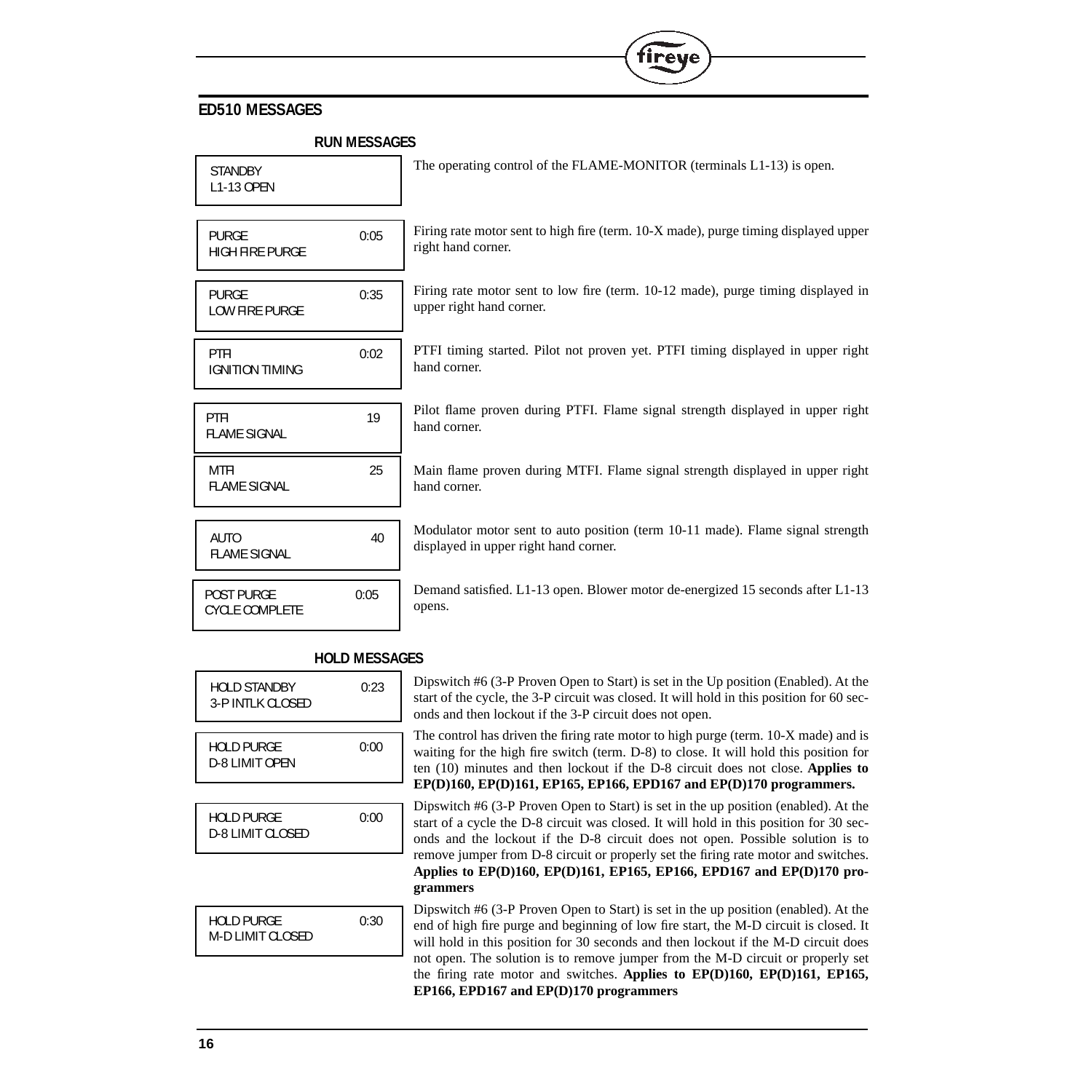## ED510 MESSAGES

### RUN MESSAGES

| Display | Description |
|---|---|
| STANDBY<br>L1-13 OPEN | The operating control of the FLAME-MONITOR (terminals L1-13) is open. |
| PURGE 0:05<br>HIGH FIRE PURGE | Firing rate motor sent to high fire (term. 10-X made), purge timing displayed upper right hand corner. |
| PURGE 0:35<br>LOW FIRE PURGE | Firing rate motor sent to low fire (term. 10-12 made), purge timing displayed in upper right hand corner. |
| PTFI 0:02<br>IGNITION TIMING | PTFI timing started. Pilot not proven yet. PTFI timing displayed in upper right hand corner. |
| PTFI 19<br>FLAME SIGNAL | Pilot flame proven during PTFI. Flame signal strength displayed in upper right hand corner. |
| MTFI 25<br>FLAME SIGNAL | Main flame proven during MTFI. Flame signal strength displayed in upper right hand corner. |
| AUTO 40<br>FLAME SIGNAL | Modulator motor sent to auto position (term 10-11 made). Flame signal strength displayed in upper right hand corner. |
| POST PURGE 0:05<br>CYCLE COMPLETE | Demand satisfied. L1-13 open. Blower motor de-energized 15 seconds after L1-13 opens. |

### HOLD MESSAGES

| Display | Description |
|---|---|
| HOLD STANDBY 0:23<br>3-P INTLK CLOSED | Dipswitch #6 (3-P Proven Open to Start) is set in the Up position (Enabled). At the start of the cycle, the 3-P circuit was closed. It will hold in this position for 60 seconds and then lockout if the 3-P circuit does not open. |
| HOLD PURGE 0:00<br>D-8 LIMIT OPEN | The control has driven the firing rate motor to high purge (term. 10-X made) and is waiting for the high fire switch (term. D-8) to close. It will hold this position for ten (10) minutes and then lockout if the D-8 circuit does not close. **Applies to EP(D)160, EP(D)161, EP165, EP166, EPD167 and EP(D)170 programmers.** |
| HOLD PURGE 0:00<br>D-8 LIMIT CLOSED | Dipswitch #6 (3-P Proven Open to Start) is set in the up position (enabled). At the start of a cycle the D-8 circuit was closed. It will hold in this position for 30 seconds and the lockout if the D-8 circuit does not open. Possible solution is to remove jumper from D-8 circuit or properly set the firing rate motor and switches. **Applies to EP(D)160, EP(D)161, EP165, EP166, EPD167 and EP(D)170 programmers** |
| HOLD PURGE 0:30<br>M-D LIMIT CLOSED | Dipswitch #6 (3-P Proven Open to Start) is set in the up position (enabled). At the end of high fire purge and beginning of low fire start, the M-D circuit is closed. It will hold in this position for 30 seconds and then lockout if the M-D circuit does not open. The solution is to remove jumper from the M-D circuit or properly set the firing rate motor and switches. **Applies to EP(D)160, EP(D)161, EP165, EP166, EPD167 and EP(D)170 programmers** |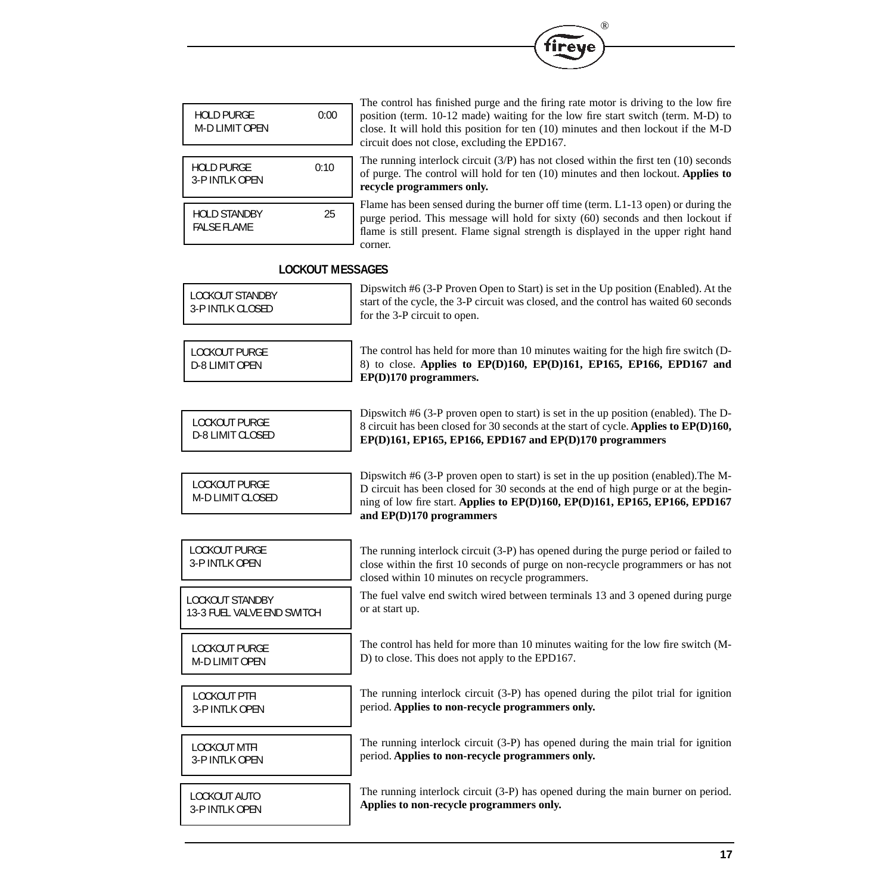| Display | Description |
| --- | --- |
| HOLD PURGE 0:00<br>M-D LIMIT OPEN | The control has finished purge and the firing rate motor is driving to the low fire position (term. 10-12 made) waiting for the low fire start switch (term. M-D) to close. It will hold this position for ten (10) minutes and then lockout if the M-D circuit does not close, excluding the EPD167. |
| HOLD PURGE 0:10<br>3-P INTLK OPEN | The running interlock circuit (3/P) has not closed within the first ten (10) seconds of purge. The control will hold for ten (10) minutes and then lockout. **Applies to recycle programmers only.** |
| HOLD STANDBY 25<br>FALSE FLAME | Flame has been sensed during the burner off time (term. L1-13 open) or during the purge period. This message will hold for sixty (60) seconds and then lockout if flame is still present. Flame signal strength is displayed in the upper right hand corner. |

## LOCKOUT MESSAGES

| Display | Description |
| --- | --- |
| LOCKOUT STANDBY<br>3-P INTLK CLOSED | Dipswitch #6 (3-P Proven Open to Start) is set in the Up position (Enabled). At the start of the cycle, the 3-P circuit was closed, and the control has waited 60 seconds for the 3-P circuit to open. |
| LOCKOUT PURGE<br>D-8 LIMIT OPEN | The control has held for more than 10 minutes waiting for the high fire switch (D-8) to close. **Applies to EP(D)160, EP(D)161, EP165, EP166, EPD167 and EP(D)170 programmers.** |
| LOCKOUT PURGE<br>D-8 LIMIT CLOSED | Dipswitch #6 (3-P proven open to start) is set in the up position (enabled). The D-8 circuit has been closed for 30 seconds at the start of cycle. **Applies to EP(D)160, EP(D)161, EP165, EP166, EPD167 and EP(D)170 programmers** |
| LOCKOUT PURGE<br>M-D LIMIT CLOSED | Dipswitch #6 (3-P proven open to start) is set in the up position (enabled).The M-D circuit has been closed for 30 seconds at the end of high purge or at the beginning of low fire start. **Applies to EP(D)160, EP(D)161, EP165, EP166, EPD167 and EP(D)170 programmers** |
| LOCKOUT PURGE<br>3-P INTLK OPEN | The running interlock circuit (3-P) has opened during the purge period or failed to close within the first 10 seconds of purge on non-recycle programmers or has not closed within 10 minutes on recycle programmers. |
| LOCKOUT STANDBY<br>13-3 FUEL VALVE END SWITCH | The fuel valve end switch wired between terminals 13 and 3 opened during purge or at start up. |
| LOCKOUT PURGE<br>M-D LIMIT OPEN | The control has held for more than 10 minutes waiting for the low fire switch (M-D) to close. This does not apply to the EPD167. |
| LOCKOUT PTFI<br>3-P INTLK OPEN | The running interlock circuit (3-P) has opened during the pilot trial for ignition period. **Applies to non-recycle programmers only.** |
| LOCKOUT MTFI<br>3-P INTLK OPEN | The running interlock circuit (3-P) has opened during the main trial for ignition period. **Applies to non-recycle programmers only.** |
| LOCKOUT AUTO<br>3-P INTLK OPEN | The running interlock circuit (3-P) has opened during the main burner on period. **Applies to non-recycle programmers only.** |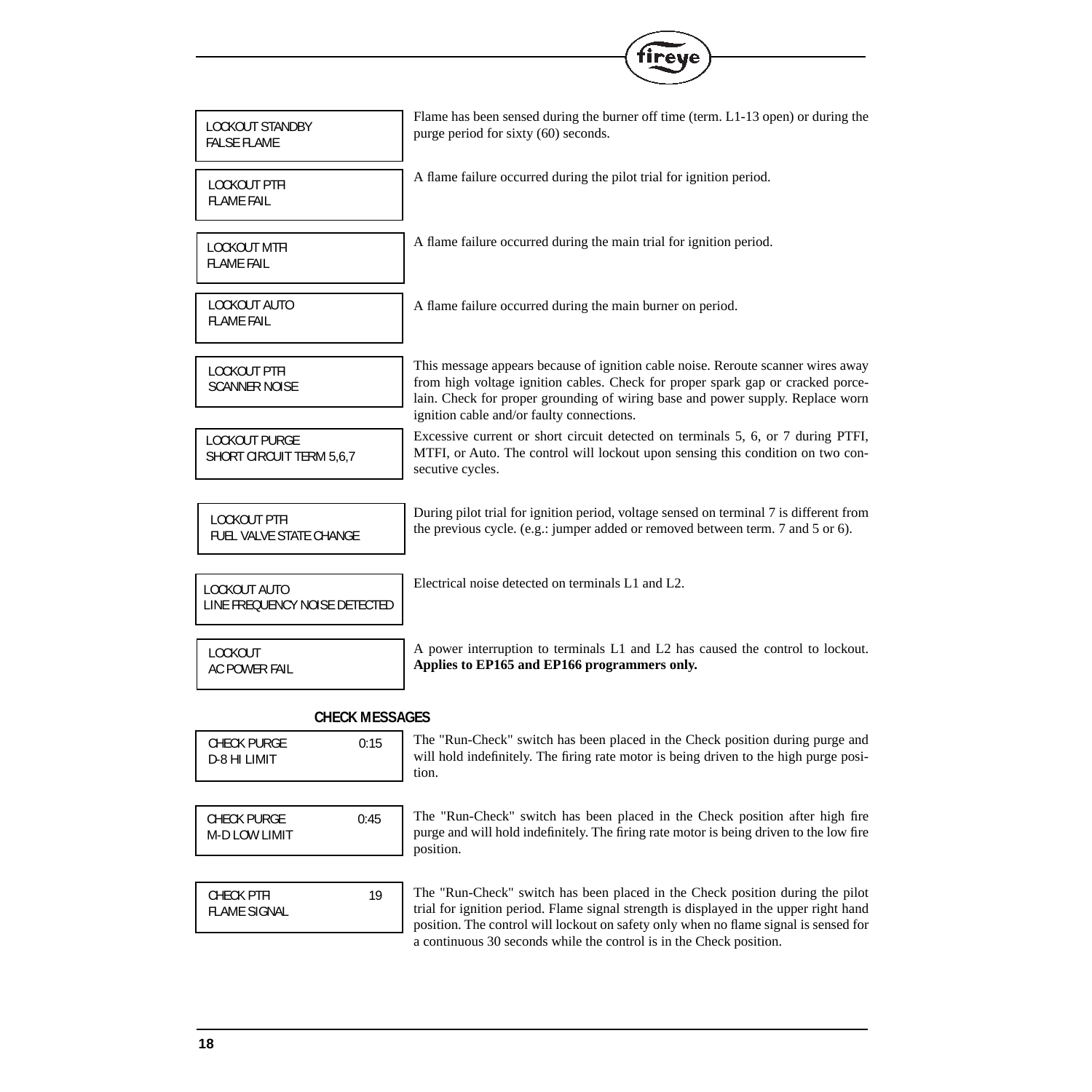| Display Message | Description |
| --- | --- |
| LOCKOUT STANDBY<br>FALSE FLAME | Flame has been sensed during the burner off time (term. L1-13 open) or during the purge period for sixty (60) seconds. |
| LOCKOUT PTFI<br>FLAME FAIL | A flame failure occurred during the pilot trial for ignition period. |
| LOCKOUT MTFI<br>FLAME FAIL | A flame failure occurred during the main trial for ignition period. |
| LOCKOUT AUTO<br>FLAME FAIL | A flame failure occurred during the main burner on period. |
| LOCKOUT PTFI<br>SCANNER NOISE | This message appears because of ignition cable noise. Reroute scanner wires away from high voltage ignition cables. Check for proper spark gap or cracked porcelain. Check for proper grounding of wiring base and power supply. Replace worn ignition cable and/or faulty connections. |
| LOCKOUT PURGE<br>SHORT CIRCUIT TERM 5,6,7 | Excessive current or short circuit detected on terminals 5, 6, or 7 during PTFI, MTFI, or Auto. The control will lockout upon sensing this condition on two consecutive cycles. |
| LOCKOUT PTFI<br>FUEL VALVE STATE CHANGE | During pilot trial for ignition period, voltage sensed on terminal 7 is different from the previous cycle. (e.g.: jumper added or removed between term. 7 and 5 or 6). |
| LOCKOUT AUTO<br>LINE FREQUENCY NOISE DETECTED | Electrical noise detected on terminals L1 and L2. |
| LOCKOUT<br>AC POWER FAIL | A power interruption to terminals L1 and L2 has caused the control to lockout. **Applies to EP165 and EP166 programmers only.** |

## CHECK MESSAGES

| Display Message | Description |
| --- | --- |
| CHECK PURGE 0:15<br>D-8 HI LIMIT | The "Run-Check" switch has been placed in the Check position during purge and will hold indefinitely. The firing rate motor is being driven to the high purge position. |
| CHECK PURGE 0:45<br>M-D LOW LIMIT | The "Run-Check" switch has been placed in the Check position after high fire purge and will hold indefinitely. The firing rate motor is being driven to the low fire position. |
| CHECK PTFI 19<br>FLAME SIGNAL | The "Run-Check" switch has been placed in the Check position during the pilot trial for ignition period. Flame signal strength is displayed in the upper right hand position. The control will lockout on safety only when no flame signal is sensed for a continuous 30 seconds while the control is in the Check position. |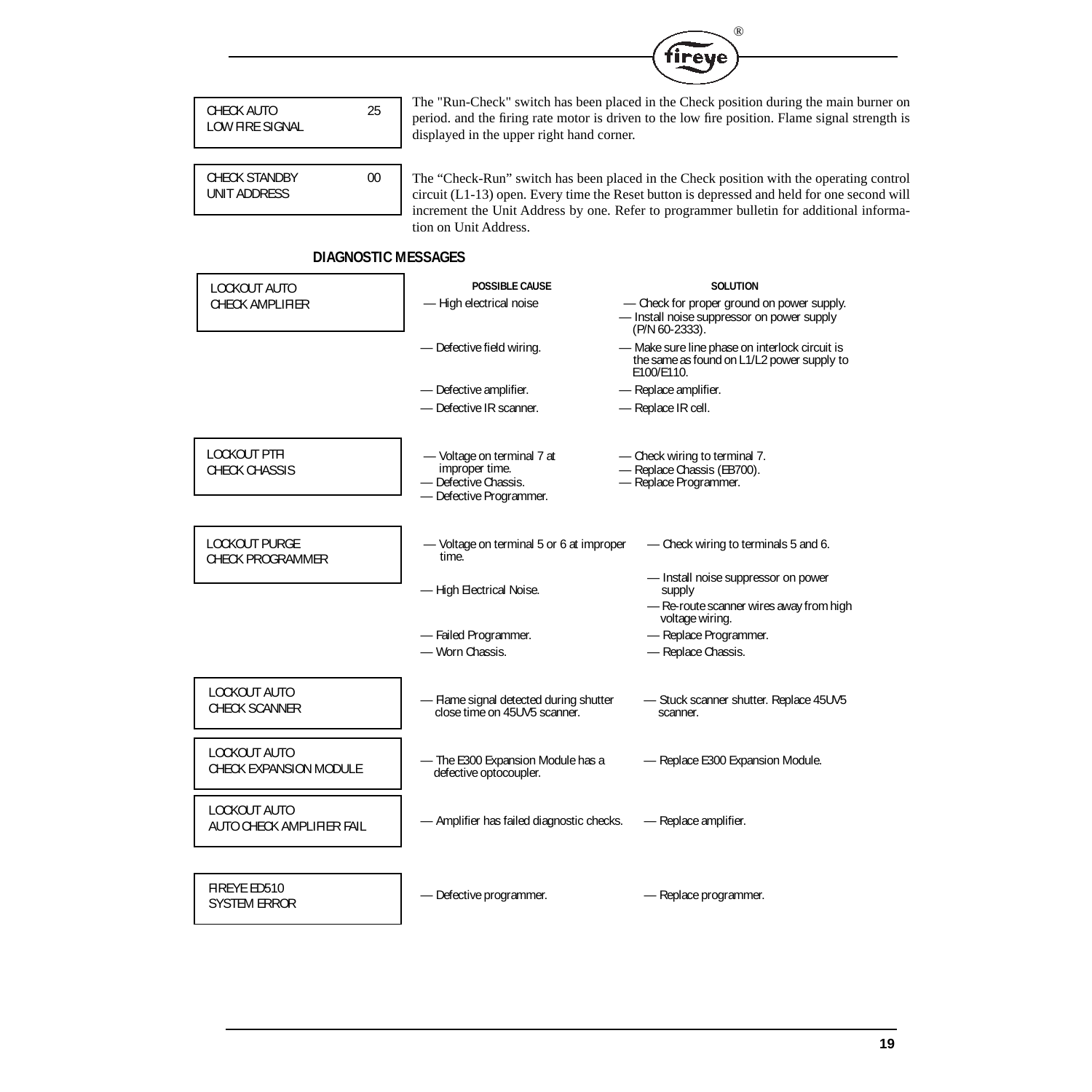| CHECK AUTO 25<br>LOW FIRE SIGNAL | The "Run-Check" switch has been placed in the Check position during the main burner on period. and the firing rate motor is driven to the low fire position. Flame signal strength is displayed in the upper right hand corner. |
|---|---|
| CHECK STANDBY 00<br>UNIT ADDRESS | The “Check-Run” switch has been placed in the Check position with the operating control circuit (L1-13) open. Every time the Reset button is depressed and held for one second will increment the Unit Address by one. Refer to programmer bulletin for additional information on Unit Address. |

## DIAGNOSTIC MESSAGES

| MESSAGE | POSSIBLE CAUSE | SOLUTION |
|---|---|---|
| LOCKOUT AUTO<br>CHECK AMPLIFIER | — High electrical noise | — Check for proper ground on power supply.<br>— Install noise suppressor on power supply (P/N 60-2333). |
| | — Defective field wiring. | — Make sure line phase on interlock circuit is the same as found on L1/L2 power supply to E100/E110. |
| | — Defective amplifier. | — Replace amplifier. |
| | — Defective IR scanner. | — Replace IR cell. |
| LOCKOUT PTFI<br>CHECK CHASSIS | — Voltage on terminal 7 at improper time.<br>— Defective Chassis.<br>— Defective Programmer. | — Check wiring to terminal 7.<br>— Replace Chassis (EB700).<br>— Replace Programmer. |
| LOCKOUT PURGE<br>CHECK PROGRAMMER | — Voltage on terminal 5 or 6 at improper time. | — Check wiring to terminals 5 and 6. |
| | — High Electrical Noise. | — Install noise suppressor on power supply<br>— Re-route scanner wires away from high voltage wiring. |
| | — Failed Programmer. | — Replace Programmer. |
| | — Worn Chassis. | — Replace Chassis. |
| LOCKOUT AUTO<br>CHECK SCANNER | — Flame signal detected during shutter close time on 45UV5 scanner. | — Stuck scanner shutter. Replace 45UV5 scanner. |
| LOCKOUT AUTO<br>CHECK EXPANSION MODULE | — The E300 Expansion Module has a defective optocoupler. | — Replace E300 Expansion Module. |
| LOCKOUT AUTO<br>AUTO CHECK AMPLIFIER FAIL | — Amplifier has failed diagnostic checks. | — Replace amplifier. |
| FIREYE ED510<br>SYSTEM ERROR | — Defective programmer. | — Replace programmer. |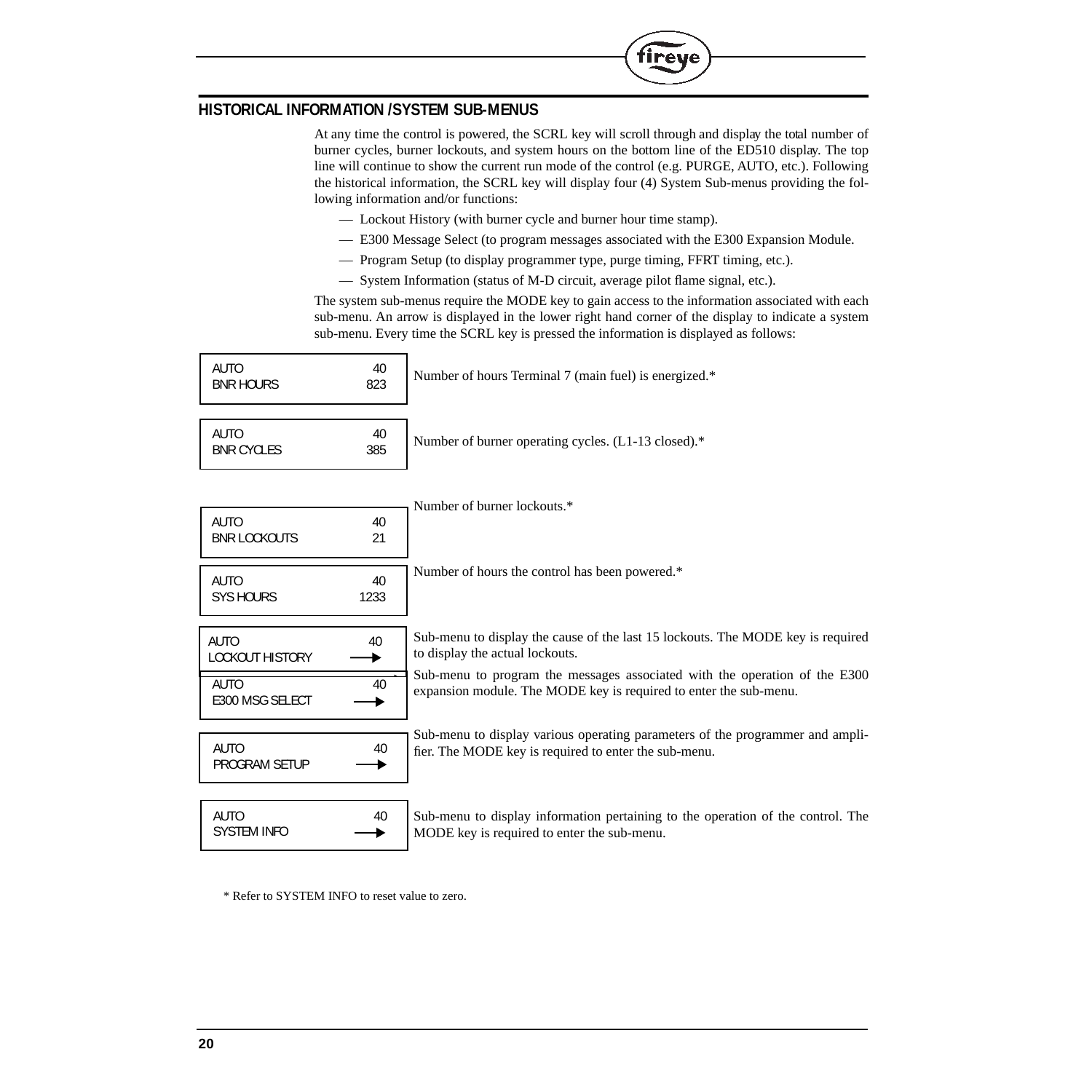## HISTORICAL INFORMATION /SYSTEM SUB-MENUS

At any time the control is powered, the SCRL key will scroll through and display the total number of burner cycles, burner lockouts, and system hours on the bottom line of the ED510 display. The top line will continue to show the current run mode of the control (e.g. PURGE, AUTO, etc.). Following the historical information, the SCRL key will display four (4) System Sub-menus providing the following information and/or functions:

- Lockout History (with burner cycle and burner hour time stamp).
- E300 Message Select (to program messages associated with the E300 Expansion Module.
- Program Setup (to display programmer type, purge timing, FFRT timing, etc.).
- System Information (status of M-D circuit, average pilot flame signal, etc.).

The system sub-menus require the MODE key to gain access to the information associated with each sub-menu. An arrow is displayed in the lower right hand corner of the display to indicate a system sub-menu. Every time the SCRL key is pressed the information is displayed as follows:

| Display | Description |
|---|---|
| AUTO 40<br>BNR HOURS 823 | Number of hours Terminal 7 (main fuel) is energized.* |
| AUTO 40<br>BNR CYCLES 385 | Number of burner operating cycles. (L1-13 closed).* |
| AUTO 40<br>BNR LOCKOUTS 21 | Number of burner lockouts.* |
| AUTO 40<br>SYS HOURS 1233 | Number of hours the control has been powered.* |
| AUTO 40<br>LOCKOUT HISTORY → | Sub-menu to display the cause of the last 15 lockouts. The MODE key is required to display the actual lockouts. |
| AUTO 40<br>E300 MSG SELECT → | Sub-menu to program the messages associated with the operation of the E300 expansion module. The MODE key is required to enter the sub-menu. |
| AUTO 40<br>PROGRAM SETUP → | Sub-menu to display various operating parameters of the programmer and amplifier. The MODE key is required to enter the sub-menu. |
| AUTO 40<br>SYSTEM INFO → | Sub-menu to display information pertaining to the operation of the control. The MODE key is required to enter the sub-menu. |

* Refer to SYSTEM INFO to reset value to zero.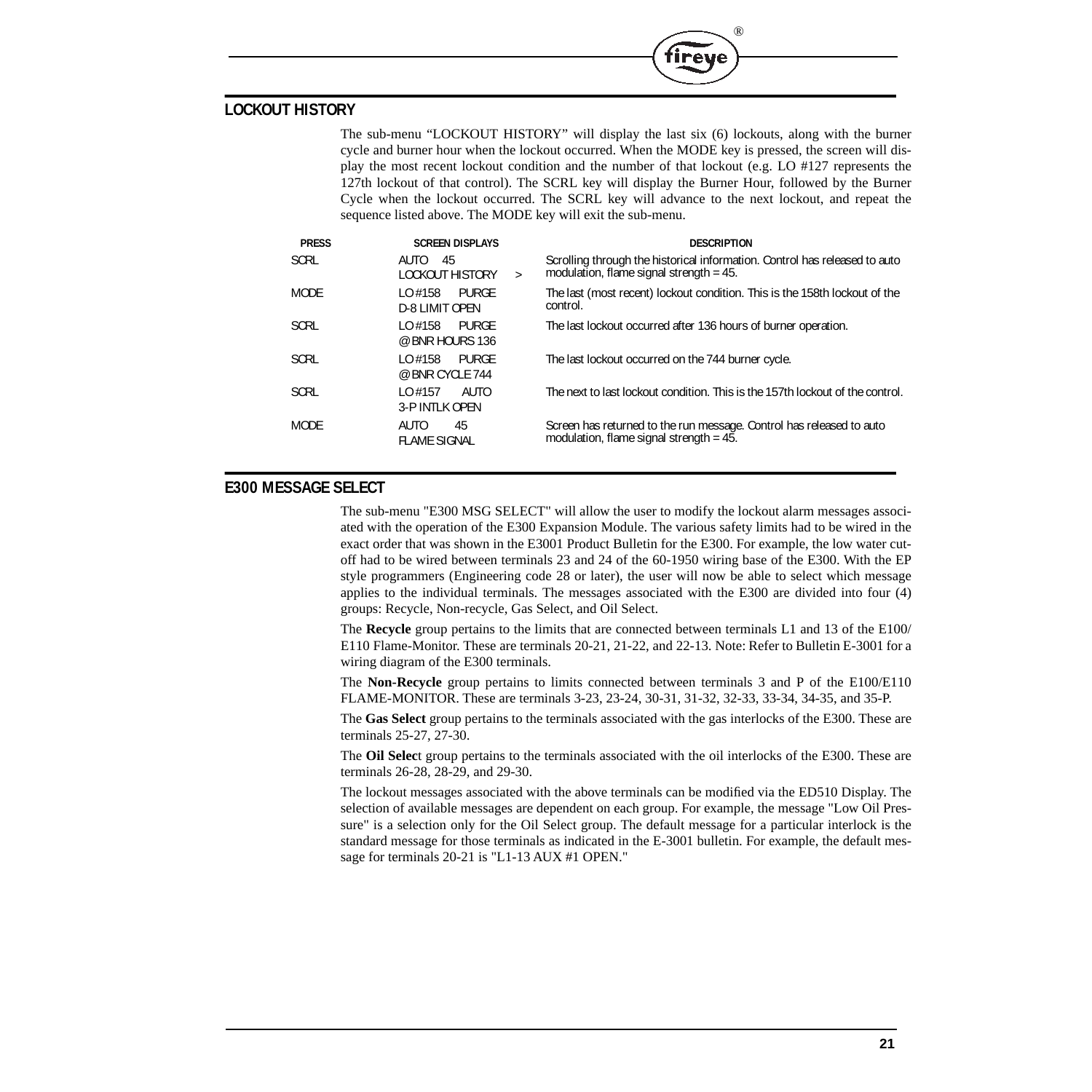## LOCKOUT HISTORY

The sub-menu "LOCKOUT HISTORY" will display the last six (6) lockouts, along with the burner cycle and burner hour when the lockout occurred. When the MODE key is pressed, the screen will display the most recent lockout condition and the number of that lockout (e.g. LO #127 represents the 127th lockout of that control). The SCRL key will display the Burner Hour, followed by the Burner Cycle when the lockout occurred. The SCRL key will advance to the next lockout, and repeat the sequence listed above. The MODE key will exit the sub-menu.

| PRESS | SCREEN DISPLAYS | DESCRIPTION |
|---|---|---|
| SCRL | AUTO 45<br>LOCKOUT HISTORY > | Scrolling through the historical information. Control has released to auto modulation, flame signal strength = 45. |
| MODE | LO #158 PURGE<br>D-8 LIMIT OPEN | The last (most recent) lockout condition. This is the 158th lockout of the control. |
| SCRL | LO #158 PURGE<br>@ BNR HOURS 136 | The last lockout occurred after 136 hours of burner operation. |
| SCRL | LO #158 PURGE<br>@ BNR CYCLE 744 | The last lockout occurred on the 744 burner cycle. |
| SCRL | LO #157 AUTO<br>3-P INTLK OPEN | The next to last lockout condition. This is the 157th lockout of the control. |
| MODE | AUTO 45<br>FLAME SIGNAL | Screen has returned to the run message. Control has released to auto modulation, flame signal strength = 45. |

## E300 MESSAGE SELECT

The sub-menu "E300 MSG SELECT" will allow the user to modify the lockout alarm messages associated with the operation of the E300 Expansion Module. The various safety limits had to be wired in the exact order that was shown in the E3001 Product Bulletin for the E300. For example, the low water cutoff had to be wired between terminals 23 and 24 of the 60-1950 wiring base of the E300. With the EP style programmers (Engineering code 28 or later), the user will now be able to select which message applies to the individual terminals. The messages associated with the E300 are divided into four (4) groups: Recycle, Non-recycle, Gas Select, and Oil Select.

The **Recycle** group pertains to the limits that are connected between terminals L1 and 13 of the E100/E110 Flame-Monitor. These are terminals 20-21, 21-22, and 22-13. Note: Refer to Bulletin E-3001 for a wiring diagram of the E300 terminals.

The **Non-Recycle** group pertains to limits connected between terminals 3 and P of the E100/E110 FLAME-MONITOR. These are terminals 3-23, 23-24, 30-31, 31-32, 32-33, 33-34, 34-35, and 35-P.

The **Gas Select** group pertains to the terminals associated with the gas interlocks of the E300. These are terminals 25-27, 27-30.

The **Oil Select** group pertains to the terminals associated with the oil interlocks of the E300. These are terminals 26-28, 28-29, and 29-30.

The lockout messages associated with the above terminals can be modified via the ED510 Display. The selection of available messages are dependent on each group. For example, the message "Low Oil Pressure" is a selection only for the Oil Select group. The default message for a particular interlock is the standard message for those terminals as indicated in the E-3001 bulletin. For example, the default message for terminals 20-21 is "L1-13 AUX #1 OPEN."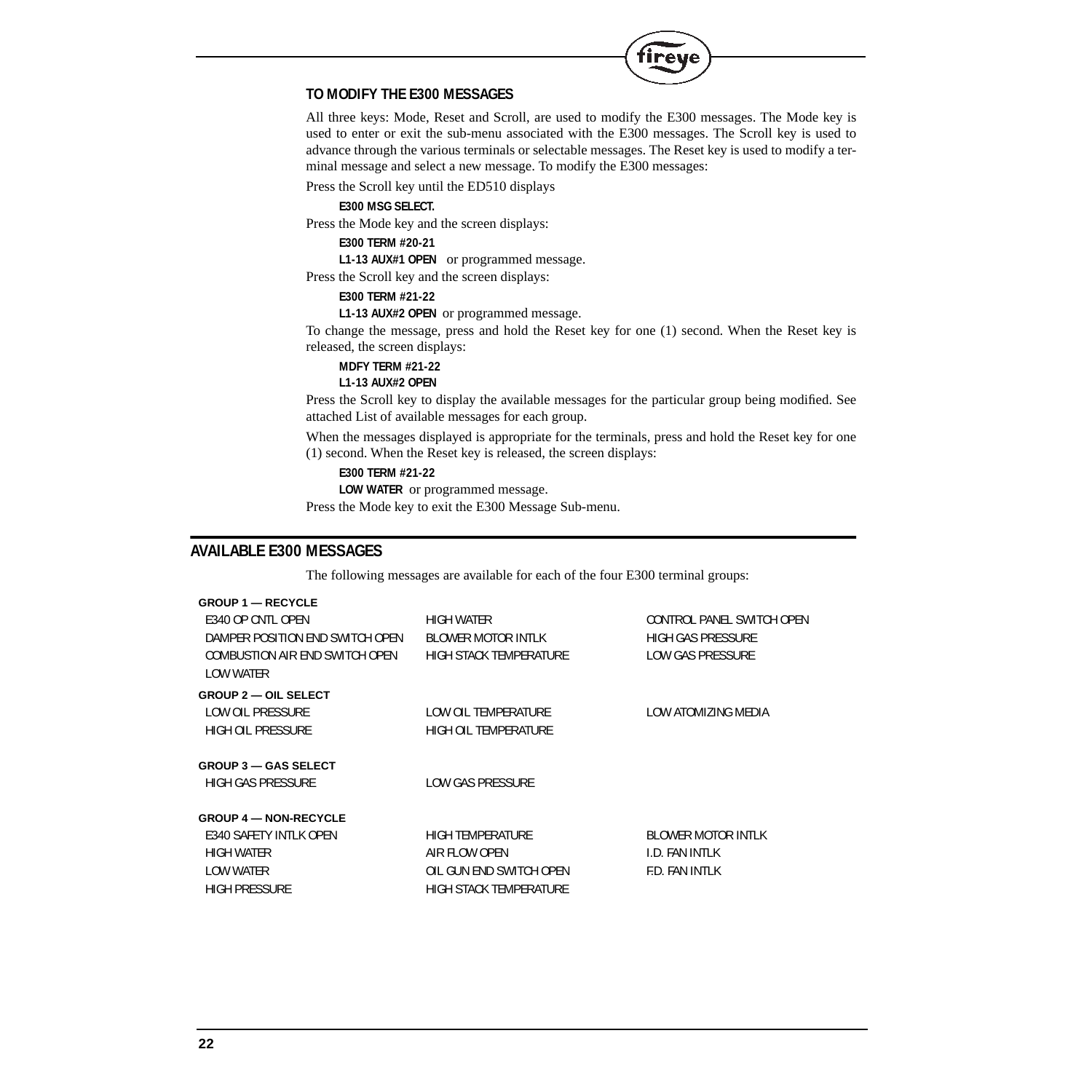### TO MODIFY THE E300 MESSAGES

All three keys: Mode, Reset and Scroll, are used to modify the E300 messages. The Mode key is used to enter or exit the sub-menu associated with the E300 messages. The Scroll key is used to advance through the various terminals or selectable messages. The Reset key is used to modify a terminal message and select a new message. To modify the E300 messages:

Press the Scroll key until the ED510 displays

**E300 MSG SELECT.**

Press the Mode key and the screen displays:

**E300 TERM #20-21**
**L1-13 AUX#1 OPEN** or programmed message.

Press the Scroll key and the screen displays:

**E300 TERM #21-22**
**L1-13 AUX#2 OPEN** or programmed message.

To change the message, press and hold the Reset key for one (1) second. When the Reset key is released, the screen displays:

**MDFY TERM #21-22**
**L1-13 AUX#2 OPEN**

Press the Scroll key to display the available messages for the particular group being modified. See attached List of available messages for each group.

When the messages displayed is appropriate for the terminals, press and hold the Reset key for one (1) second. When the Reset key is released, the screen displays:

**E300 TERM #21-22**
**LOW WATER** or programmed message.

Press the Mode key to exit the E300 Message Sub-menu.

## AVAILABLE E300 MESSAGES

The following messages are available for each of the four E300 terminal groups:

**GROUP 1 — RECYCLE**

| | | |
|---|---|---|
| E340 OP CNTL OPEN | HIGH WATER | CONTROL PANEL SWITCH OPEN |
| DAMPER POSITION END SWITCH OPEN | BLOWER MOTOR INTLK | HIGH GAS PRESSURE |
| COMBUSTION AIR END SWITCH OPEN | HIGH STACK TEMPERATURE | LOW GAS PRESSURE |
| LOW WATER | | |

**GROUP 2 — OIL SELECT**

| | | |
|---|---|---|
| LOW OIL PRESSURE | LOW OIL TEMPERATURE | LOW ATOMIZING MEDIA |
| HIGH OIL PRESSURE | HIGH OIL TEMPERATURE | |

**GROUP 3 — GAS SELECT**

| | |
|---|---|
| HIGH GAS PRESSURE | LOW GAS PRESSURE |

**GROUP 4 — NON-RECYCLE**

| | | |
|---|---|---|
| E340 SAFETY INTLK OPEN | HIGH TEMPERATURE | BLOWER MOTOR INTLK |
| HIGH WATER | AIR FLOW OPEN | I.D. FAN INTLK |
| LOW WATER | OIL GUN END SWITCH OPEN | F.D. FAN INTLK |
| HIGH PRESSURE | HIGH STACK TEMPERATURE | |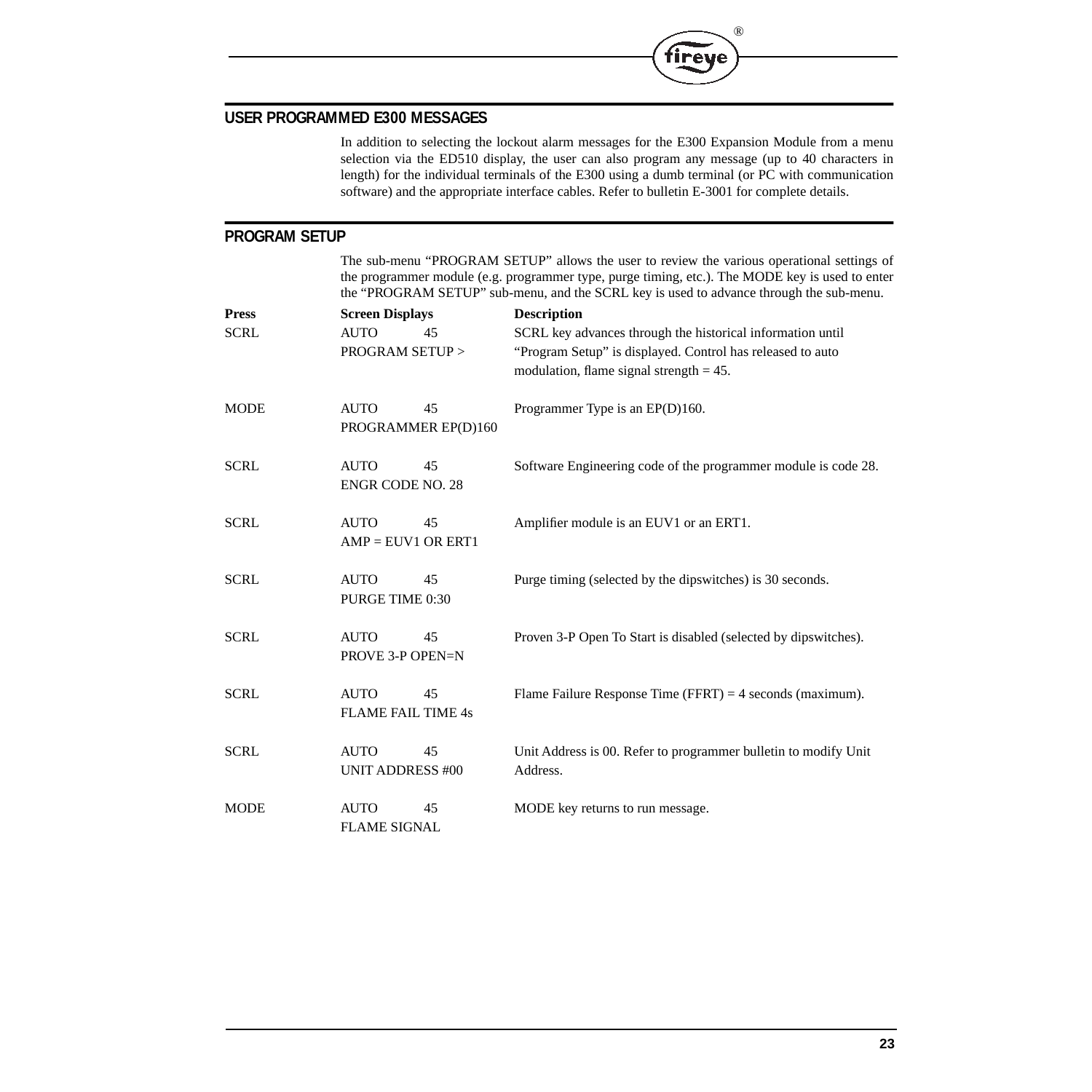## USER PROGRAMMED E300 MESSAGES

In addition to selecting the lockout alarm messages for the E300 Expansion Module from a menu selection via the ED510 display, the user can also program any message (up to 40 characters in length) for the individual terminals of the E300 using a dumb terminal (or PC with communication software) and the appropriate interface cables. Refer to bulletin E-3001 for complete details.

## PROGRAM SETUP

The sub-menu "PROGRAM SETUP" allows the user to review the various operational settings of the programmer module (e.g. programmer type, purge timing, etc.). The MODE key is used to enter the "PROGRAM SETUP" sub-menu, and the SCRL key is used to advance through the sub-menu.

| Press | Screen Displays | Description |
|---|---|---|
| SCRL | AUTO 45<br>PROGRAM SETUP > | SCRL key advances through the historical information until "Program Setup" is displayed. Control has released to auto modulation, flame signal strength = 45. |
| MODE | AUTO 45<br>PROGRAMMER EP(D)160 | Programmer Type is an EP(D)160. |
| SCRL | AUTO 45<br>ENGR CODE NO. 28 | Software Engineering code of the programmer module is code 28. |
| SCRL | AUTO 45<br>AMP = EUV1 OR ERT1 | Amplifier module is an EUV1 or an ERT1. |
| SCRL | AUTO 45<br>PURGE TIME 0:30 | Purge timing (selected by the dipswitches) is 30 seconds. |
| SCRL | AUTO 45<br>PROVE 3-P OPEN=N | Proven 3-P Open To Start is disabled (selected by dipswitches). |
| SCRL | AUTO 45<br>FLAME FAIL TIME 4s | Flame Failure Response Time (FFRT) = 4 seconds (maximum). |
| SCRL | AUTO 45<br>UNIT ADDRESS #00 | Unit Address is 00. Refer to programmer bulletin to modify Unit Address. |
| MODE | AUTO 45<br>FLAME SIGNAL | MODE key returns to run message. |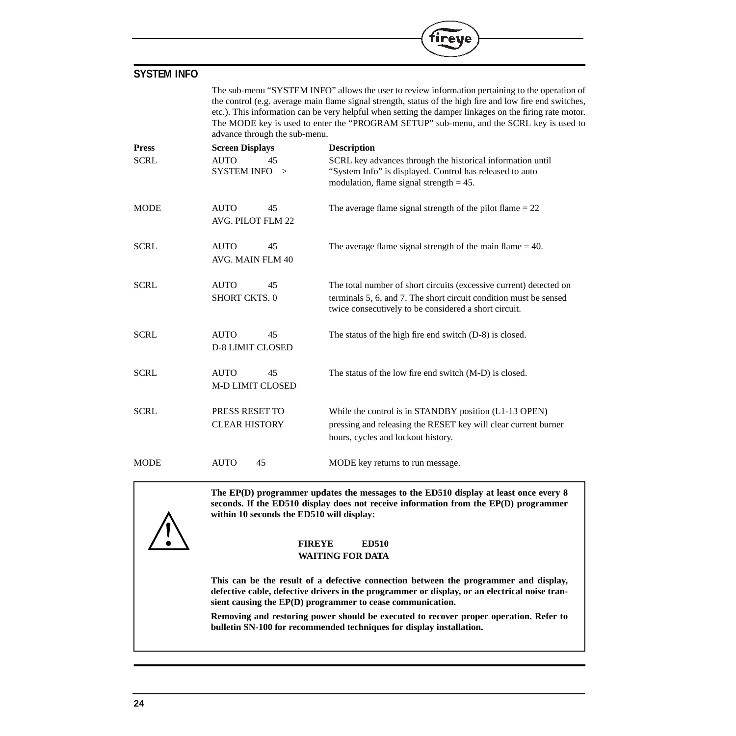## SYSTEM INFO

The sub-menu "SYSTEM INFO" allows the user to review information pertaining to the operation of the control (e.g. average main flame signal strength, status of the high fire and low fire end switches, etc.). This information can be very helpful when setting the damper linkages on the firing rate motor. The MODE key is used to enter the "PROGRAM SETUP" sub-menu, and the SCRL key is used to advance through the sub-menu.

| Press | Screen Displays | Description |
|---|---|---|
| SCRL | AUTO 45<br>SYSTEM INFO > | SCRL key advances through the historical information until "System Info" is displayed. Control has released to auto modulation, flame signal strength = 45. |
| MODE | AUTO 45<br>AVG. PILOT FLM 22 | The average flame signal strength of the pilot flame = 22 |
| SCRL | AUTO 45<br>AVG. MAIN FLM 40 | The average flame signal strength of the main flame = 40. |
| SCRL | AUTO 45<br>SHORT CKTS. 0 | The total number of short circuits (excessive current) detected on terminals 5, 6, and 7. The short circuit condition must be sensed twice consecutively to be considered a short circuit. |
| SCRL | AUTO 45<br>D-8 LIMIT CLOSED | The status of the high fire end switch (D-8) is closed. |
| SCRL | AUTO 45<br>M-D LIMIT CLOSED | The status of the low fire end switch (M-D) is closed. |
| SCRL | PRESS RESET TO<br>CLEAR HISTORY | While the control is in STANDBY position (L1-13 OPEN) pressing and releasing the RESET key will clear current burner hours, cycles and lockout history. |
| MODE | AUTO 45 | MODE key returns to run message. |

> ⚠
>
> **The EP(D) programmer updates the messages to the ED510 display at least once every 8 seconds. If the ED510 display does not receive information from the EP(D) programmer within 10 seconds the ED510 will display:**
>
> **FIREYE ED510**
> **WAITING FOR DATA**
>
> **This can be the result of a defective connection between the programmer and display, defective cable, defective drivers in the programmer or display, or an electrical noise transient causing the EP(D) programmer to cease communication.**
>
> **Removing and restoring power should be executed to recover proper operation. Refer to bulletin SN-100 for recommended techniques for display installation.**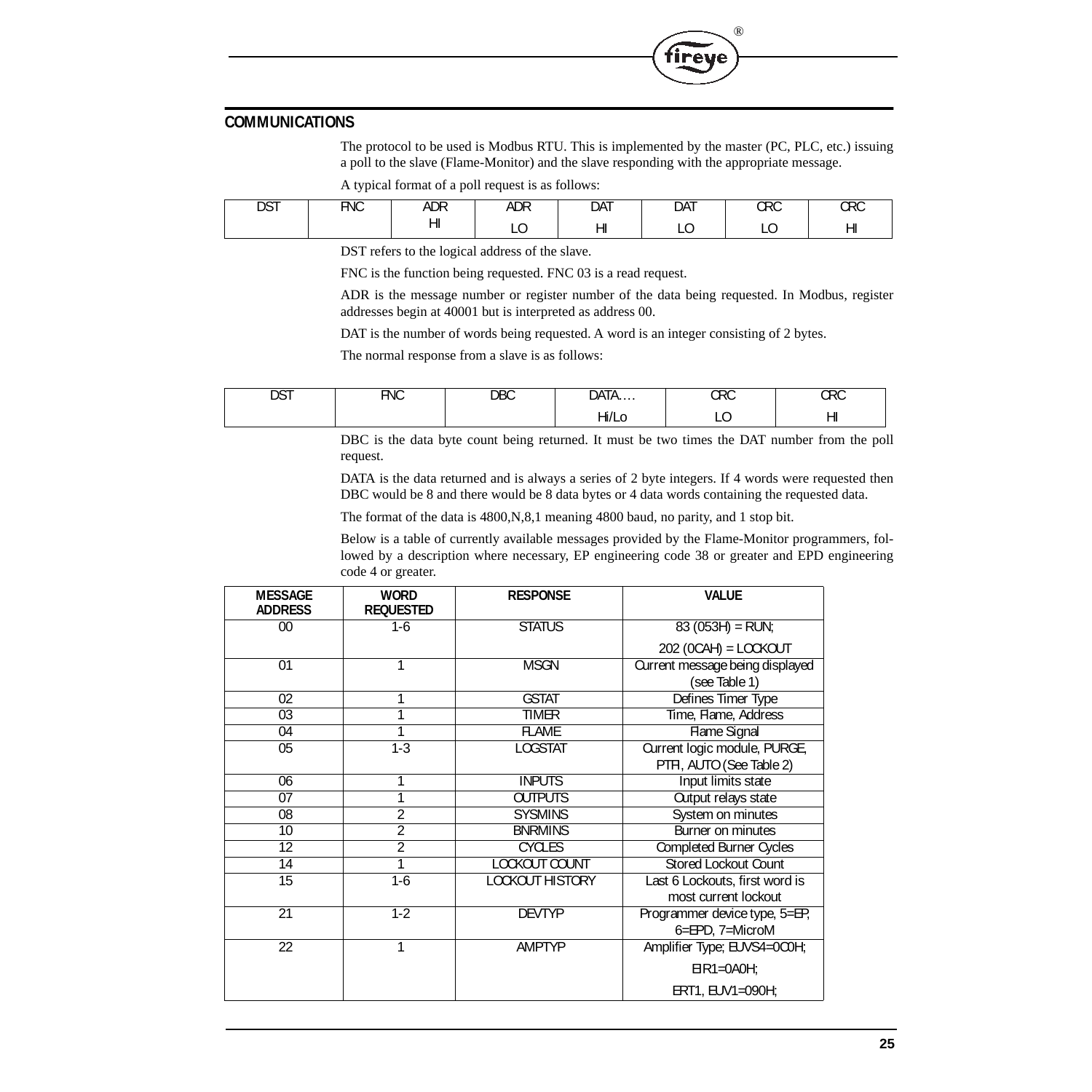## COMMUNICATIONS

The protocol to be used is Modbus RTU. This is implemented by the master (PC, PLC, etc.) issuing a poll to the slave (Flame-Monitor) and the slave responding with the appropriate message.

A typical format of a poll request is as follows:

| DST | FNC | ADR HI | ADR LO | DAT HI | DAT LO | CRC LO | CRC HI |
|---|---|---|---|---|---|---|---|

DST refers to the logical address of the slave.

FNC is the function being requested. FNC 03 is a read request.

ADR is the message number or register number of the data being requested. In Modbus, register addresses begin at 40001 but is interpreted as address 00.

DAT is the number of words being requested. A word is an integer consisting of 2 bytes.

The normal response from a slave is as follows:

| DST | FNC | DBC | DATA…. Hi/Lo | CRC LO | CRC HI |
|---|---|---|---|---|---|

DBC is the data byte count being returned. It must be two times the DAT number from the poll request.

DATA is the data returned and is always a series of 2 byte integers. If 4 words were requested then DBC would be 8 and there would be 8 data bytes or 4 data words containing the requested data.

The format of the data is 4800,N,8,1 meaning 4800 baud, no parity, and 1 stop bit.

Below is a table of currently available messages provided by the Flame-Monitor programmers, followed by a description where necessary, EP engineering code 38 or greater and EPD engineering code 4 or greater.

| MESSAGE ADDRESS | WORD REQUESTED | RESPONSE | VALUE |
|---|---|---|---|
| 00 | 1-6 | STATUS | 83 (053H) = RUN;<br>202 (0CAH) = LOCKOUT |
| 01 | 1 | MSGN | Current message being displayed (see Table 1) |
| 02 | 1 | GSTAT | Defines Timer Type |
| 03 | 1 | TIMER | Time, Flame, Address |
| 04 | 1 | FLAME | Flame Signal |
| 05 | 1-3 | LOGSTAT | Current logic module, PURGE, PTFI, AUTO (See Table 2) |
| 06 | 1 | INPUTS | Input limits state |
| 07 | 1 | OUTPUTS | Output relays state |
| 08 | 2 | SYSMINS | System on minutes |
| 10 | 2 | BNRMINS | Burner on minutes |
| 12 | 2 | CYCLES | Completed Burner Cycles |
| 14 | 1 | LOCKOUT COUNT | Stored Lockout Count |
| 15 | 1-6 | LOCKOUT HISTORY | Last 6 Lockouts, first word is most current lockout |
| 21 | 1-2 | DEVTYP | Programmer device type, 5=EP, 6=EPD, 7=MicroM |
| 22 | 1 | AMPTYP | Amplifier Type; EUVS4=0C0H;<br>EIR1=0A0H;<br>ERT1, EUV1=090H; |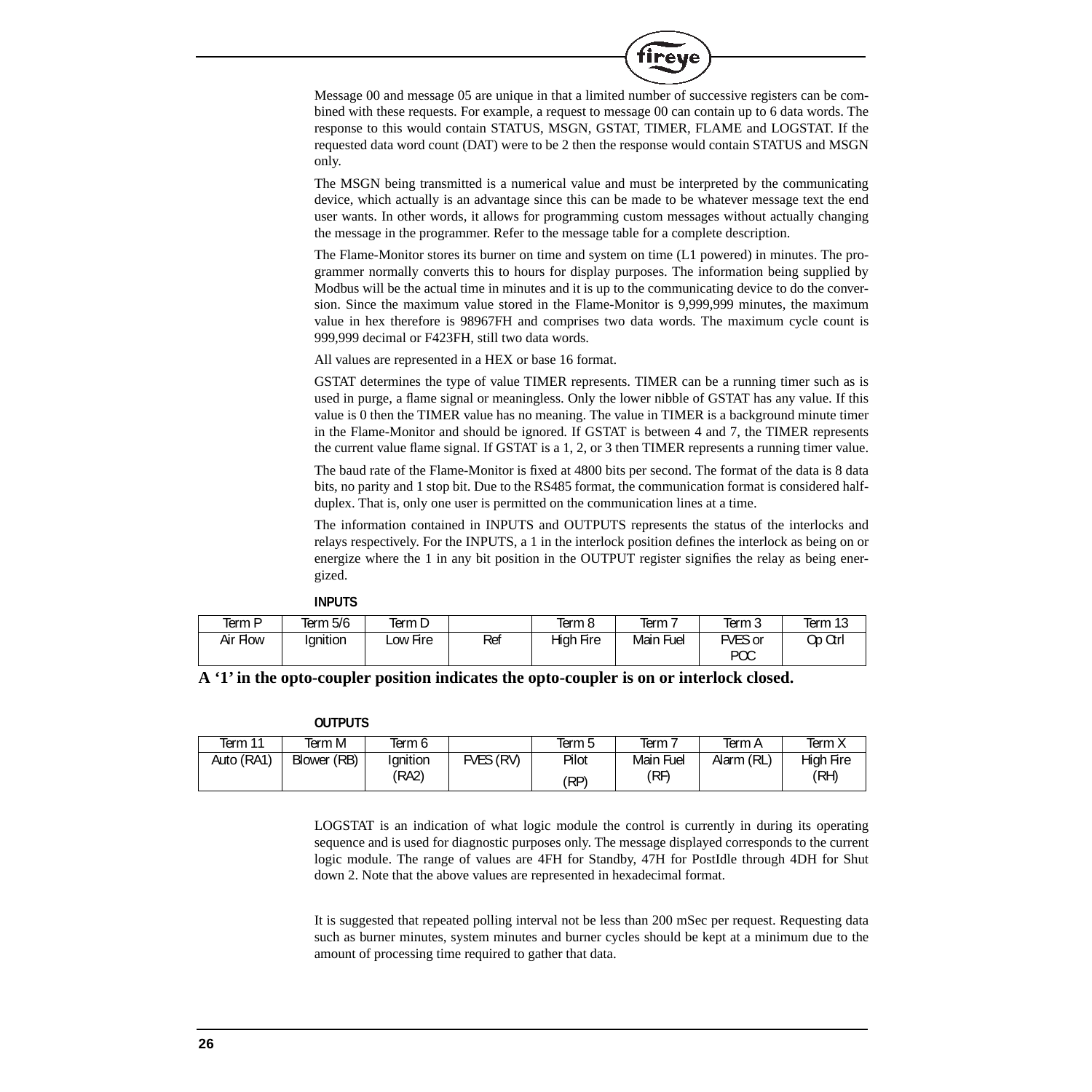Message 00 and message 05 are unique in that a limited number of successive registers can be combined with these requests. For example, a request to message 00 can contain up to 6 data words. The response to this would contain STATUS, MSGN, GSTAT, TIMER, FLAME and LOGSTAT. If the requested data word count (DAT) were to be 2 then the response would contain STATUS and MSGN only.

The MSGN being transmitted is a numerical value and must be interpreted by the communicating device, which actually is an advantage since this can be made to be whatever message text the end user wants. In other words, it allows for programming custom messages without actually changing the message in the programmer. Refer to the message table for a complete description.

The Flame-Monitor stores its burner on time and system on time (L1 powered) in minutes. The programmer normally converts this to hours for display purposes. The information being supplied by Modbus will be the actual time in minutes and it is up to the communicating device to do the conversion. Since the maximum value stored in the Flame-Monitor is 9,999,999 minutes, the maximum value in hex therefore is 98967FH and comprises two data words. The maximum cycle count is 999,999 decimal or F423FH, still two data words.

All values are represented in a HEX or base 16 format.

GSTAT determines the type of value TIMER represents. TIMER can be a running timer such as is used in purge, a flame signal or meaningless. Only the lower nibble of GSTAT has any value. If this value is 0 then the TIMER value has no meaning. The value in TIMER is a background minute timer in the Flame-Monitor and should be ignored. If GSTAT is between 4 and 7, the TIMER represents the current value flame signal. If GSTAT is a 1, 2, or 3 then TIMER represents a running timer value.

The baud rate of the Flame-Monitor is fixed at 4800 bits per second. The format of the data is 8 data bits, no parity and 1 stop bit. Due to the RS485 format, the communication format is considered half-duplex. That is, only one user is permitted on the communication lines at a time.

The information contained in INPUTS and OUTPUTS represents the status of the interlocks and relays respectively. For the INPUTS, a 1 in the interlock position defines the interlock as being on or energize where the 1 in any bit position in the OUTPUT register signifies the relay as being energized.

**INPUTS**

| Term P | Term 5/6 | Term D | | Term 8 | Term 7 | Term 3 | Term 13 |
|---|---|---|---|---|---|---|---|
| Air Flow | Ignition | Low Fire | Ref | High Fire | Main Fuel | FVES or POC | Op Ctrl |

**A '1' in the opto-coupler position indicates the opto-coupler is on or interlock closed.**

**OUTPUTS**

| Term 11 | Term M | Term 6 | | Term 5 | Term 7 | Term A | Term X |
|---|---|---|---|---|---|---|---|
| Auto (RA1) | Blower (RB) | Ignition (RA2) | FVES (RV) | Pilot (RP) | Main Fuel (RF) | Alarm (RL) | High Fire (RH) |

LOGSTAT is an indication of what logic module the control is currently in during its operating sequence and is used for diagnostic purposes only. The message displayed corresponds to the current logic module. The range of values are 4FH for Standby, 47H for PostIdle through 4DH for Shut down 2. Note that the above values are represented in hexadecimal format.

It is suggested that repeated polling interval not be less than 200 mSec per request. Requesting data such as burner minutes, system minutes and burner cycles should be kept at a minimum due to the amount of processing time required to gather that data.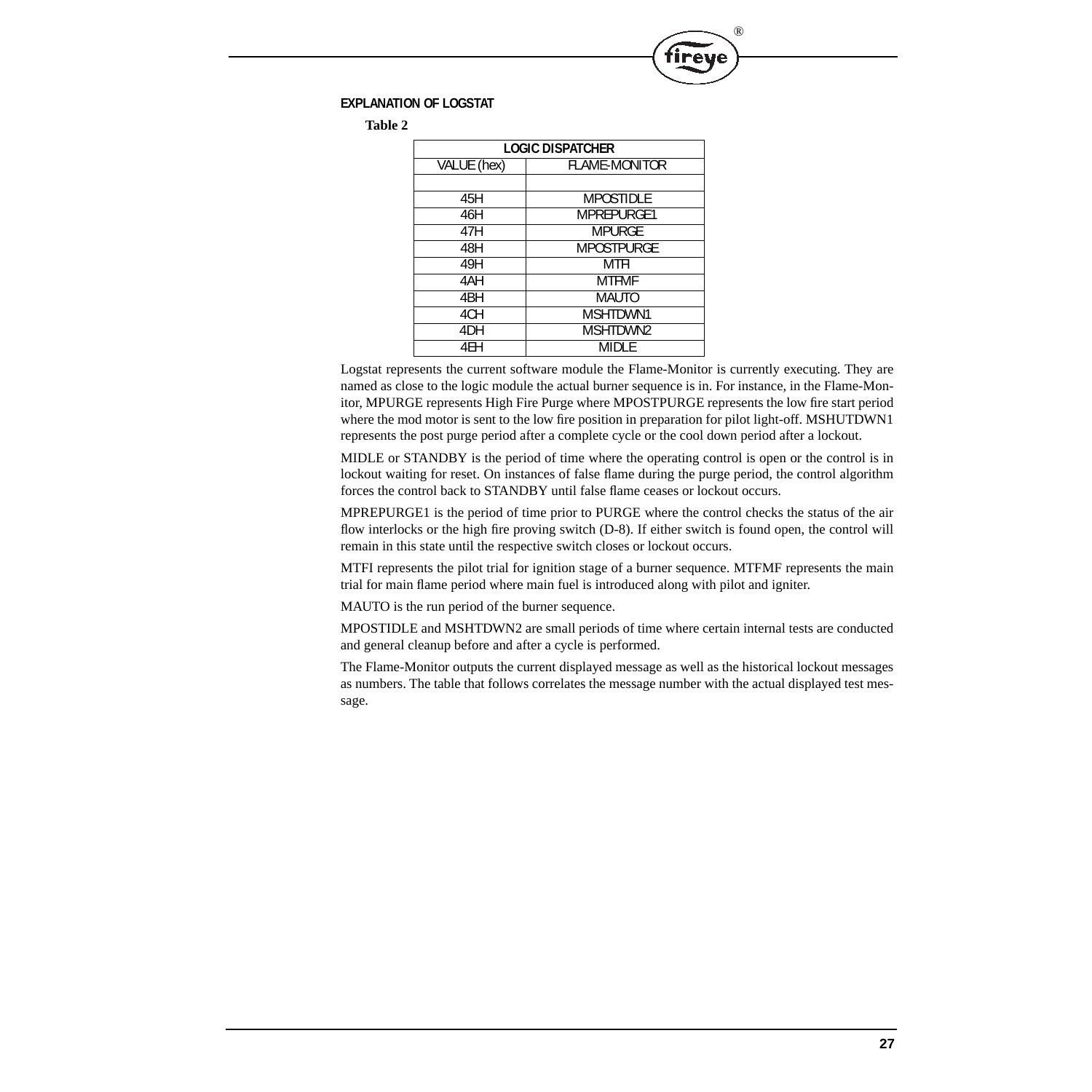## EXPLANATION OF LOGSTAT

**Table 2**

| LOGIC DISPATCHER | |
|---|---|
| VALUE (hex) | FLAME-MONITOR |
| | |
| 45H | MPOSTIDLE |
| 46H | MPREPURGE1 |
| 47H | MPURGE |
| 48H | MPOSTPURGE |
| 49H | MTFI |
| 4AH | MTFMF |
| 4BH | MAUTO |
| 4CH | MSHTDWN1 |
| 4DH | MSHTDWN2 |
| 4EH | MIDLE |

Logstat represents the current software module the Flame-Monitor is currently executing. They are named as close to the logic module the actual burner sequence is in. For instance, in the Flame-Monitor, MPURGE represents High Fire Purge where MPOSTPURGE represents the low fire start period where the mod motor is sent to the low fire position in preparation for pilot light-off. MSHUTDWN1 represents the post purge period after a complete cycle or the cool down period after a lockout.

MIDLE or STANDBY is the period of time where the operating control is open or the control is in lockout waiting for reset. On instances of false flame during the purge period, the control algorithm forces the control back to STANDBY until false flame ceases or lockout occurs.

MPREPURGE1 is the period of time prior to PURGE where the control checks the status of the air flow interlocks or the high fire proving switch (D-8). If either switch is found open, the control will remain in this state until the respective switch closes or lockout occurs.

MTFI represents the pilot trial for ignition stage of a burner sequence. MTFMF represents the main trial for main flame period where main fuel is introduced along with pilot and igniter.

MAUTO is the run period of the burner sequence.

MPOSTIDLE and MSHTDWN2 are small periods of time where certain internal tests are conducted and general cleanup before and after a cycle is performed.

The Flame-Monitor outputs the current displayed message as well as the historical lockout messages as numbers. The table that follows correlates the message number with the actual displayed test message.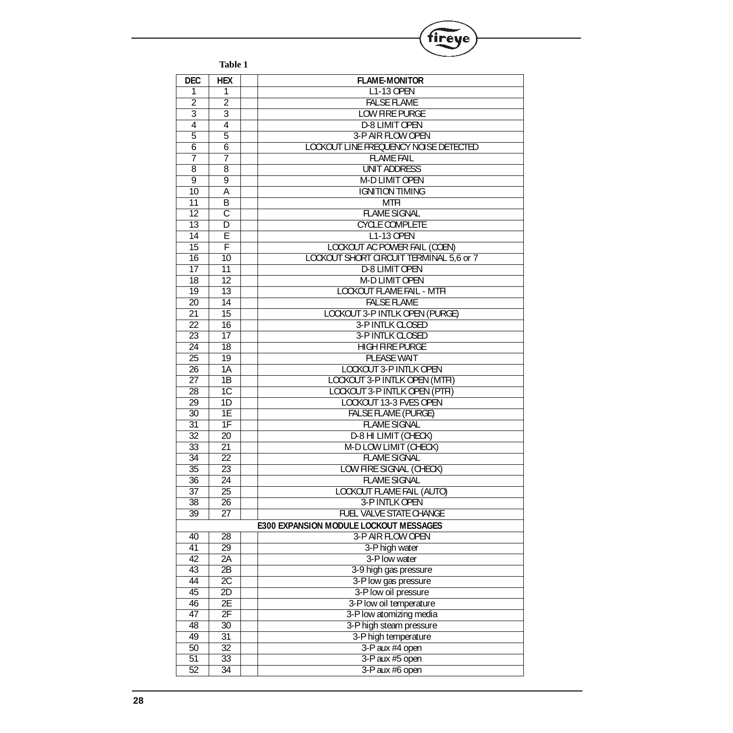**Table 1**

| DEC | HEX | | FLAME-MONITOR |
|---|---|---|---|
| 1 | 1 | | L1-13 OPEN |
| 2 | 2 | | FALSE FLAME |
| 3 | 3 | | LOW FIRE PURGE |
| 4 | 4 | | D-8 LIMIT OPEN |
| 5 | 5 | | 3-P AIR FLOW OPEN |
| 6 | 6 | | LOCKOUT LINE FREQUENCY NOISE DETECTED |
| 7 | 7 | | FLAME FAIL |
| 8 | 8 | | UNIT ADDRESS |
| 9 | 9 | | M-D LIMIT OPEN |
| 10 | A | | IGNITION TIMING |
| 11 | B | | MTFI |
| 12 | C | | FLAME SIGNAL |
| 13 | D | | CYCLE COMPLETE |
| 14 | E | | L1-13 OPEN |
| 15 | F | | LOCKOUT AC POWER FAIL (COEN) |
| 16 | 10 | | LOCKOUT SHORT CIRCUIT TERMINAL 5,6 or 7 |
| 17 | 11 | | D-8 LIMIT OPEN |
| 18 | 12 | | M-D LIMIT OPEN |
| 19 | 13 | | LOCKOUT FLAME FAIL - MTFI |
| 20 | 14 | | FALSE FLAME |
| 21 | 15 | | LOCKOUT 3-P INTLK OPEN (PURGE) |
| 22 | 16 | | 3-P INTLK CLOSED |
| 23 | 17 | | 3-P INTLK CLOSED |
| 24 | 18 | | HIGH FIRE PURGE |
| 25 | 19 | | PLEASE WAIT |
| 26 | 1A | | LOCKOUT 3-P INTLK OPEN |
| 27 | 1B | | LOCKOUT 3-P INTLK OPEN (MTFI) |
| 28 | 1C | | LOCKOUT 3-P INTLK OPEN (PTFI) |
| 29 | 1D | | LOCKOUT 13-3 FVES OPEN |
| 30 | 1E | | FALSE FLAME (PURGE) |
| 31 | 1F | | FLAME SIGNAL |
| 32 | 20 | | D-8 HI LIMIT (CHECK) |
| 33 | 21 | | M-D LOW LIMIT (CHECK) |
| 34 | 22 | | FLAME SIGNAL |
| 35 | 23 | | LOW FIRE SIGNAL (CHECK) |
| 36 | 24 | | FLAME SIGNAL |
| 37 | 25 | | LOCKOUT FLAME FAIL (AUTO) |
| 38 | 26 | | 3-P INTLK OPEN |
| 39 | 27 | | FUEL VALVE STATE CHANGE |
| **E300 EXPANSION MODULE LOCKOUT MESSAGES** | | | |
| 40 | 28 | | 3-P AIR FLOW OPEN |
| 41 | 29 | | 3-P high water |
| 42 | 2A | | 3-P low water |
| 43 | 2B | | 3-9 high gas pressure |
| 44 | 2C | | 3-P low gas pressure |
| 45 | 2D | | 3-P low oil pressure |
| 46 | 2E | | 3-P low oil temperature |
| 47 | 2F | | 3-P low atomizing media |
| 48 | 30 | | 3-P high steam pressure |
| 49 | 31 | | 3-P high temperature |
| 50 | 32 | | 3-P aux #4 open |
| 51 | 33 | | 3-P aux #5 open |
| 52 | 34 | | 3-P aux #6 open |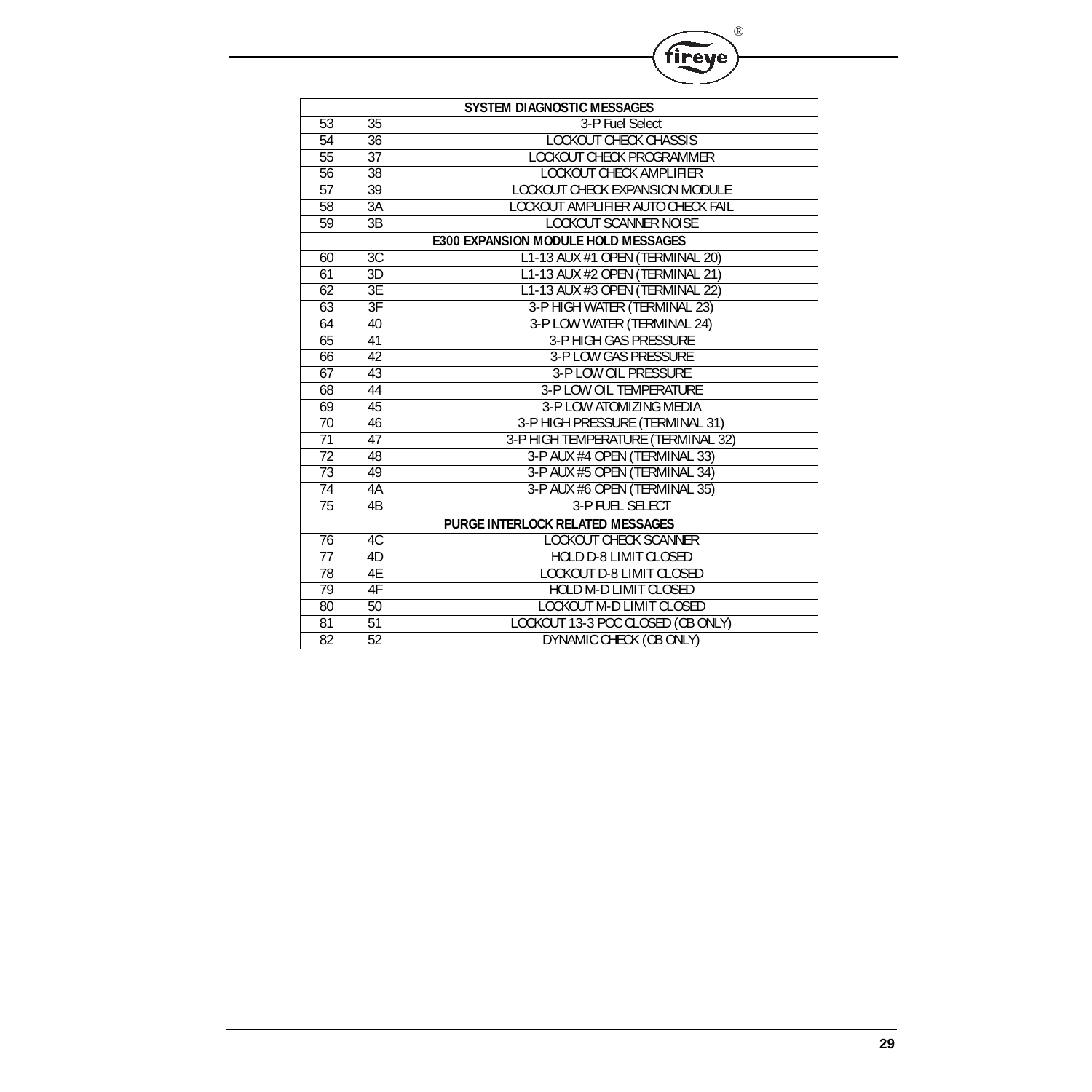| SYSTEM DIAGNOSTIC MESSAGES | | | |
|---|---|---|---|
| 53 | 35 | | 3-P Fuel Select |
| 54 | 36 | | LOCKOUT CHECK CHASSIS |
| 55 | 37 | | LOCKOUT CHECK PROGRAMMER |
| 56 | 38 | | LOCKOUT CHECK AMPLIFIER |
| 57 | 39 | | LOCKOUT CHECK EXPANSION MODULE |
| 58 | 3A | | LOCKOUT AMPLIFIER AUTO CHECK FAIL |
| 59 | 3B | | LOCKOUT SCANNER NOISE |
| **E300 EXPANSION MODULE HOLD MESSAGES** | | | |
| 60 | 3C | | L1-13 AUX #1 OPEN (TERMINAL 20) |
| 61 | 3D | | L1-13 AUX #2 OPEN (TERMINAL 21) |
| 62 | 3E | | L1-13 AUX #3 OPEN (TERMINAL 22) |
| 63 | 3F | | 3-P HIGH WATER (TERMINAL 23) |
| 64 | 40 | | 3-P LOW WATER (TERMINAL 24) |
| 65 | 41 | | 3-P HIGH GAS PRESSURE |
| 66 | 42 | | 3-P LOW GAS PRESSURE |
| 67 | 43 | | 3-P LOW OIL PRESSURE |
| 68 | 44 | | 3-P LOW OIL TEMPERATURE |
| 69 | 45 | | 3-P LOW ATOMIZING MEDIA |
| 70 | 46 | | 3-P HIGH PRESSURE (TERMINAL 31) |
| 71 | 47 | | 3-P HIGH TEMPERATURE (TERMINAL 32) |
| 72 | 48 | | 3-P AUX #4 OPEN (TERMINAL 33) |
| 73 | 49 | | 3-P AUX #5 OPEN (TERMINAL 34) |
| 74 | 4A | | 3-P AUX #6 OPEN (TERMINAL 35) |
| 75 | 4B | | 3-P FUEL SELECT |
| **PURGE INTERLOCK RELATED MESSAGES** | | | |
| 76 | 4C | | LOCKOUT CHECK SCANNER |
| 77 | 4D | | HOLD D-8 LIMIT CLOSED |
| 78 | 4E | | LOCKOUT D-8 LIMIT CLOSED |
| 79 | 4F | | HOLD M-D LIMIT CLOSED |
| 80 | 50 | | LOCKOUT M-D LIMIT CLOSED |
| 81 | 51 | | LOCKOUT 13-3 POC CLOSED (CB ONLY) |
| 82 | 52 | | DYNAMIC CHECK (CB ONLY) |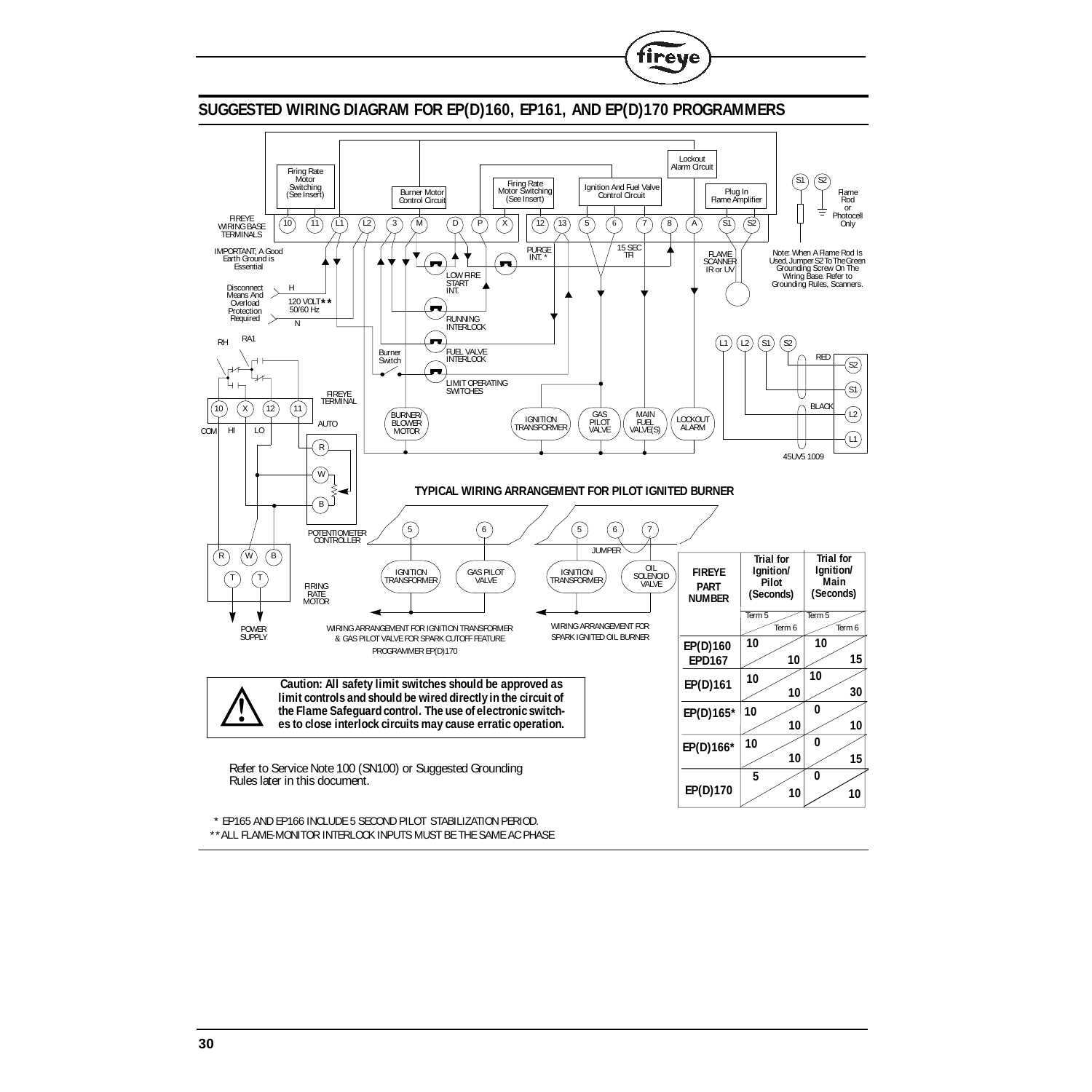## SUGGESTED WIRING DIAGRAM FOR EP(D)160, EP161, AND EP(D)170 PROGRAMMERS

FIREYE WIRING BASE TERMINALS

IMPORTANT; A Good Earth Ground is Essential

Disconnect Means And Overload Protection Required

120 VOLT** 50/60 Hz

TYPICAL WIRING ARRANGEMENT FOR PILOT IGNITED BURNER

WIRING ARRANGEMENT FOR IGNITION TRANSFORMER & GAS PILOT VALVE FOR SPARK CUTOFF FEATURE PROGRAMMER EP(D)170

WIRING ARRANGEMENT FOR SPARK IGNITED OIL BURNER

Note: When A Flame Rod Is Used, Jumper S2 To The Green Grounding Screw On The Wiring Base. Refer to Grounding Rules, Scanners.

| FIREYE PART NUMBER | Trial for Ignition/ Pilot (Seconds) Term 5 | Trial for Ignition/ Pilot (Seconds) Term 6 | Trial for Ignition/ Main (Seconds) Term 5 | Trial for Ignition/ Main (Seconds) Term 6 |
|---|---|---|---|---|
| EP(D)160 EPD167 | 10 | 10 | 10 | 15 |
| EP(D)161 | 10 | 10 | 10 | 30 |
| EP(D)165* | 10 | 10 | 0 | 10 |
| EP(D)166* | 10 | 10 | 0 | 15 |
| EP(D)170 | 5 | 10 | 0 | 10 |

**Caution: All safety limit switches should be approved as limit controls and should be wired directly in the circuit of the Flame Safeguard control. The use of electronic switches to close interlock circuits may cause erratic operation.**

Refer to Service Note 100 (SN100) or Suggested Grounding Rules later in this document.

\* EP165 AND EP166 INCLUDE 5 SECOND PILOT STABILIZATION PERIOD.

\*\* ALL FLAME-MONITOR INTERLOCK INPUTS MUST BE THE SAME AC PHASE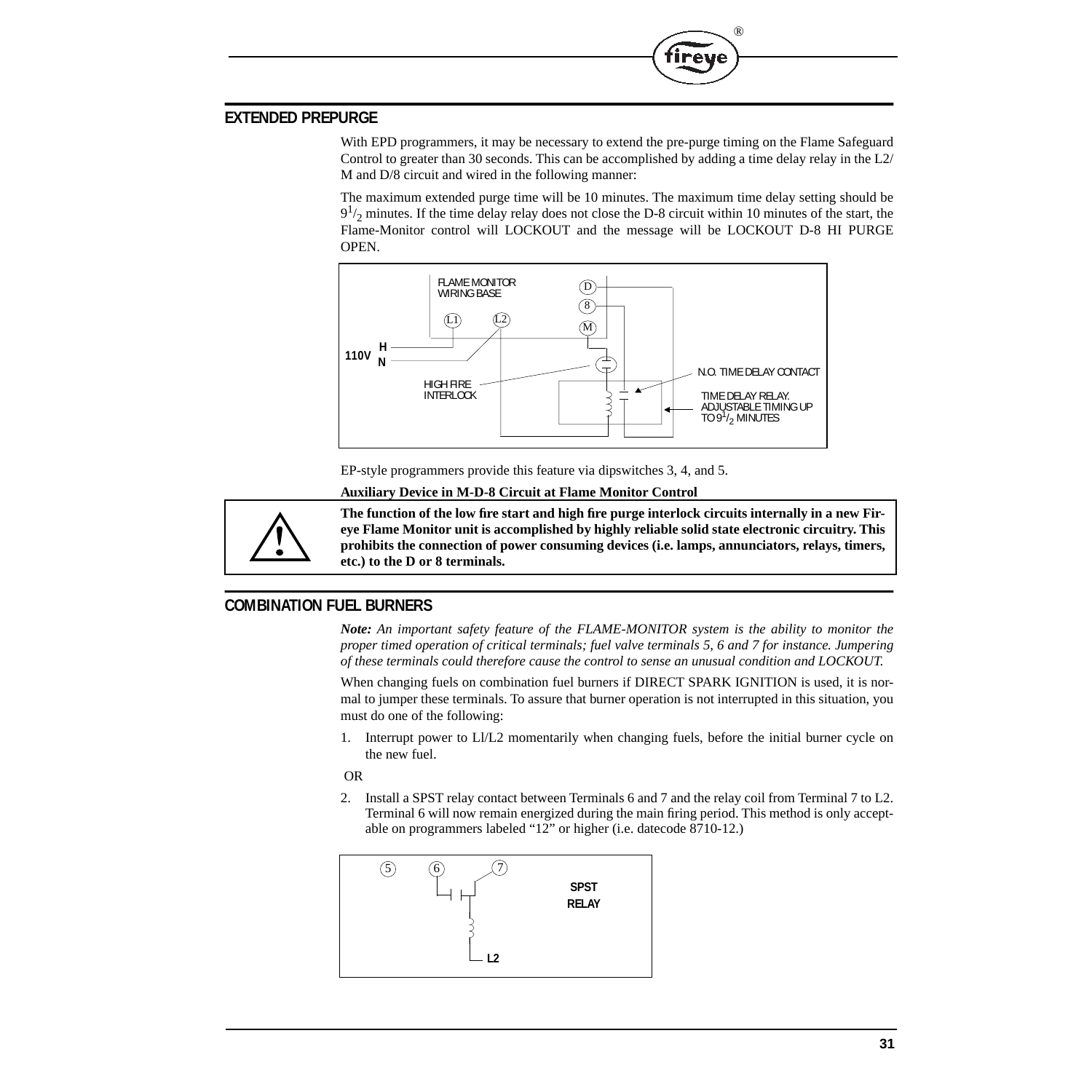## EXTENDED PREPURGE

With EPD programmers, it may be necessary to extend the pre-purge timing on the Flame Safeguard Control to greater than 30 seconds. This can be accomplished by adding a time delay relay in the L2/M and D/8 circuit and wired in the following manner:

The maximum extended purge time will be 10 minutes. The maximum time delay setting should be $9^1/_2$ minutes. If the time delay relay does not close the D-8 circuit within 10 minutes of the start, the Flame-Monitor control will LOCKOUT and the message will be LOCKOUT D-8 HI PURGE OPEN.

EP-style programmers provide this feature via dipswitches 3, 4, and 5.

**Auxiliary Device in M-D-8 Circuit at Flame Monitor Control**

**The function of the low fire start and high fire purge interlock circuits internally in a new Fireye Flame Monitor unit is accomplished by highly reliable solid state electronic circuitry. This prohibits the connection of power consuming devices (i.e. lamps, annunciators, relays, timers, etc.) to the D or 8 terminals.**

## COMBINATION FUEL BURNERS

***Note:*** *An important safety feature of the FLAME-MONITOR system is the ability to monitor the proper timed operation of critical terminals; fuel valve terminals 5, 6 and 7 for instance. Jumpering of these terminals could therefore cause the control to sense an unusual condition and LOCKOUT.*

When changing fuels on combination fuel burners if DIRECT SPARK IGNITION is used, it is normal to jumper these terminals. To assure that burner operation is not interrupted in this situation, you must do one of the following:

1. Interrupt power to Ll/L2 momentarily when changing fuels, before the initial burner cycle on the new fuel.

OR

2. Install a SPST relay contact between Terminals 6 and 7 and the relay coil from Terminal 7 to L2. Terminal 6 will now remain energized during the main firing period. This method is only acceptable on programmers labeled "12" or higher (i.e. datecode 8710-12.)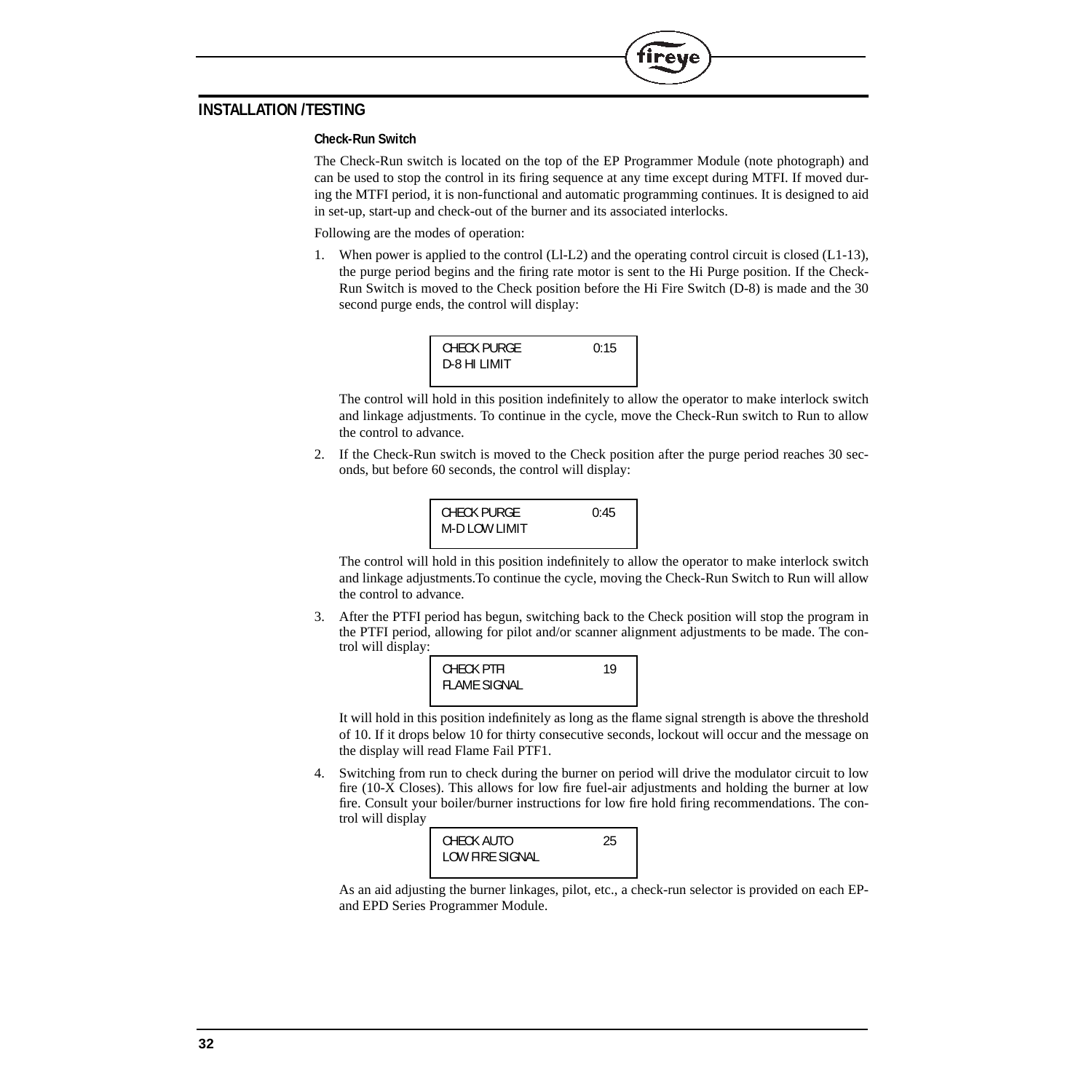## INSTALLATION /TESTING

### Check-Run Switch

The Check-Run switch is located on the top of the EP Programmer Module (note photograph) and can be used to stop the control in its firing sequence at any time except during MTFI. If moved during the MTFI period, it is non-functional and automatic programming continues. It is designed to aid in set-up, start-up and check-out of the burner and its associated interlocks.

Following are the modes of operation:

1. When power is applied to the control (Ll-L2) and the operating control circuit is closed (L1-13), the purge period begins and the firing rate motor is sent to the Hi Purge position. If the Check-Run Switch is moved to the Check position before the Hi Fire Switch (D-8) is made and the 30 second purge ends, the control will display:

   ```
   CHECK PURGE        0:15
   D-8 HI LIMIT
   ```

   The control will hold in this position indefinitely to allow the operator to make interlock switch and linkage adjustments. To continue in the cycle, move the Check-Run switch to Run to allow the control to advance.

2. If the Check-Run switch is moved to the Check position after the purge period reaches 30 seconds, but before 60 seconds, the control will display:

   ```
   CHECK PURGE        0:45
   M-D LOW LIMIT
   ```

   The control will hold in this position indefinitely to allow the operator to make interlock switch and linkage adjustments.To continue the cycle, moving the Check-Run Switch to Run will allow the control to advance.

3. After the PTFI period has begun, switching back to the Check position will stop the program in the PTFI period, allowing for pilot and/or scanner alignment adjustments to be made. The control will display:

   ```
   CHECK PTFI         19
   FLAME SIGNAL
   ```

   It will hold in this position indefinitely as long as the flame signal strength is above the threshold of 10. If it drops below 10 for thirty consecutive seconds, lockout will occur and the message on the display will read Flame Fail PTF1.

4. Switching from run to check during the burner on period will drive the modulator circuit to low fire (10-X Closes). This allows for low fire fuel-air adjustments and holding the burner at low fire. Consult your boiler/burner instructions for low fire hold firing recommendations. The control will display

   ```
   CHECK AUTO         25
   LOW FIRE SIGNAL
   ```

   As an aid adjusting the burner linkages, pilot, etc., a check-run selector is provided on each EP- and EPD Series Programmer Module.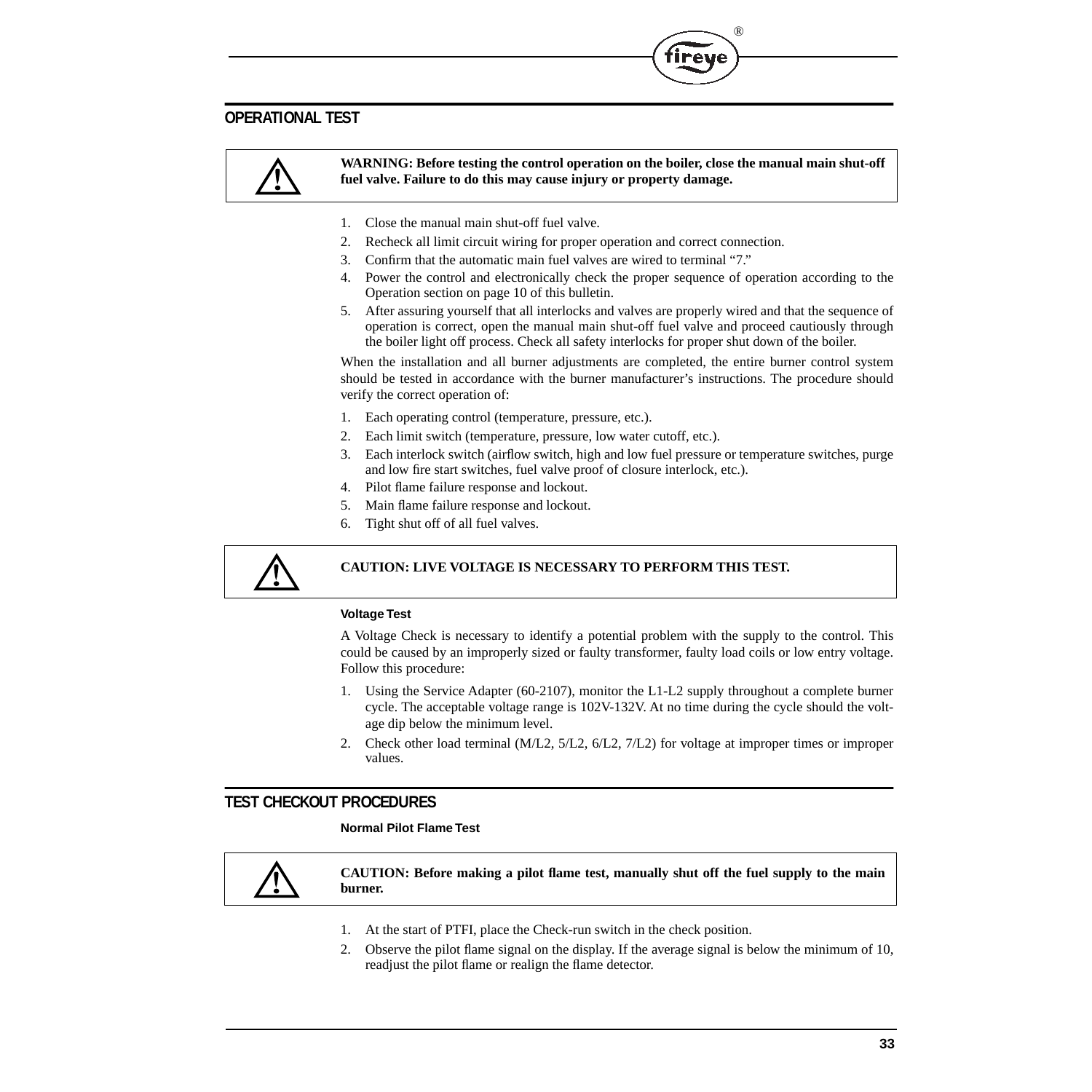## OPERATIONAL TEST

> ⚠ **WARNING: Before testing the control operation on the boiler, close the manual main shut-off fuel valve. Failure to do this may cause injury or property damage.**

1. Close the manual main shut-off fuel valve.
2. Recheck all limit circuit wiring for proper operation and correct connection.
3. Confirm that the automatic main fuel valves are wired to terminal "7."
4. Power the control and electronically check the proper sequence of operation according to the Operation section on page 10 of this bulletin.
5. After assuring yourself that all interlocks and valves are properly wired and that the sequence of operation is correct, open the manual main shut-off fuel valve and proceed cautiously through the boiler light off process. Check all safety interlocks for proper shut down of the boiler.

When the installation and all burner adjustments are completed, the entire burner control system should be tested in accordance with the burner manufacturer's instructions. The procedure should verify the correct operation of:

1. Each operating control (temperature, pressure, etc.).
2. Each limit switch (temperature, pressure, low water cutoff, etc.).
3. Each interlock switch (airflow switch, high and low fuel pressure or temperature switches, purge and low fire start switches, fuel valve proof of closure interlock, etc.).
4. Pilot flame failure response and lockout.
5. Main flame failure response and lockout.
6. Tight shut off of all fuel valves.

> ⚠ **CAUTION: LIVE VOLTAGE IS NECESSARY TO PERFORM THIS TEST.**

#### Voltage Test

A Voltage Check is necessary to identify a potential problem with the supply to the control. This could be caused by an improperly sized or faulty transformer, faulty load coils or low entry voltage. Follow this procedure:

1. Using the Service Adapter (60-2107), monitor the L1-L2 supply throughout a complete burner cycle. The acceptable voltage range is 102V-132V. At no time during the cycle should the voltage dip below the minimum level.
2. Check other load terminal (M/L2, 5/L2, 6/L2, 7/L2) for voltage at improper times or improper values.

## TEST CHECKOUT PROCEDURES

#### Normal Pilot Flame Test

> ⚠ **CAUTION: Before making a pilot flame test, manually shut off the fuel supply to the main burner.**

1. At the start of PTFI, place the Check-run switch in the check position.
2. Observe the pilot flame signal on the display. If the average signal is below the minimum of 10, readjust the pilot flame or realign the flame detector.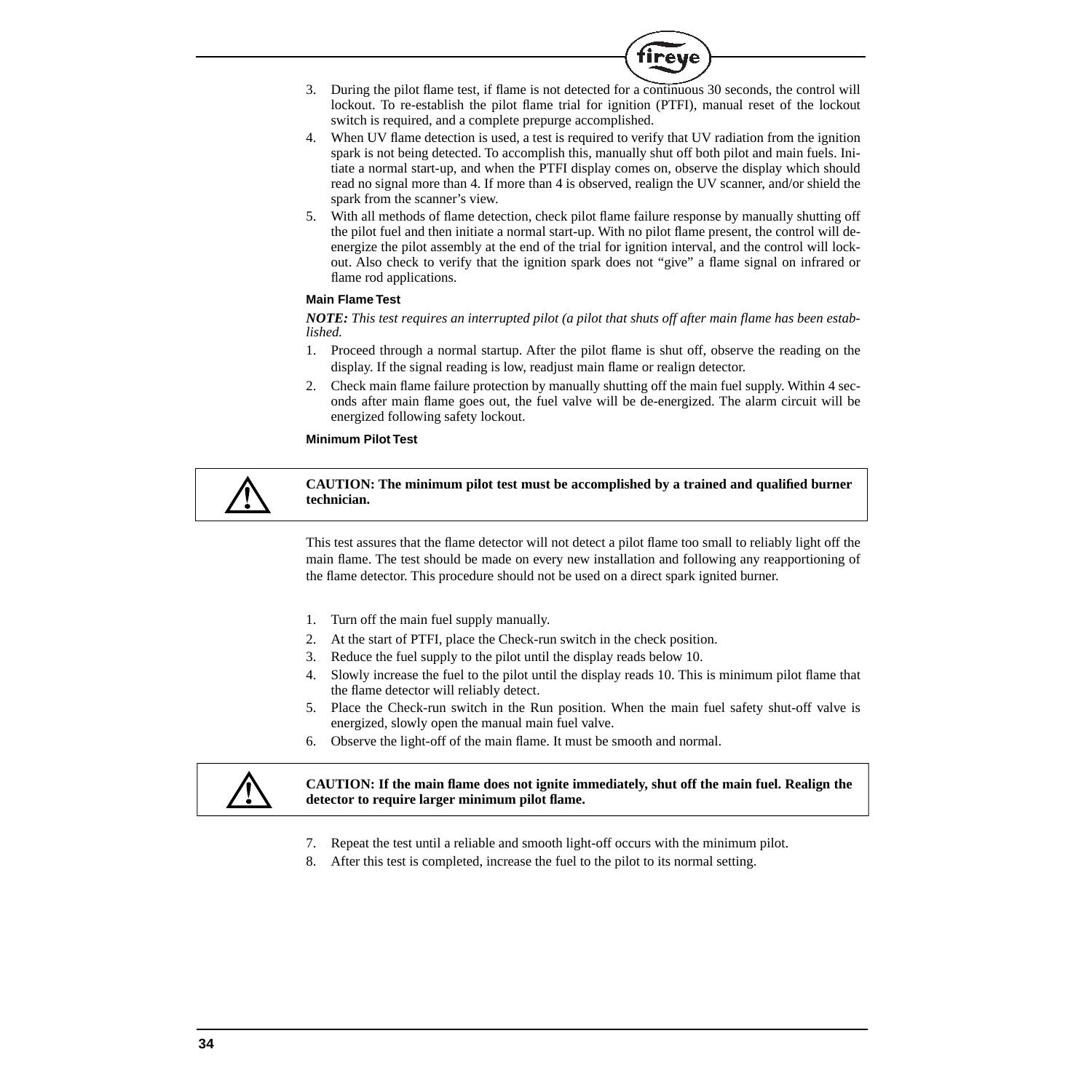3. During the pilot flame test, if flame is not detected for a continuous 30 seconds, the control will lockout. To re-establish the pilot flame trial for ignition (PTFI), manual reset of the lockout switch is required, and a complete prepurge accomplished.
4. When UV flame detection is used, a test is required to verify that UV radiation from the ignition spark is not being detected. To accomplish this, manually shut off both pilot and main fuels. Initiate a normal start-up, and when the PTFI display comes on, observe the display which should read no signal more than 4. If more than 4 is observed, realign the UV scanner, and/or shield the spark from the scanner's view.
5. With all methods of flame detection, check pilot flame failure response by manually shutting off the pilot fuel and then initiate a normal start-up. With no pilot flame present, the control will de-energize the pilot assembly at the end of the trial for ignition interval, and the control will lock-out. Also check to verify that the ignition spark does not "give" a flame signal on infrared or flame rod applications.

### Main Flame Test

***NOTE:*** *This test requires an interrupted pilot (a pilot that shuts off after main flame has been established.*

1. Proceed through a normal startup. After the pilot flame is shut off, observe the reading on the display. If the signal reading is low, readjust main flame or realign detector.
2. Check main flame failure protection by manually shutting off the main fuel supply. Within 4 seconds after main flame goes out, the fuel valve will be de-energized. The alarm circuit will be energized following safety lockout.

### Minimum Pilot Test

**CAUTION: The minimum pilot test must be accomplished by a trained and qualified burner technician.**

This test assures that the flame detector will not detect a pilot flame too small to reliably light off the main flame. The test should be made on every new installation and following any reapportioning of the flame detector. This procedure should not be used on a direct spark ignited burner.

1. Turn off the main fuel supply manually.
2. At the start of PTFI, place the Check-run switch in the check position.
3. Reduce the fuel supply to the pilot until the display reads below 10.
4. Slowly increase the fuel to the pilot until the display reads 10. This is minimum pilot flame that the flame detector will reliably detect.
5. Place the Check-run switch in the Run position. When the main fuel safety shut-off valve is energized, slowly open the manual main fuel valve.
6. Observe the light-off of the main flame. It must be smooth and normal.

**CAUTION: If the main flame does not ignite immediately, shut off the main fuel. Realign the detector to require larger minimum pilot flame.**

7. Repeat the test until a reliable and smooth light-off occurs with the minimum pilot.
8. After this test is completed, increase the fuel to the pilot to its normal setting.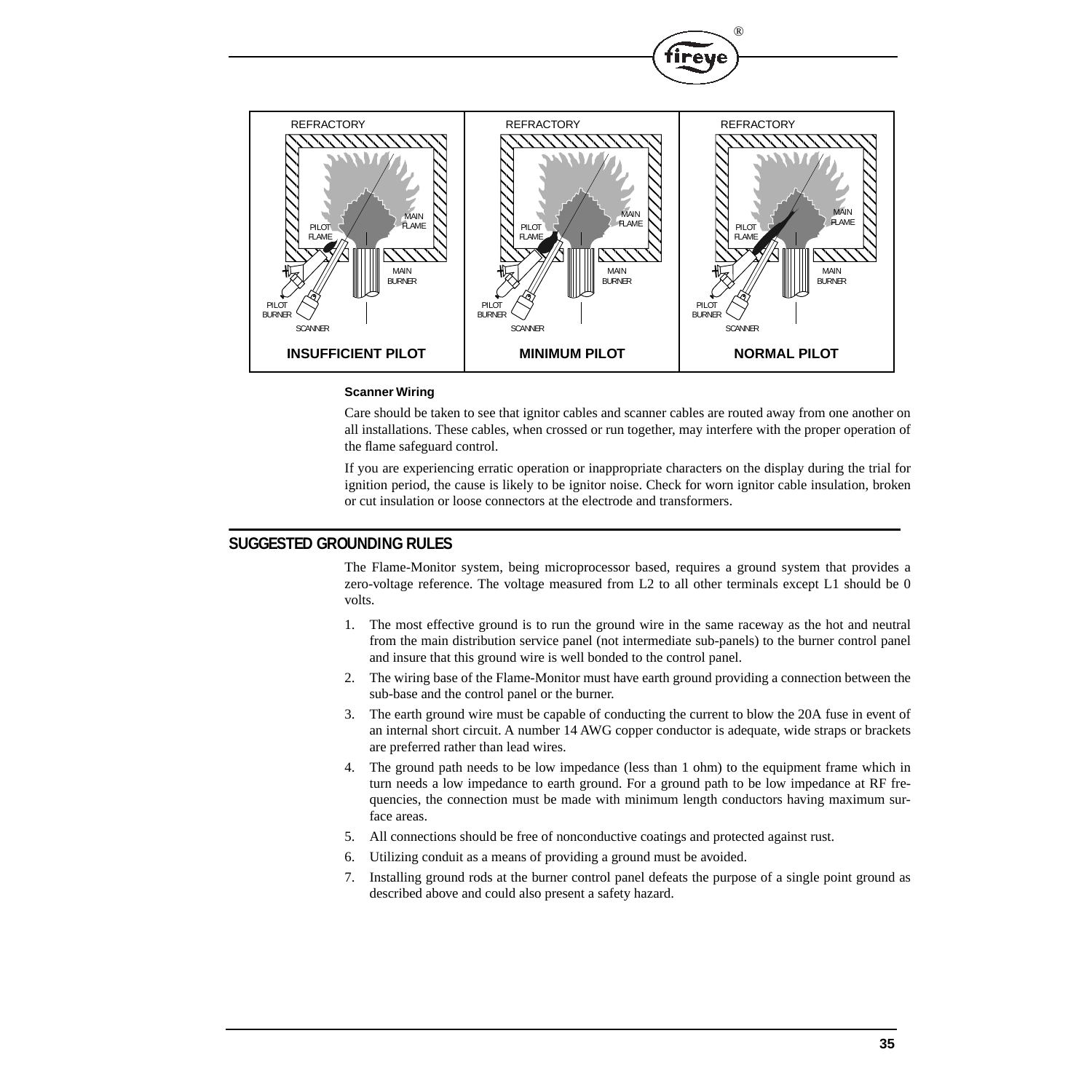REFRACTORY | REFRACTORY | REFRACTORY

PILOT FLAME, MAIN FLAME, MAIN BURNER, PILOT BURNER, SCANNER

**INSUFFICIENT PILOT** | **MINIMUM PILOT** | **NORMAL PILOT**

**Scanner Wiring**

Care should be taken to see that ignitor cables and scanner cables are routed away from one another on all installations. These cables, when crossed or run together, may interfere with the proper operation of the flame safeguard control.

If you are experiencing erratic operation or inappropriate characters on the display during the trial for ignition period, the cause is likely to be ignitor noise. Check for worn ignitor cable insulation, broken or cut insulation or loose connectors at the electrode and transformers.

## SUGGESTED GROUNDING RULES

The Flame-Monitor system, being microprocessor based, requires a ground system that provides a zero-voltage reference. The voltage measured from L2 to all other terminals except L1 should be 0 volts.

1. The most effective ground is to run the ground wire in the same raceway as the hot and neutral from the main distribution service panel (not intermediate sub-panels) to the burner control panel and insure that this ground wire is well bonded to the control panel.
2. The wiring base of the Flame-Monitor must have earth ground providing a connection between the sub-base and the control panel or the burner.
3. The earth ground wire must be capable of conducting the current to blow the 20A fuse in event of an internal short circuit. A number 14 AWG copper conductor is adequate, wide straps or brackets are preferred rather than lead wires.
4. The ground path needs to be low impedance (less than 1 ohm) to the equipment frame which in turn needs a low impedance to earth ground. For a ground path to be low impedance at RF frequencies, the connection must be made with minimum length conductors having maximum surface areas.
5. All connections should be free of nonconductive coatings and protected against rust.
6. Utilizing conduit as a means of providing a ground must be avoided.
7. Installing ground rods at the burner control panel defeats the purpose of a single point ground as described above and could also present a safety hazard.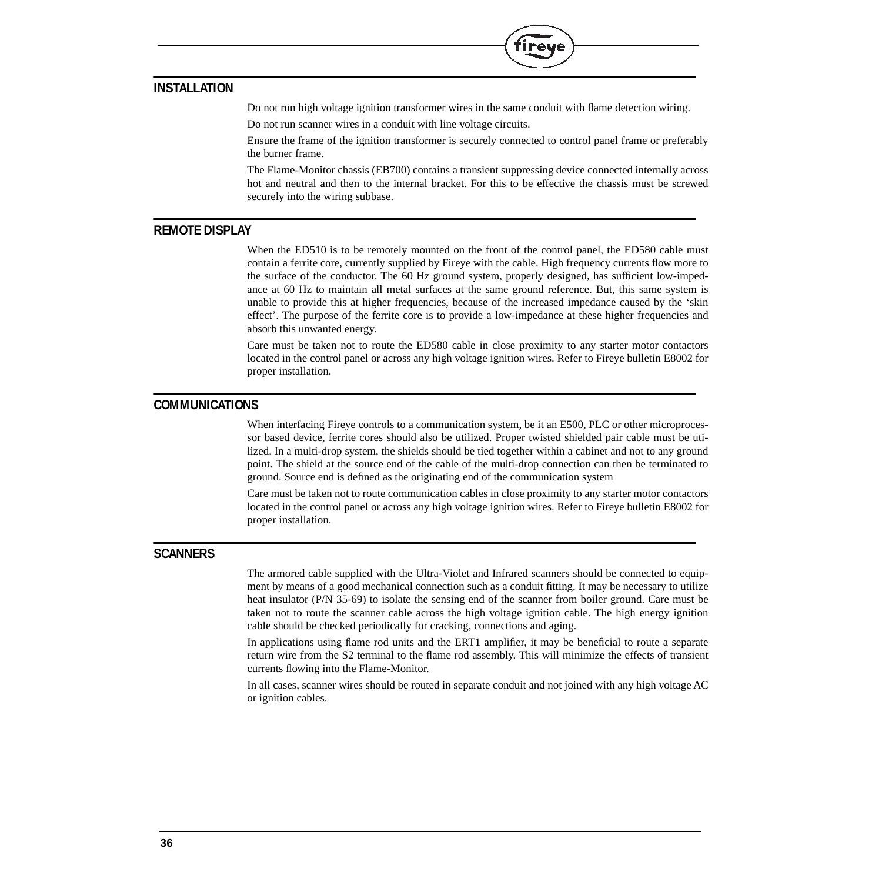## INSTALLATION

Do not run high voltage ignition transformer wires in the same conduit with flame detection wiring.

Do not run scanner wires in a conduit with line voltage circuits.

Ensure the frame of the ignition transformer is securely connected to control panel frame or preferably the burner frame.

The Flame-Monitor chassis (EB700) contains a transient suppressing device connected internally across hot and neutral and then to the internal bracket. For this to be effective the chassis must be screwed securely into the wiring subbase.

## REMOTE DISPLAY

When the ED510 is to be remotely mounted on the front of the control panel, the ED580 cable must contain a ferrite core, currently supplied by Fireye with the cable. High frequency currents flow more to the surface of the conductor. The 60 Hz ground system, properly designed, has sufficient low-impedance at 60 Hz to maintain all metal surfaces at the same ground reference. But, this same system is unable to provide this at higher frequencies, because of the increased impedance caused by the 'skin effect'. The purpose of the ferrite core is to provide a low-impedance at these higher frequencies and absorb this unwanted energy.

Care must be taken not to route the ED580 cable in close proximity to any starter motor contactors located in the control panel or across any high voltage ignition wires. Refer to Fireye bulletin E8002 for proper installation.

## COMMUNICATIONS

When interfacing Fireye controls to a communication system, be it an E500, PLC or other microprocessor based device, ferrite cores should also be utilized. Proper twisted shielded pair cable must be utilized. In a multi-drop system, the shields should be tied together within a cabinet and not to any ground point. The shield at the source end of the cable of the multi-drop connection can then be terminated to ground. Source end is defined as the originating end of the communication system

Care must be taken not to route communication cables in close proximity to any starter motor contactors located in the control panel or across any high voltage ignition wires. Refer to Fireye bulletin E8002 for proper installation.

## SCANNERS

The armored cable supplied with the Ultra-Violet and Infrared scanners should be connected to equipment by means of a good mechanical connection such as a conduit fitting. It may be necessary to utilize heat insulator (P/N 35-69) to isolate the sensing end of the scanner from boiler ground. Care must be taken not to route the scanner cable across the high voltage ignition cable. The high energy ignition cable should be checked periodically for cracking, connections and aging.

In applications using flame rod units and the ERT1 amplifier, it may be beneficial to route a separate return wire from the S2 terminal to the flame rod assembly. This will minimize the effects of transient currents flowing into the Flame-Monitor.

In all cases, scanner wires should be routed in separate conduit and not joined with any high voltage AC or ignition cables.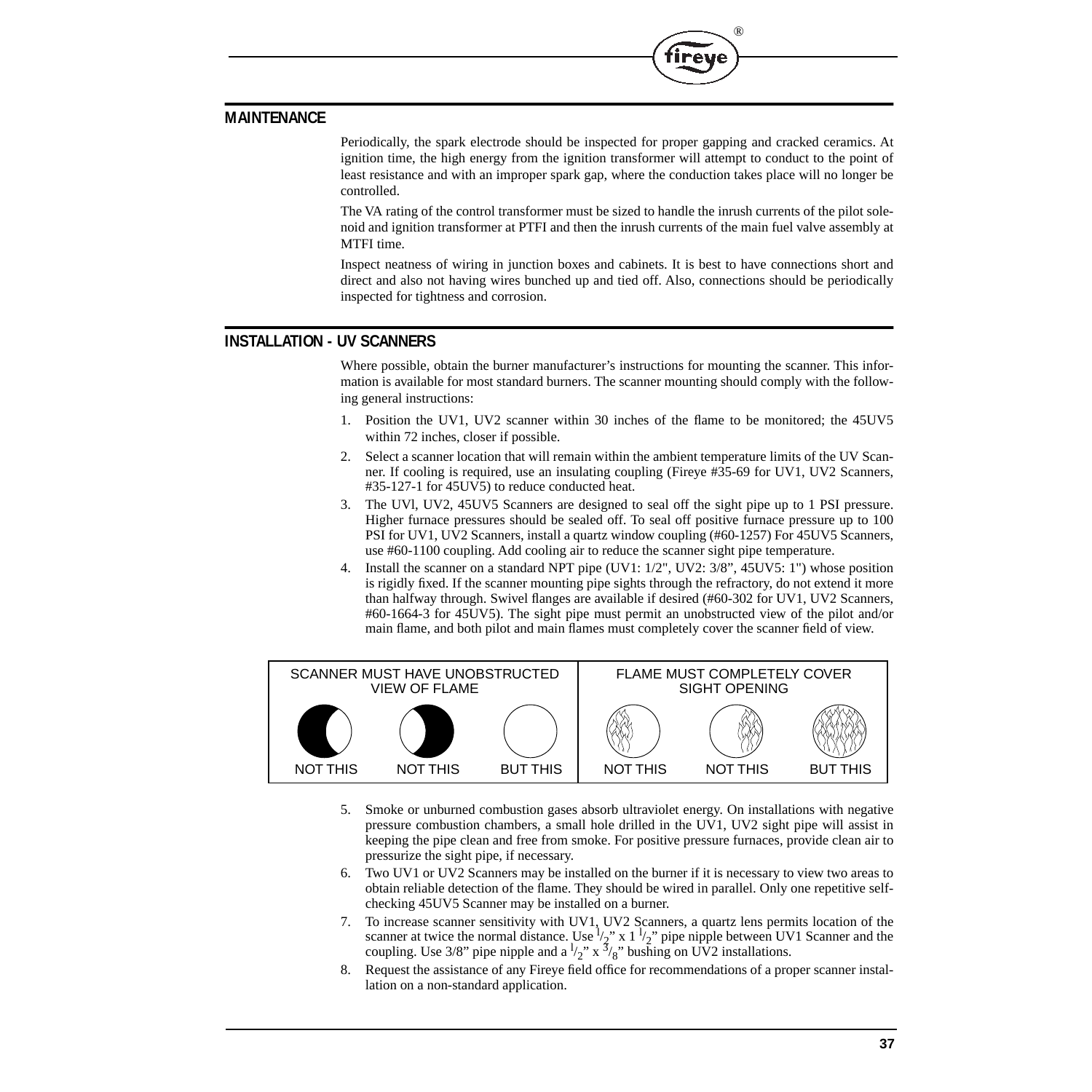## MAINTENANCE

Periodically, the spark electrode should be inspected for proper gapping and cracked ceramics. At ignition time, the high energy from the ignition transformer will attempt to conduct to the point of least resistance and with an improper spark gap, where the conduction takes place will no longer be controlled.

The VA rating of the control transformer must be sized to handle the inrush currents of the pilot solenoid and ignition transformer at PTFI and then the inrush currents of the main fuel valve assembly at MTFI time.

Inspect neatness of wiring in junction boxes and cabinets. It is best to have connections short and direct and also not having wires bunched up and tied off. Also, connections should be periodically inspected for tightness and corrosion.

## INSTALLATION - UV SCANNERS

Where possible, obtain the burner manufacturer's instructions for mounting the scanner. This information is available for most standard burners. The scanner mounting should comply with the following general instructions:

1. Position the UV1, UV2 scanner within 30 inches of the flame to be monitored; the 45UV5 within 72 inches, closer if possible.
2. Select a scanner location that will remain within the ambient temperature limits of the UV Scanner. If cooling is required, use an insulating coupling (Fireye #35-69 for UV1, UV2 Scanners, #35-127-1 for 45UV5) to reduce conducted heat.
3. The UVl, UV2, 45UV5 Scanners are designed to seal off the sight pipe up to 1 PSI pressure. Higher furnace pressures should be sealed off. To seal off positive furnace pressure up to 100 PSI for UV1, UV2 Scanners, install a quartz window coupling (#60-1257) For 45UV5 Scanners, use #60-1100 coupling. Add cooling air to reduce the scanner sight pipe temperature.
4. Install the scanner on a standard NPT pipe (UV1: 1/2", UV2: 3/8", 45UV5: 1") whose position is rigidly fixed. If the scanner mounting pipe sights through the refractory, do not extend it more than halfway through. Swivel flanges are available if desired (#60-302 for UV1, UV2 Scanners, #60-1664-3 for 45UV5). The sight pipe must permit an unobstructed view of the pilot and/or main flame, and both pilot and main flames must completely cover the scanner field of view.

| SCANNER MUST HAVE UNOBSTRUCTED VIEW OF FLAME | | | FLAME MUST COMPLETELY COVER SIGHT OPENING | | |
|---|---|---|---|---|---|
| NOT THIS | NOT THIS | BUT THIS | NOT THIS | NOT THIS | BUT THIS |

5. Smoke or unburned combustion gases absorb ultraviolet energy. On installations with negative pressure combustion chambers, a small hole drilled in the UV1, UV2 sight pipe will assist in keeping the pipe clean and free from smoke. For positive pressure furnaces, provide clean air to pressurize the sight pipe, if necessary.
6. Two UV1 or UV2 Scanners may be installed on the burner if it is necessary to view two areas to obtain reliable detection of the flame. They should be wired in parallel. Only one repetitive self-checking 45UV5 Scanner may be installed on a burner.
7. To increase scanner sensitivity with UV1, UV2 Scanners, a quartz lens permits location of the scanner at twice the normal distance. Use 1/2" x 1 1/2" pipe nipple between UV1 Scanner and the coupling. Use 3/8" pipe nipple and a 1/2" x 3/8" bushing on UV2 installations.
8. Request the assistance of any Fireye field office for recommendations of a proper scanner installation on a non-standard application.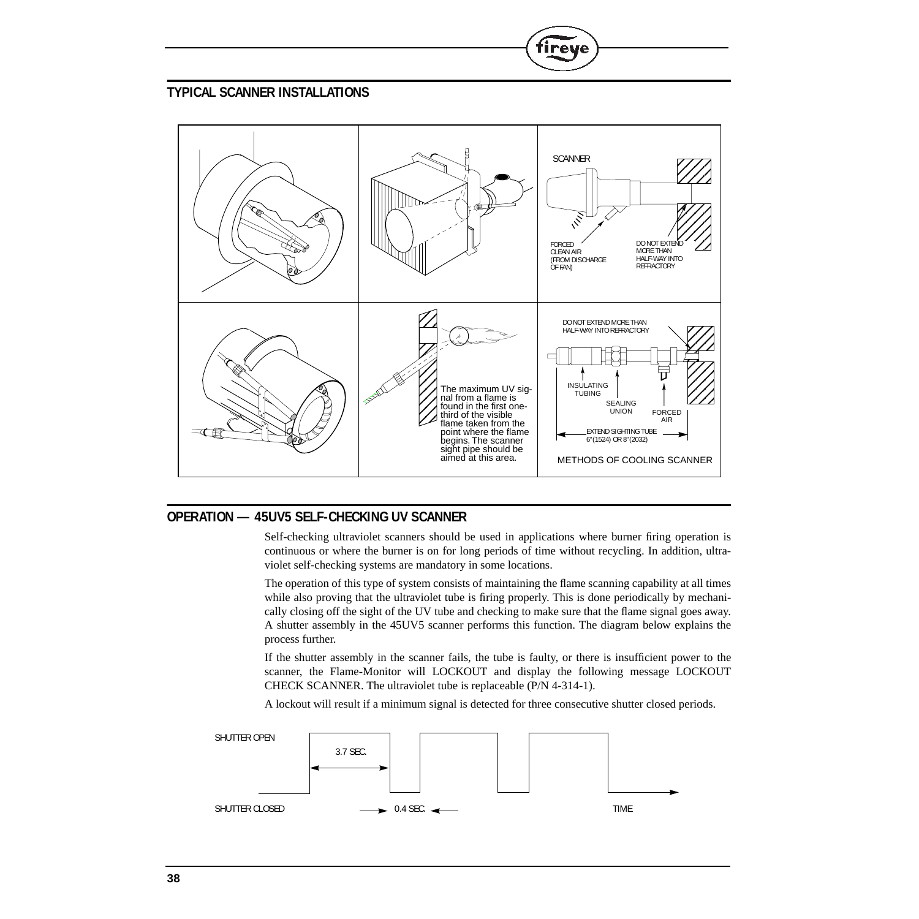## TYPICAL SCANNER INSTALLATIONS

SCANNER

FORCED CLEAN AIR (FROM DISCHARGE OF FAN)

DO NOT EXTEND MORE THAN HALF-WAY INTO REFRACTORY

The maximum UV signal from a flame is found in the first one-third of the visible flame taken from the point where the flame begins. The scanner sight pipe should be aimed at this area.

DO NOT EXTEND MORE THAN HALF-WAY INTO REFRACTORY

INSULATING TUBING

SEALING UNION

FORCED AIR

EXTEND SIGHTING TUBE 6" (1524) OR 8" (2032)

METHODS OF COOLING SCANNER

## OPERATION — 45UV5 SELF-CHECKING UV SCANNER

Self-checking ultraviolet scanners should be used in applications where burner firing operation is continuous or where the burner is on for long periods of time without recycling. In addition, ultraviolet self-checking systems are mandatory in some locations.

The operation of this type of system consists of maintaining the flame scanning capability at all times while also proving that the ultraviolet tube is firing properly. This is done periodically by mechanically closing off the sight of the UV tube and checking to make sure that the flame signal goes away. A shutter assembly in the 45UV5 scanner performs this function. The diagram below explains the process further.

If the shutter assembly in the scanner fails, the tube is faulty, or there is insufficient power to the scanner, the Flame-Monitor will LOCKOUT and display the following message LOCKOUT CHECK SCANNER. The ultraviolet tube is replaceable (P/N 4-314-1).

A lockout will result if a minimum signal is detected for three consecutive shutter closed periods.

SHUTTER OPEN

3.7 SEC.

SHUTTER CLOSED

0.4 SEC.

TIME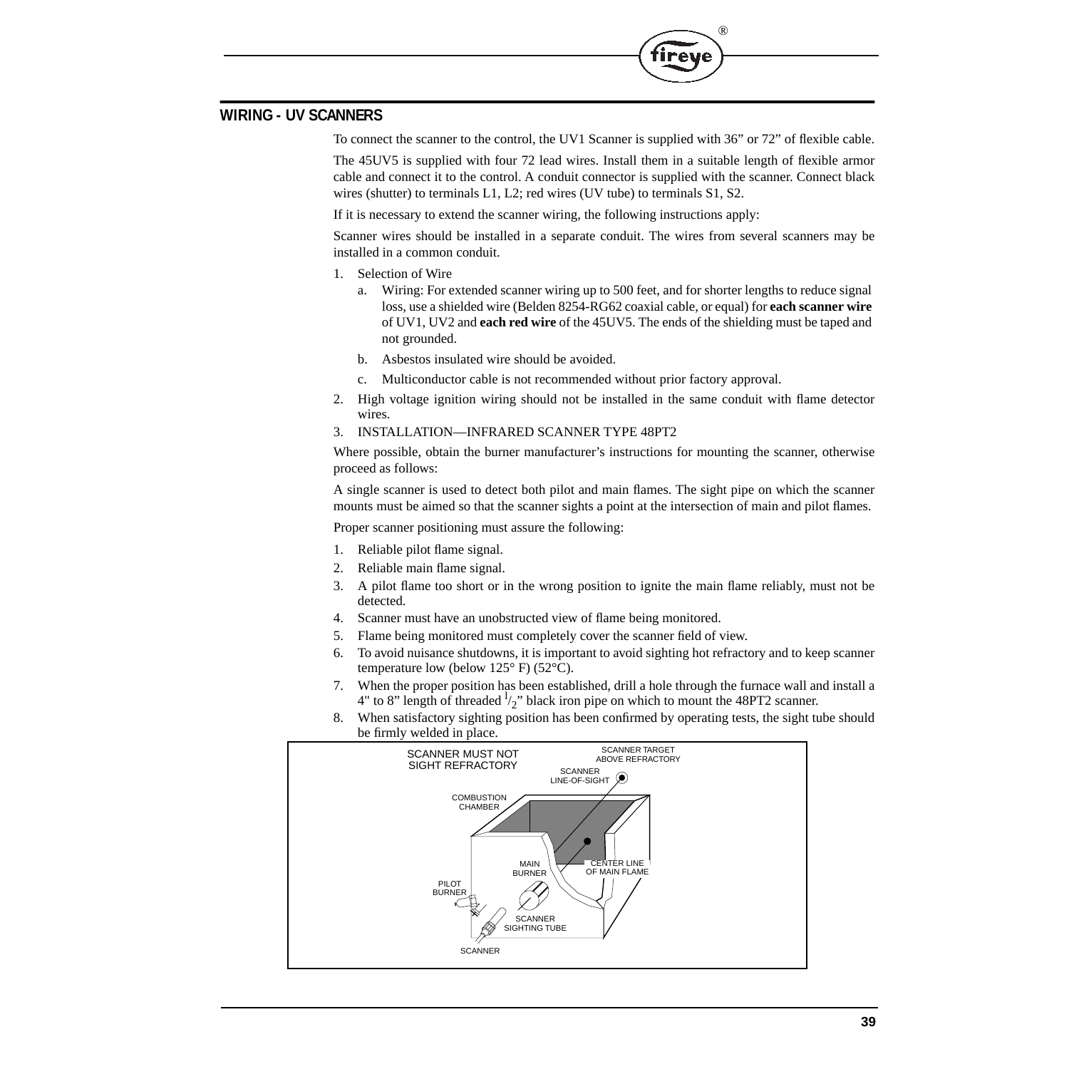## WIRING - UV SCANNERS

To connect the scanner to the control, the UV1 Scanner is supplied with 36” or 72” of flexible cable.

The 45UV5 is supplied with four 72 lead wires. Install them in a suitable length of flexible armor cable and connect it to the control. A conduit connector is supplied with the scanner. Connect black wires (shutter) to terminals L1, L2; red wires (UV tube) to terminals S1, S2.

If it is necessary to extend the scanner wiring, the following instructions apply:

Scanner wires should be installed in a separate conduit. The wires from several scanners may be installed in a common conduit.

1. Selection of Wire
   a. Wiring: For extended scanner wiring up to 500 feet, and for shorter lengths to reduce signal loss, use a shielded wire (Belden 8254-RG62 coaxial cable, or equal) for **each scanner wire** of UV1, UV2 and **each red wire** of the 45UV5. The ends of the shielding must be taped and not grounded.
   b. Asbestos insulated wire should be avoided.
   c. Multiconductor cable is not recommended without prior factory approval.
2. High voltage ignition wiring should not be installed in the same conduit with flame detector wires.
3. INSTALLATION—INFRARED SCANNER TYPE 48PT2

Where possible, obtain the burner manufacturer’s instructions for mounting the scanner, otherwise proceed as follows:

A single scanner is used to detect both pilot and main flames. The sight pipe on which the scanner mounts must be aimed so that the scanner sights a point at the intersection of main and pilot flames.

Proper scanner positioning must assure the following:

1. Reliable pilot flame signal.
2. Reliable main flame signal.
3. A pilot flame too short or in the wrong position to ignite the main flame reliably, must not be detected.
4. Scanner must have an unobstructed view of flame being monitored.
5. Flame being monitored must completely cover the scanner field of view.
6. To avoid nuisance shutdowns, it is important to avoid sighting hot refractory and to keep scanner temperature low (below 125° F) (52°C).
7. When the proper position has been established, drill a hole through the furnace wall and install a 4" to 8” length of threaded $^{1}/_{2}$” black iron pipe on which to mount the 48PT2 scanner.
8. When satisfactory sighting position has been confirmed by operating tests, the sight tube should be firmly welded in place.

SCANNER MUST NOT SIGHT REFRACTORY
SCANNER TARGET ABOVE REFRACTORY
SCANNER LINE-OF-SIGHT
COMBUSTION CHAMBER
MAIN BURNER
CENTER LINE OF MAIN FLAME
PILOT BURNER
SCANNER SIGHTING TUBE
SCANNER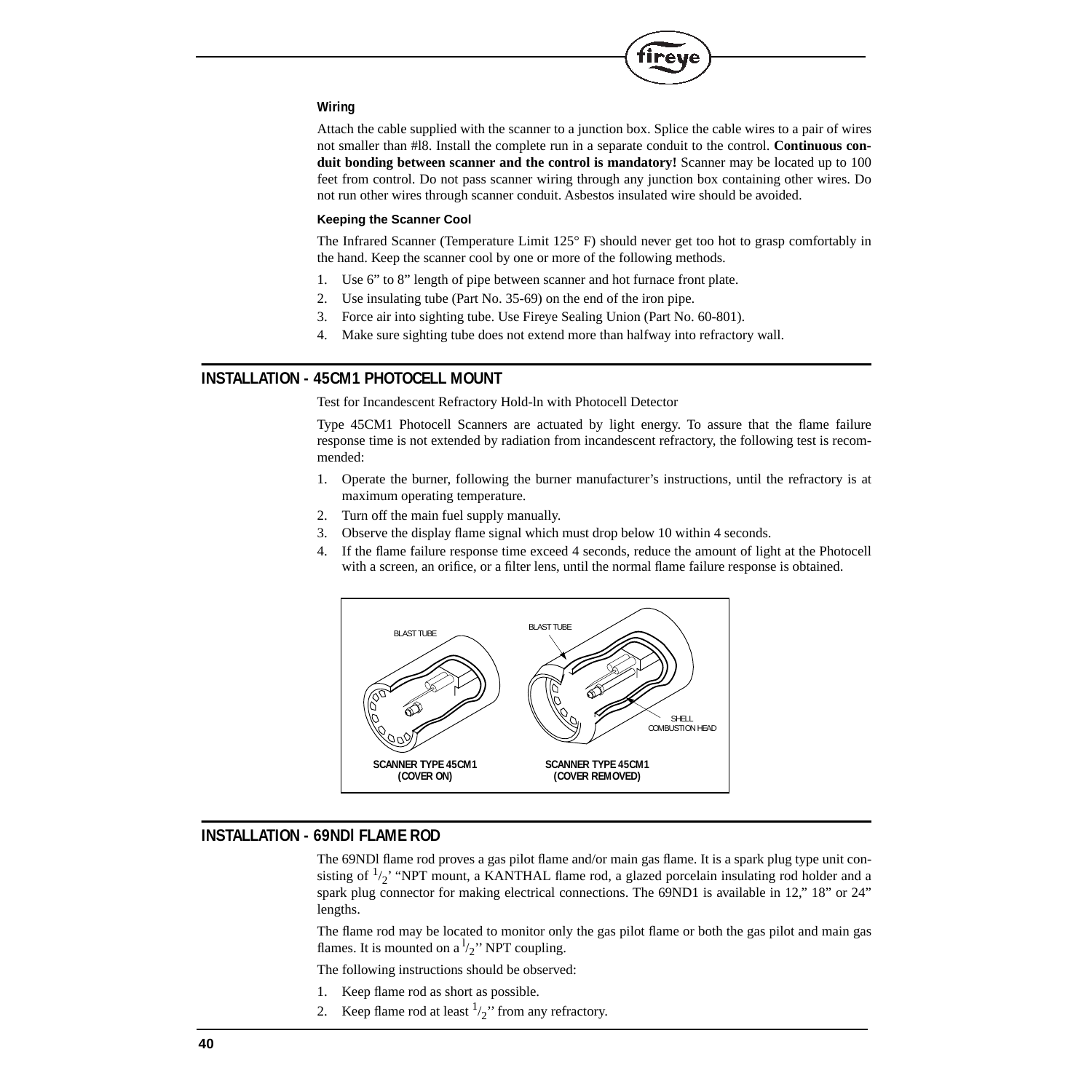### Wiring

Attach the cable supplied with the scanner to a junction box. Splice the cable wires to a pair of wires not smaller than #l8. Install the complete run in a separate conduit to the control. **Continuous conduit bonding between scanner and the control is mandatory!** Scanner may be located up to 100 feet from control. Do not pass scanner wiring through any junction box containing other wires. Do not run other wires through scanner conduit. Asbestos insulated wire should be avoided.

#### Keeping the Scanner Cool

The Infrared Scanner (Temperature Limit 125° F) should never get too hot to grasp comfortably in the hand. Keep the scanner cool by one or more of the following methods.

1. Use 6" to 8" length of pipe between scanner and hot furnace front plate.
2. Use insulating tube (Part No. 35-69) on the end of the iron pipe.
3. Force air into sighting tube. Use Fireye Sealing Union (Part No. 60-801).
4. Make sure sighting tube does not extend more than halfway into refractory wall.

## INSTALLATION - 45CM1 PHOTOCELL MOUNT

Test for Incandescent Refractory Hold-ln with Photocell Detector

Type 45CM1 Photocell Scanners are actuated by light energy. To assure that the flame failure response time is not extended by radiation from incandescent refractory, the following test is recommended:

1. Operate the burner, following the burner manufacturer's instructions, until the refractory is at maximum operating temperature.
2. Turn off the main fuel supply manually.
3. Observe the display flame signal which must drop below 10 within 4 seconds.
4. If the flame failure response time exceed 4 seconds, reduce the amount of light at the Photocell with a screen, an orifice, or a filter lens, until the normal flame failure response is obtained.

BLAST TUBE
BLAST TUBE
SHELL
COMBUSTION HEAD

**SCANNER TYPE 45CM1 (COVER ON)**

**SCANNER TYPE 45CM1 (COVER REMOVED)**

## INSTALLATION - 69NDI FLAME ROD

The 69NDl flame rod proves a gas pilot flame and/or main gas flame. It is a spark plug type unit consisting of $^{1}/_{2}$' "NPT mount, a KANTHAL flame rod, a glazed porcelain insulating rod holder and a spark plug connector for making electrical connections. The 69ND1 is available in 12," 18" or 24" lengths.

The flame rod may be located to monitor only the gas pilot flame or both the gas pilot and main gas flames. It is mounted on a $^{1}/_{2}$'' NPT coupling.

The following instructions should be observed:

1. Keep flame rod as short as possible.
2. Keep flame rod at least $^{1}/_{2}$'' from any refractory.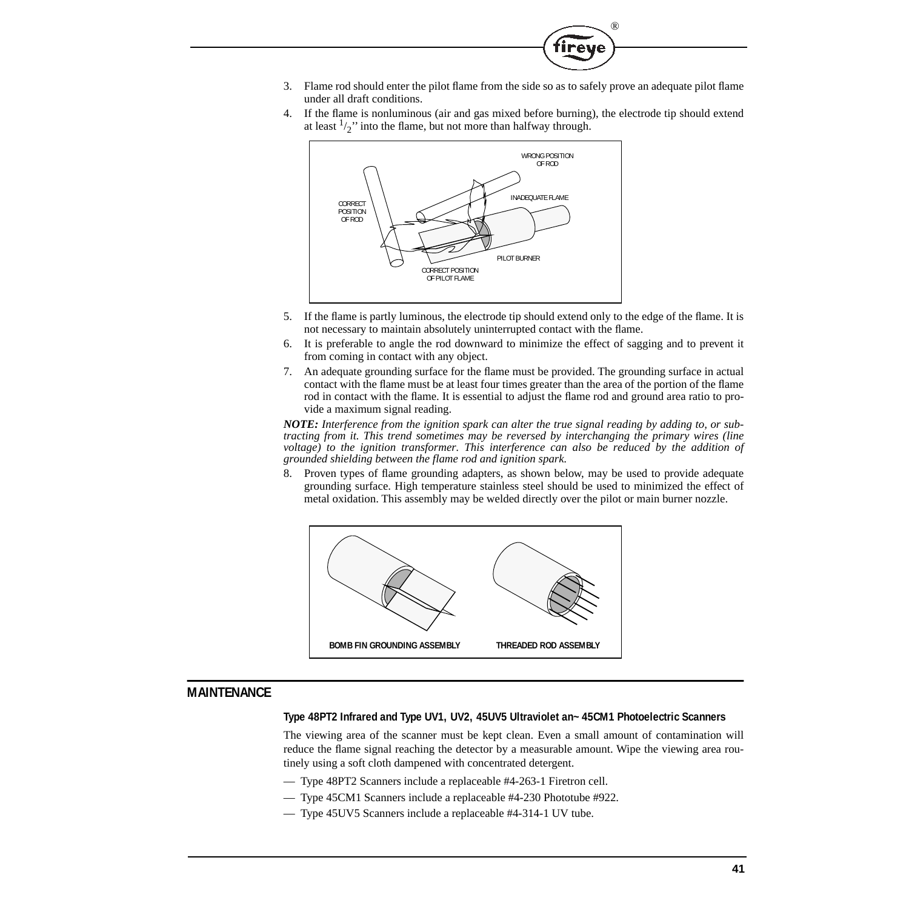3. Flame rod should enter the pilot flame from the side so as to safely prove an adequate pilot flame under all draft conditions.
4. If the flame is nonluminous (air and gas mixed before burning), the electrode tip should extend at least $^1/_2$'' into the flame, but not more than halfway through.

WRONG POSITION OF ROD

INADEQUATE FLAME

CORRECT POSITION OF ROD

PILOT BURNER

CORRECT POSITION OF PILOT FLAME

5. If the flame is partly luminous, the electrode tip should extend only to the edge of the flame. It is not necessary to maintain absolutely uninterrupted contact with the flame.
6. It is preferable to angle the rod downward to minimize the effect of sagging and to prevent it from coming in contact with any object.
7. An adequate grounding surface for the flame must be provided. The grounding surface in actual contact with the flame must be at least four times greater than the area of the portion of the flame rod in contact with the flame. It is essential to adjust the flame rod and ground area ratio to provide a maximum signal reading.

***NOTE:*** *Interference from the ignition spark can alter the true signal reading by adding to, or subtracting from it. This trend sometimes may be reversed by interchanging the primary wires (line voltage) to the ignition transformer. This interference can also be reduced by the addition of grounded shielding between the flame rod and ignition spark.*

8. Proven types of flame grounding adapters, as shown below, may be used to provide adequate grounding surface. High temperature stainless steel should be used to minimized the effect of metal oxidation. This assembly may be welded directly over the pilot or main burner nozzle.

**BOMB FIN GROUNDING ASSEMBLY** **THREADED ROD ASSEMBLY**

## MAINTENANCE

### Type 48PT2 Infrared and Type UV1, UV2, 45UV5 Ultraviolet an~ 45CM1 Photoelectric Scanners

The viewing area of the scanner must be kept clean. Even a small amount of contamination will reduce the flame signal reaching the detector by a measurable amount. Wipe the viewing area routinely using a soft cloth dampened with concentrated detergent.

— Type 48PT2 Scanners include a replaceable #4-263-1 Firetron cell.

— Type 45CM1 Scanners include a replaceable #4-230 Phototube #922.

— Type 45UV5 Scanners include a replaceable #4-314-1 UV tube.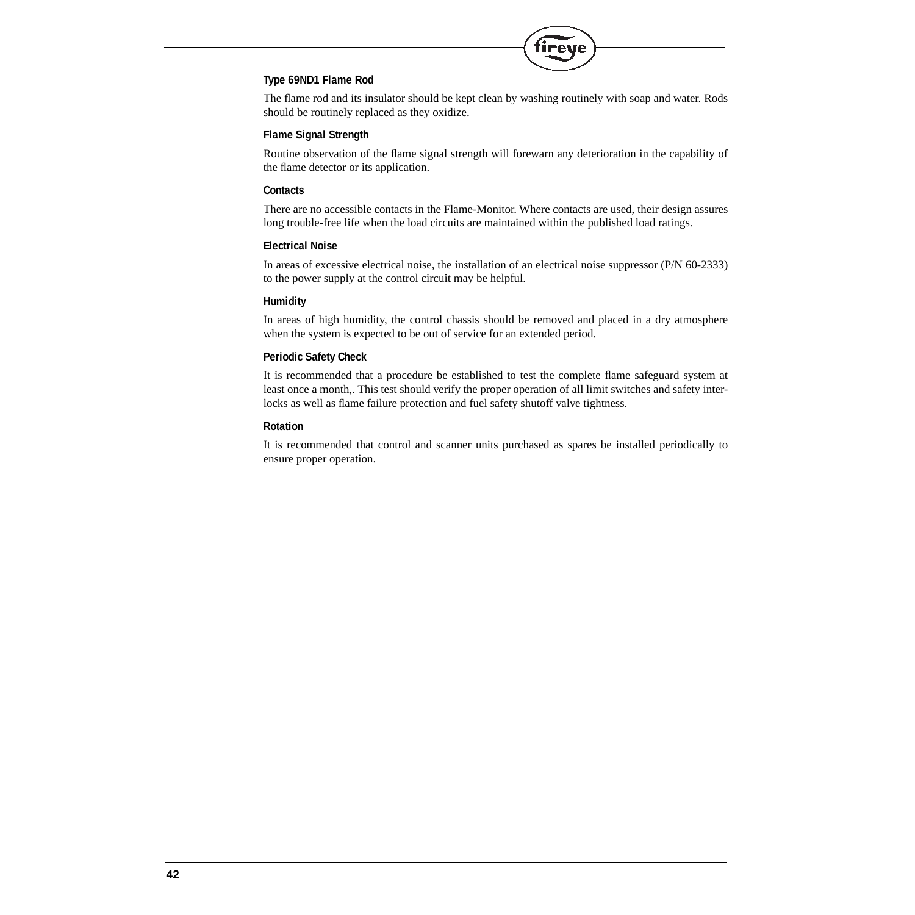### Type 69ND1 Flame Rod

The flame rod and its insulator should be kept clean by washing routinely with soap and water. Rods should be routinely replaced as they oxidize.

### Flame Signal Strength

Routine observation of the flame signal strength will forewarn any deterioration in the capability of the flame detector or its application.

### Contacts

There are no accessible contacts in the Flame-Monitor. Where contacts are used, their design assures long trouble-free life when the load circuits are maintained within the published load ratings.

### Electrical Noise

In areas of excessive electrical noise, the installation of an electrical noise suppressor (P/N 60-2333) to the power supply at the control circuit may be helpful.

### Humidity

In areas of high humidity, the control chassis should be removed and placed in a dry atmosphere when the system is expected to be out of service for an extended period.

### Periodic Safety Check

It is recommended that a procedure be established to test the complete flame safeguard system at least once a month,. This test should verify the proper operation of all limit switches and safety interlocks as well as flame failure protection and fuel safety shutoff valve tightness.

### Rotation

It is recommended that control and scanner units purchased as spares be installed periodically to ensure proper operation.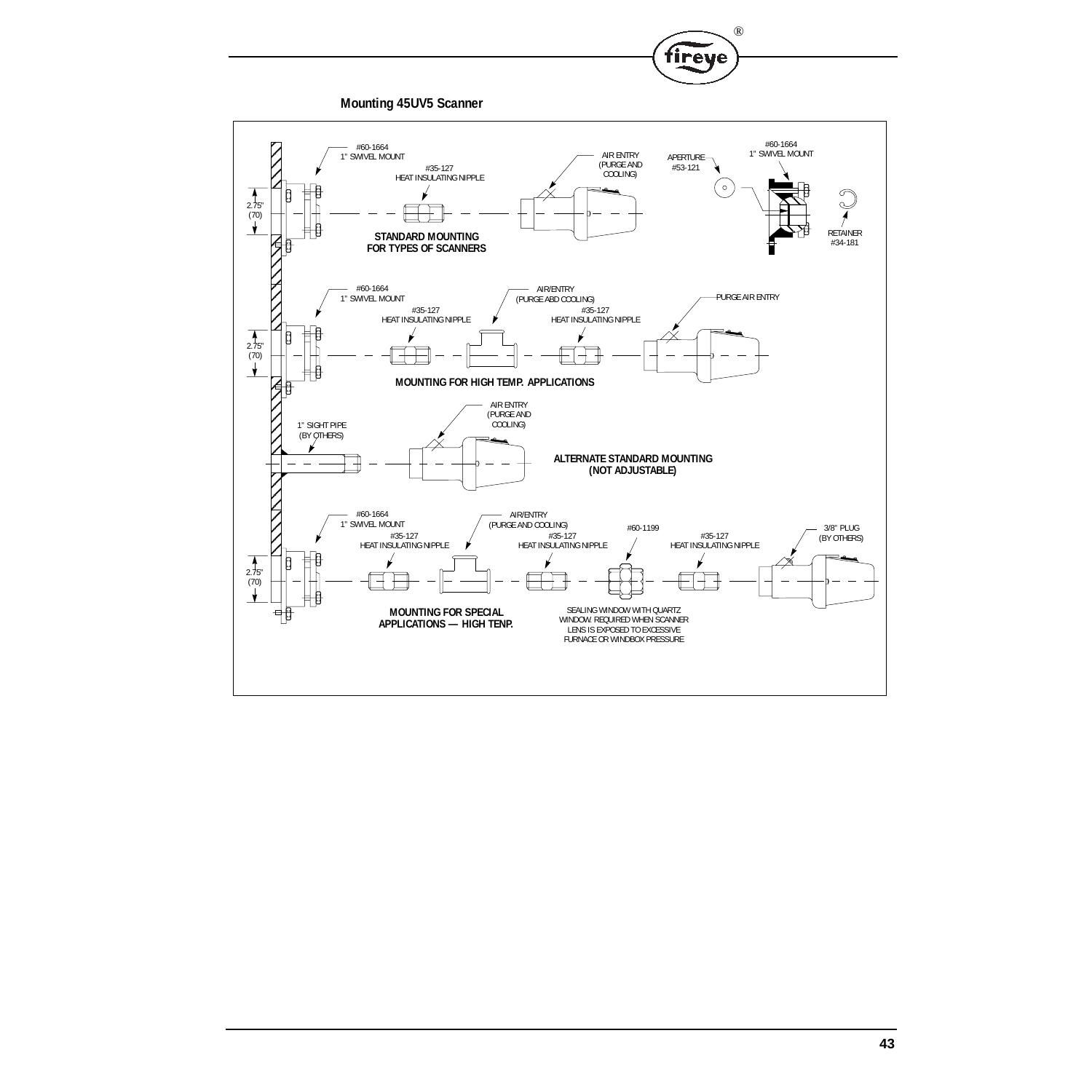**Mounting 45UV5 Scanner**

#60-1664
1" SWIVEL MOUNT

#35-127
HEAT INSULATING NIPPLE

AIR ENTRY
(PURGE AND
COOLING)

APERTURE
#53-121

#60-1664
1" SWIVEL MOUNT

RETAINER
#34-181

2.75"
(70)

STANDARD MOUNTING
FOR TYPES OF SCANNERS

#60-1664
1" SWIVEL MOUNT

#35-127
HEAT INSULATING NIPPLE

AIR/ENTRY
(PURGE ABD COOLING)

#35-127
HEAT INSULATING NIPPLE

PURGE AIR ENTRY

2.75"
(70)

MOUNTING FOR HIGH TEMP. APPLICATIONS

1" SIGHT PIPE
(BY OTHERS)

AIR ENTRY
(PURGE AND
COOLING)

ALTERNATE STANDARD MOUNTING
(NOT ADJUSTABLE)

#60-1664
1" SWIVEL MOUNT

#35-127
HEAT INSULATING NIPPLE

AIR/ENTRY
(PURGE AND COOLING)

#35-127
HEAT INSULATING NIPPLE

#60-1199

#35-127
HEAT INSULATING NIPPLE

3/8" PLUG
(BY OTHERS)

2.75"
(70)

MOUNTING FOR SPECIAL
APPLICATIONS — HIGH TENP.

SEALING WINDOW WITH QUARTZ
WINDOW. REQUIRED WHEN SCANNER
LENS IS EXPOSED TO EXCESSIVE
FURNACE OR WINDBOX PRESSURE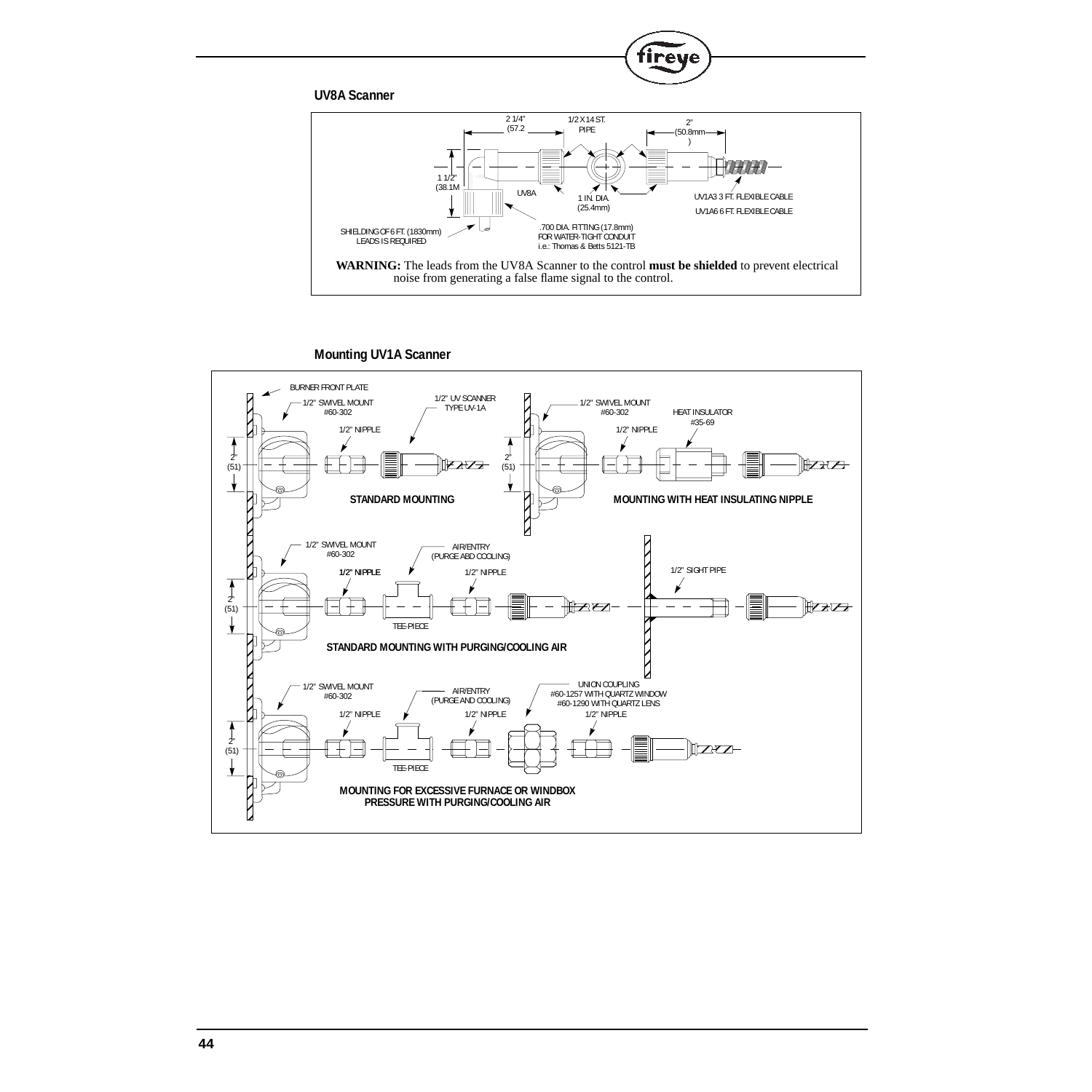## UV8A Scanner

2 1/4" (57.2

1/2 X 14 ST. PIPE

2" (50.8mm)

1 1/2" (38.1M

UV8A

1 IN. DIA. (25.4mm)

UV1A3 3 FT. FLEXIBLE CABLE

UV1A6 6 FT. FLEXIBLE CABLE

SHIELDING OF 6 FT. (1830mm) LEADS IS REQUIRED

.700 DIA. FITTING (17.8mm) FOR WATER-TIGHT CONDUIT i.e.: Thomas & Betts 5121-TB

**WARNING:** The leads from the UV8A Scanner to the control **must be shielded** to prevent electrical noise from generating a false flame signal to the control.

## Mounting UV1A Scanner

BURNER FRONT PLATE

1/2" SWIVEL MOUNT #60-302

1/2" UV SCANNER TYPE UV-1A

1/2" NIPPLE

2" (51)

**STANDARD MOUNTING**

1/2" SWIVEL MOUNT #60-302

HEAT INSULATOR #35-69

1/2" NIPPLE

2" (51)

**MOUNTING WITH HEAT INSULATING NIPPLE**

1/2" SWIVEL MOUNT #60-302

AIR/ENTRY (PURGE ABD COOLING)

1/2" NIPPLE

1/2" NIPPLE

TEE-PIECE

2" (51)

1/2" SIGHT PIPE

**STANDARD MOUNTING WITH PURGING/COOLING AIR**

1/2" SWIVEL MOUNT #60-302

AIR/ENTRY (PURGE AND COOLING)

UNION COUPLING #60-1257 WITH QUARTZ WINDOW #60-1290 WITH QUARTZ LENS

1/2" NIPPLE

1/2" NIPPLE

1/2" NIPPLE

TEE-PIECE

2" (51)

**MOUNTING FOR EXCESSIVE FURNACE OR WINDBOX PRESSURE WITH PURGING/COOLING AIR**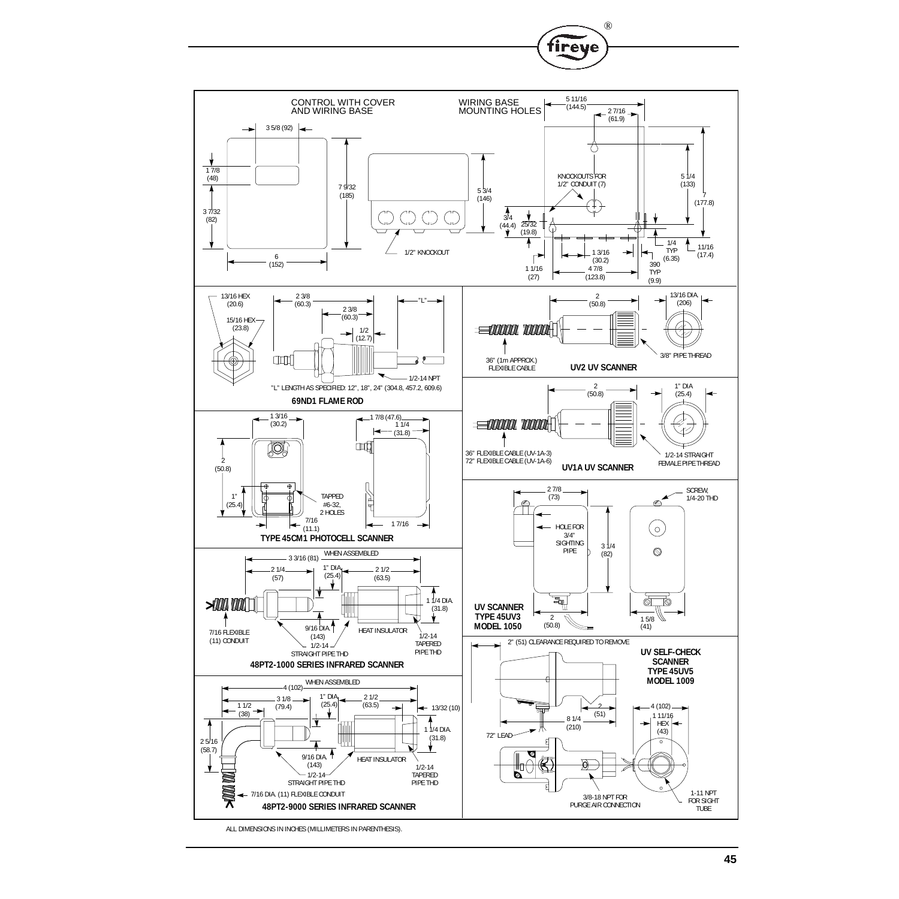## CONTROL WITH COVER AND WIRING BASE

3 5/8 (92)

1 7/8 (48)

3 7/32 (82)

7 9/32 (185)

6 (152)

5 3/4 (146)

1/2" KNOCKOUT

## WIRING BASE MOUNTING HOLES

5 11/16 (144.5)

2 7/16 (61.9)

KNOCKOUTS FOR 1/2" CONDUIT (7)

5 1/4 (133)

7 (177.8)

3/4 (44.4)

25/32 (19.8)

1/4 TYP (6.35)

11/16 (17.4)

1 3/16 (30.2)

1 1/16 (27)

4 7/8 (123.8)

390 TYP (9.9)

## 69ND1 FLAME ROD

13/16 HEX (20.6)

15/16 HEX (23.8)

2 3/8 (60.3)

2 3/8 (60.3)

1/2 (12.7)

"L"

1/2-14 NPT

"L" LENGTH AS SPECIFIED: 12", 18", 24" (304.8, 457.2, 609.6)

## UV2 UV SCANNER

2 (50.8)

13/16 DIA. (206)

36" (1m APPROX.) FLEXIBLE CABLE

3/8" PIPE THREAD

## UV1A UV SCANNER

2 (50.8)

1" DIA (25.4)

36" FLEXIBLE CABLE (UV-1A-3)
72" FLEXIBLE CABLE (UV-1A-6)

1/2-14 STRAIGHT FEMALE PIPE THREAD

## TYPE 45CM1 PHOTOCELL SCANNER

1 3/16 (30.2)

1 7/8 (47.6)

1 1/4 (31.8)

2 (50.8)

1" (25.4)

TAPPED #6-32, 2 HOLES

7/16 (11.1)

1 7/16

## UV SCANNER TYPE 45UV3 MODEL 1050

2 7/8 (73)

SCREW, 1/4-20 THD

HOLE FOR 3/4" SIGHTING PIPE

3 1/4 (82)

2 (50.8)

1 5/8 (41)

## 48PT2-1000 SERIES INFRARED SCANNER

WHEN ASSEMBLED

3 3/16 (81)

2 1/4 (57)

1" DIA. (25.4)

2 1/2 (63.5)

1 1/4 DIA. (31.8)

7/16 FLEXIBLE (11) CONDUIT

9/16 DIA. (143)

1/2-14 STRAIGHT PIPE THD

HEAT INSULATOR

1/2-14 TAPERED PIPE THD

## UV SELF-CHECK SCANNER TYPE 45UV5 MODEL 1009

2" (51) CLEARANCE REQUIRED TO REMOVE

2 (51)

8 1/4 (210)

72" LEAD

4 (102)

1 11/16 HEX (43)

3/8-18 NPT FOR PURGE AIR CONNECTION

1-11 NPT FOR SIGHT TUBE

## 48PT2-9000 SERIES INFRARED SCANNER

WHEN ASSEMBLED

4 (102)

3 1/8 (79.4)

1 1/2 (38)

1" DIA. (25.4)

2 1/2 (63.5)

13/32 (10)

1 1/4 DIA. (31.8)

2 5/16 (58.7)

9/16 DIA. (143)

1/2-14 STRAIGHT PIPE THD

HEAT INSULATOR

1/2-14 TAPERED PIPE THD

7/16 DIA. (11) FLEXIBLE CONDUIT

ALL DIMENSIONS IN INCHES (MILLIMETERS IN PARENTHESIS).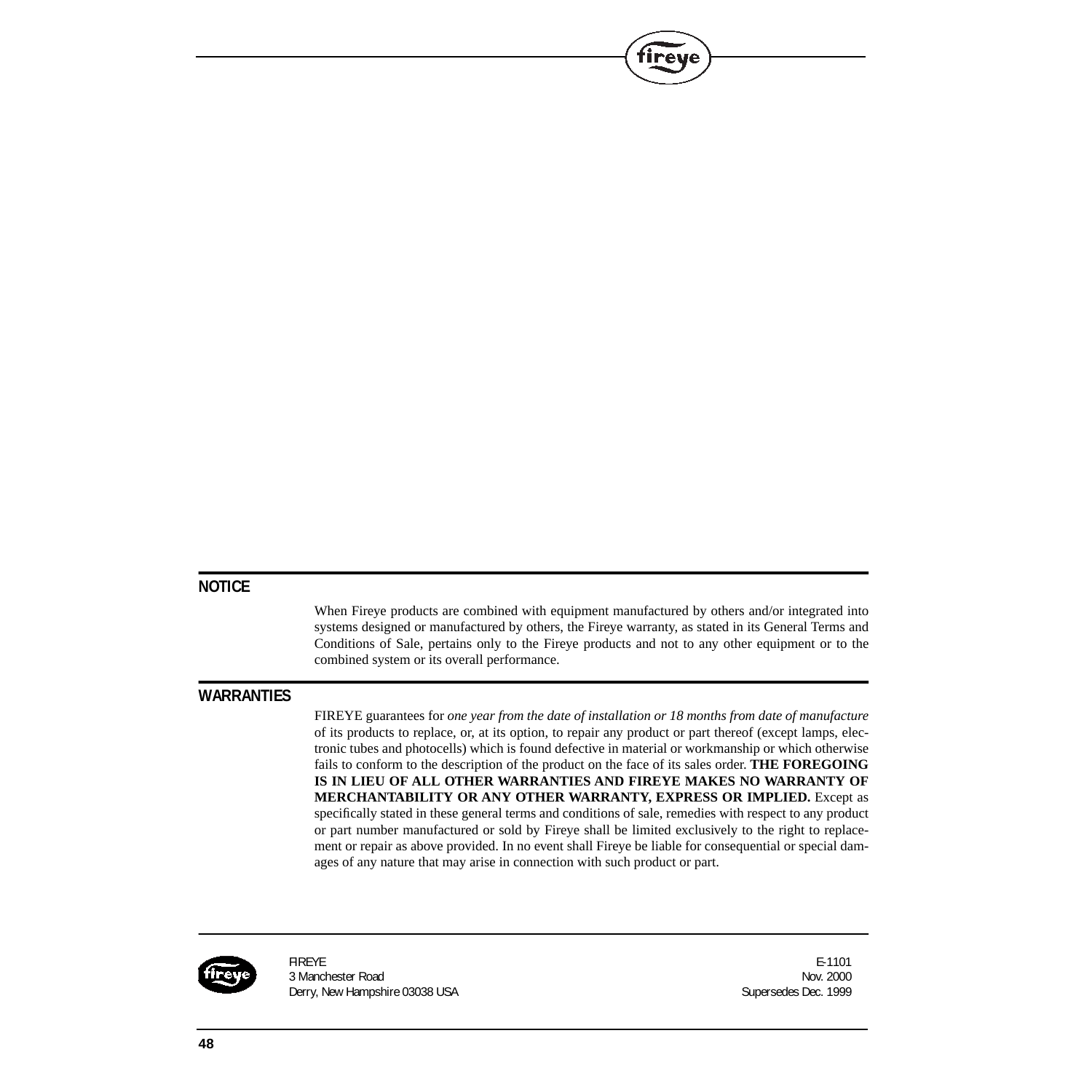## NOTICE

When Fireye products are combined with equipment manufactured by others and/or integrated into systems designed or manufactured by others, the Fireye warranty, as stated in its General Terms and Conditions of Sale, pertains only to the Fireye products and not to any other equipment or to the combined system or its overall performance.

## WARRANTIES

FIREYE guarantees for *one year from the date of installation or 18 months from date of manufacture* of its products to replace, or, at its option, to repair any product or part thereof (except lamps, electronic tubes and photocells) which is found defective in material or workmanship or which otherwise fails to conform to the description of the product on the face of its sales order. **THE FOREGOING IS IN LIEU OF ALL OTHER WARRANTIES AND FIREYE MAKES NO WARRANTY OF MERCHANTABILITY OR ANY OTHER WARRANTY, EXPRESS OR IMPLIED.** Except as specifically stated in these general terms and conditions of sale, remedies with respect to any product or part number manufactured or sold by Fireye shall be limited exclusively to the right to replacement or repair as above provided. In no event shall Fireye be liable for consequential or special damages of any nature that may arise in connection with such product or part.

FIREYE
3 Manchester Road
Derry, New Hampshire 03038 USA

E-1101
Nov. 2000
Supersedes Dec. 1999